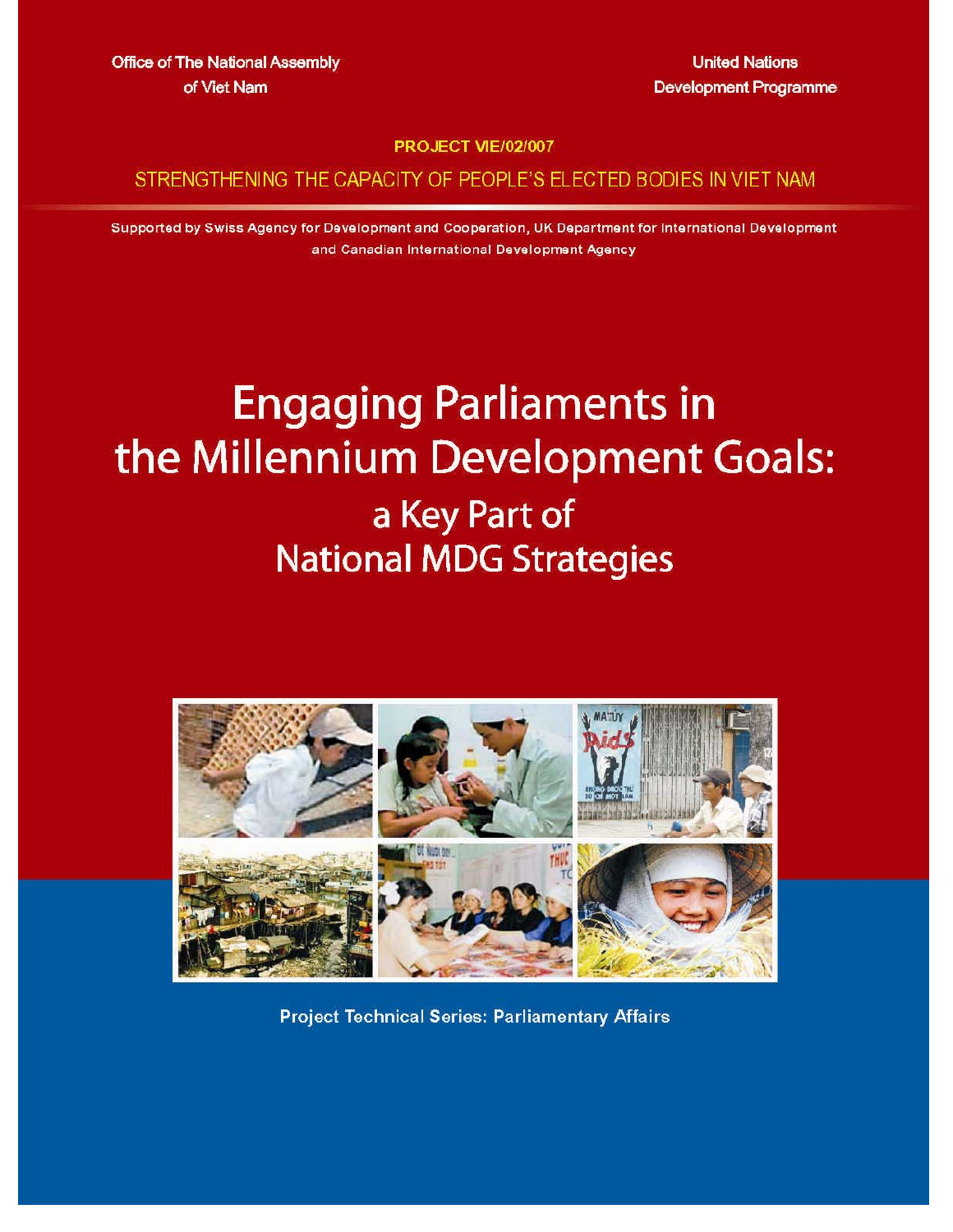Office of The National Assembly of Viet Nam

United Nations Development Programme

**PROJECT VIE/02/007**

STRENGTHENING THE CAPACITY OF PEOPLE'S ELECTED BODIES IN VIET NAM

Supported by Swiss Agency for Development and Cooperation, UK Department for International Development and Canadian International Development Agency

# Engaging Parliaments in the Millennium Development Goals:

## a Key Part of National MDG Strategies

**Project Technical Series: Parliamentary Affairs**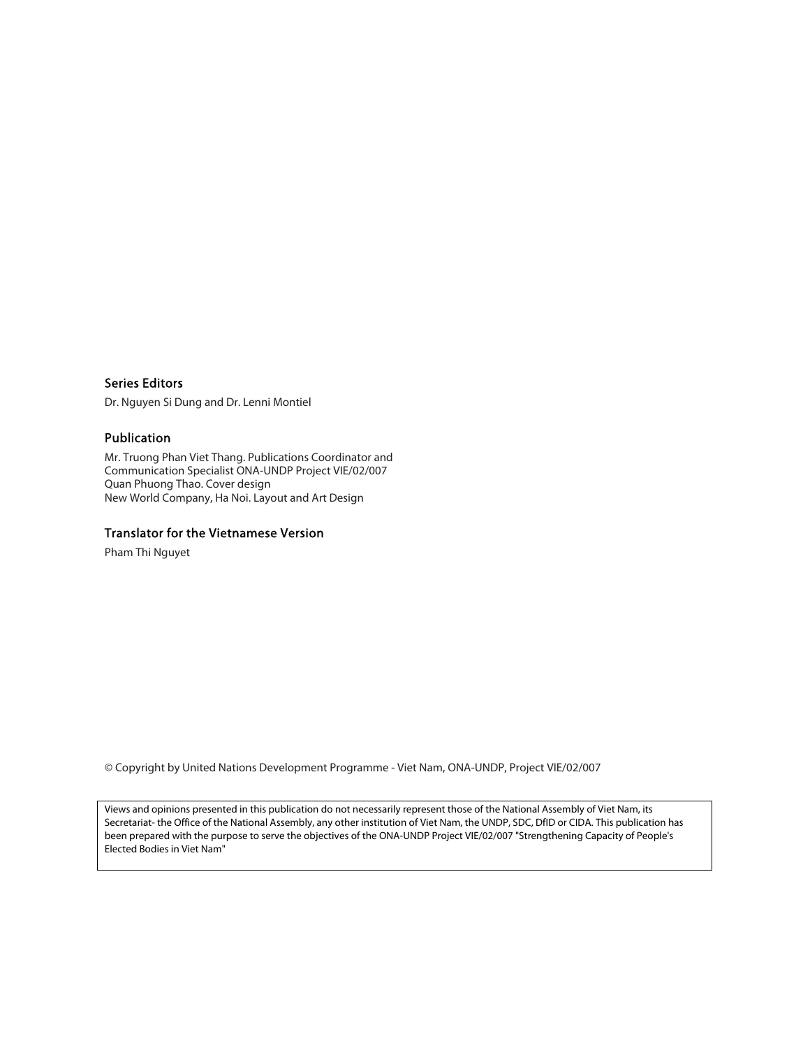### Series Editors

Dr. Nguyen Si Dung and Dr. Lenni Montiel

### Publication

Mr. Truong Phan Viet Thang. Publications Coordinator and Communication Specialist ONA-UNDP Project VIE/02/007
Quan Phuong Thao. Cover design
New World Company, Ha Noi. Layout and Art Design

### Translator for the Vietnamese Version

Pham Thi Nguyet

© Copyright by United Nations Development Programme - Viet Nam, ONA-UNDP, Project VIE/02/007

Views and opinions presented in this publication do not necessarily represent those of the National Assembly of Viet Nam, its Secretariat- the Office of the National Assembly, any other institution of Viet Nam, the UNDP, SDC, DfID or CIDA. This publication has been prepared with the purpose to serve the objectives of the ONA-UNDP Project VIE/02/007 "Strengthening Capacity of People's Elected Bodies in Viet Nam"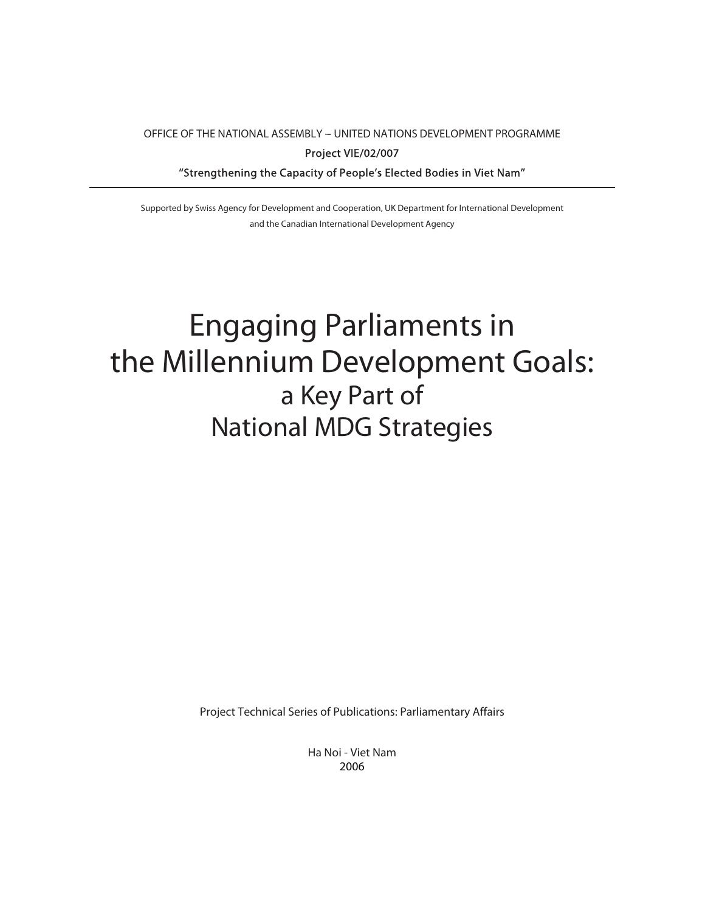OFFICE OF THE NATIONAL ASSEMBLY – UNITED NATIONS DEVELOPMENT PROGRAMME

Project VIE/02/007

"Strengthening the Capacity of People's Elected Bodies in Viet Nam"

---

Supported by Swiss Agency for Development and Cooperation, UK Department for International Development and the Canadian International Development Agency

# Engaging Parliaments in the Millennium Development Goals: a Key Part of National MDG Strategies

Project Technical Series of Publications: Parliamentary Affairs

Ha Noi - Viet Nam
2006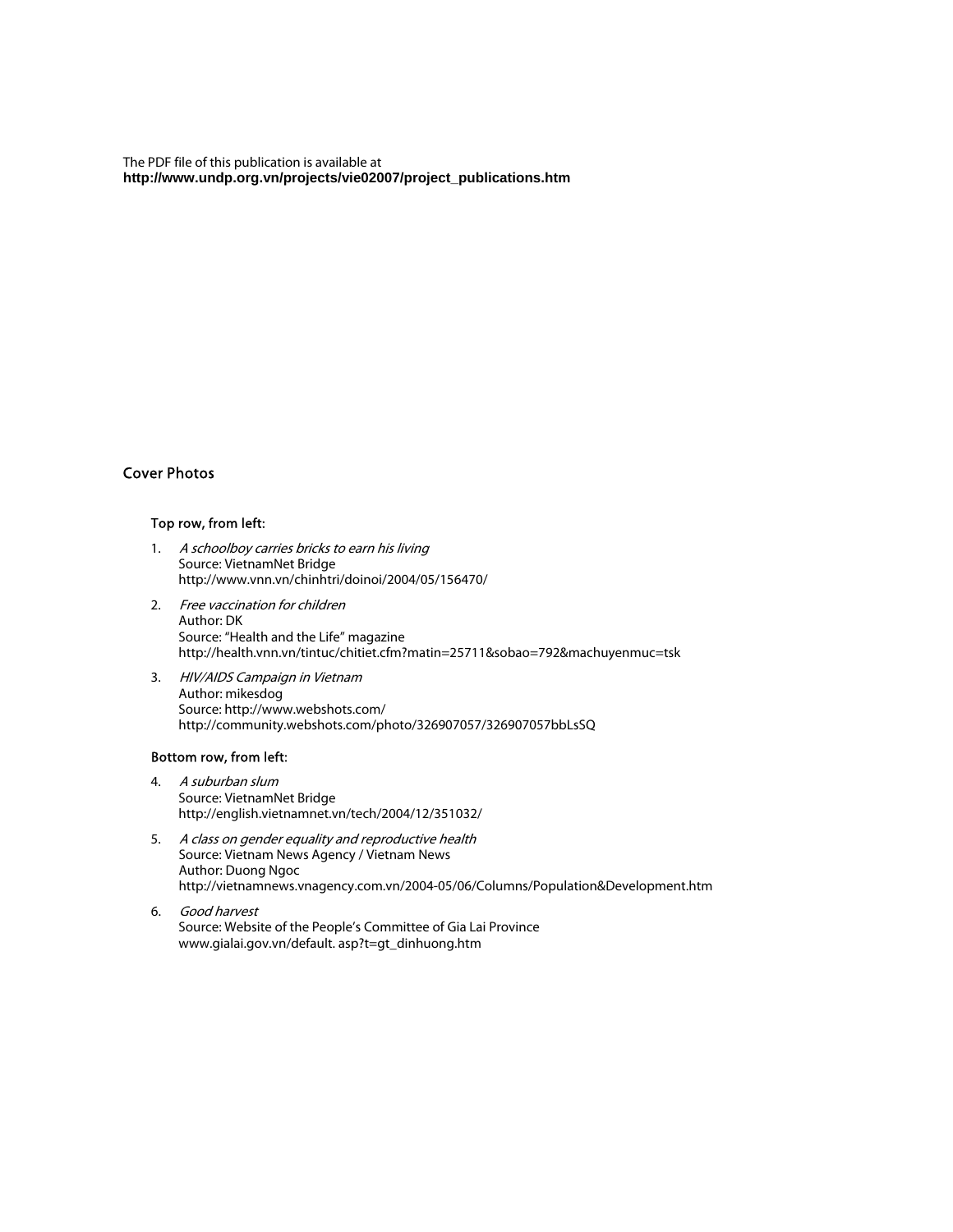The PDF file of this publication is available at
**http://www.undp.org.vn/projects/vie02007/project_publications.htm**

## Cover Photos

### Top row, from left:

1. *A schoolboy carries bricks to earn his living*
   Source: VietnamNet Bridge
   http://www.vnn.vn/chinhtri/doinoi/2004/05/156470/

2. *Free vaccination for children*
   Author: DK
   Source: "Health and the Life" magazine
   http://health.vnn.vn/tintuc/chitiet.cfm?matin=25711&sobao=792&machuyenmuc=tsk

3. *HIV/AIDS Campaign in Vietnam*
   Author: mikesdog
   Source: http://www.webshots.com/
   http://community.webshots.com/photo/326907057/326907057bbLsSQ

### Bottom row, from left:

4. *A suburban slum*
   Source: VietnamNet Bridge
   http://english.vietnamnet.vn/tech/2004/12/351032/

5. *A class on gender equality and reproductive health*
   Source: Vietnam News Agency / Vietnam News
   Author: Duong Ngoc
   http://vietnamnews.vnagency.com.vn/2004-05/06/Columns/Population&Development.htm

6. *Good harvest*
   Source: Website of the People's Committee of Gia Lai Province
   www.gialai.gov.vn/default. asp?t=gt_dinhuong.htm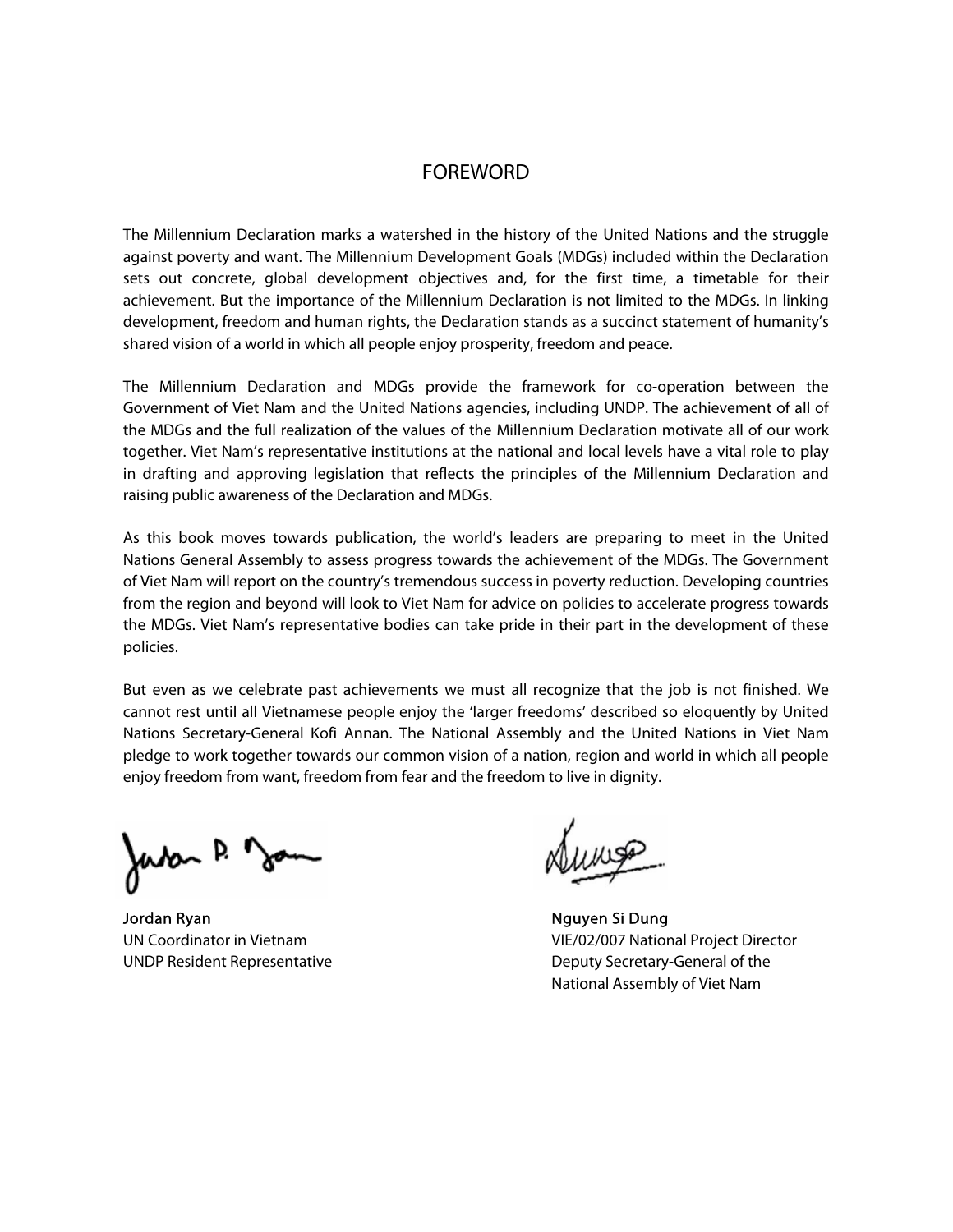# FOREWORD

The Millennium Declaration marks a watershed in the history of the United Nations and the struggle against poverty and want. The Millennium Development Goals (MDGs) included within the Declaration sets out concrete, global development objectives and, for the first time, a timetable for their achievement. But the importance of the Millennium Declaration is not limited to the MDGs. In linking development, freedom and human rights, the Declaration stands as a succinct statement of humanity's shared vision of a world in which all people enjoy prosperity, freedom and peace.

The Millennium Declaration and MDGs provide the framework for co-operation between the Government of Viet Nam and the United Nations agencies, including UNDP. The achievement of all of the MDGs and the full realization of the values of the Millennium Declaration motivate all of our work together. Viet Nam's representative institutions at the national and local levels have a vital role to play in drafting and approving legislation that reflects the principles of the Millennium Declaration and raising public awareness of the Declaration and MDGs.

As this book moves towards publication, the world's leaders are preparing to meet in the United Nations General Assembly to assess progress towards the achievement of the MDGs. The Government of Viet Nam will report on the country's tremendous success in poverty reduction. Developing countries from the region and beyond will look to Viet Nam for advice on policies to accelerate progress towards the MDGs. Viet Nam's representative bodies can take pride in their part in the development of these policies.

But even as we celebrate past achievements we must all recognize that the job is not finished. We cannot rest until all Vietnamese people enjoy the 'larger freedoms' described so eloquently by United Nations Secretary-General Kofi Annan. The National Assembly and the United Nations in Viet Nam pledge to work together towards our common vision of a nation, region and world in which all people enjoy freedom from want, freedom from fear and the freedom to live in dignity.

**Jordan Ryan**
UN Coordinator in Vietnam
UNDP Resident Representative

**Nguyen Si Dung**
VIE/02/007 National Project Director
Deputy Secretary-General of the
National Assembly of Viet Nam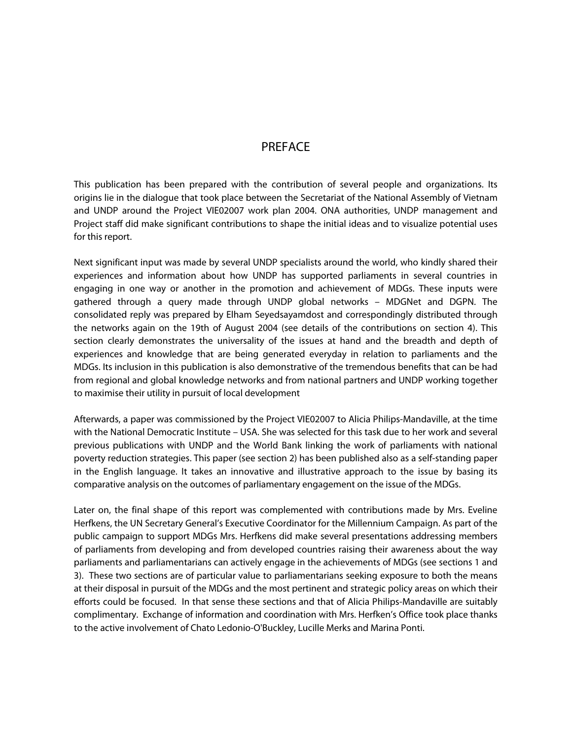# PREFACE

This publication has been prepared with the contribution of several people and organizations. Its origins lie in the dialogue that took place between the Secretariat of the National Assembly of Vietnam and UNDP around the Project VIE02007 work plan 2004. ONA authorities, UNDP management and Project staff did make significant contributions to shape the initial ideas and to visualize potential uses for this report.

Next significant input was made by several UNDP specialists around the world, who kindly shared their experiences and information about how UNDP has supported parliaments in several countries in engaging in one way or another in the promotion and achievement of MDGs. These inputs were gathered through a query made through UNDP global networks – MDGNet and DGPN. The consolidated reply was prepared by Elham Seyedsayamdost and correspondingly distributed through the networks again on the 19th of August 2004 (see details of the contributions on section 4). This section clearly demonstrates the universality of the issues at hand and the breadth and depth of experiences and knowledge that are being generated everyday in relation to parliaments and the MDGs. Its inclusion in this publication is also demonstrative of the tremendous benefits that can be had from regional and global knowledge networks and from national partners and UNDP working together to maximise their utility in pursuit of local development

Afterwards, a paper was commissioned by the Project VIE02007 to Alicia Philips-Mandaville, at the time with the National Democratic Institute – USA. She was selected for this task due to her work and several previous publications with UNDP and the World Bank linking the work of parliaments with national poverty reduction strategies. This paper (see section 2) has been published also as a self-standing paper in the English language. It takes an innovative and illustrative approach to the issue by basing its comparative analysis on the outcomes of parliamentary engagement on the issue of the MDGs.

Later on, the final shape of this report was complemented with contributions made by Mrs. Eveline Herfkens, the UN Secretary General's Executive Coordinator for the Millennium Campaign. As part of the public campaign to support MDGs Mrs. Herfkens did make several presentations addressing members of parliaments from developing and from developed countries raising their awareness about the way parliaments and parliamentarians can actively engage in the achievements of MDGs (see sections 1 and 3). These two sections are of particular value to parliamentarians seeking exposure to both the means at their disposal in pursuit of the MDGs and the most pertinent and strategic policy areas on which their efforts could be focused. In that sense these sections and that of Alicia Philips-Mandaville are suitably complimentary. Exchange of information and coordination with Mrs. Herfken's Office took place thanks to the active involvement of Chato Ledonio-O'Buckley, Lucille Merks and Marina Ponti.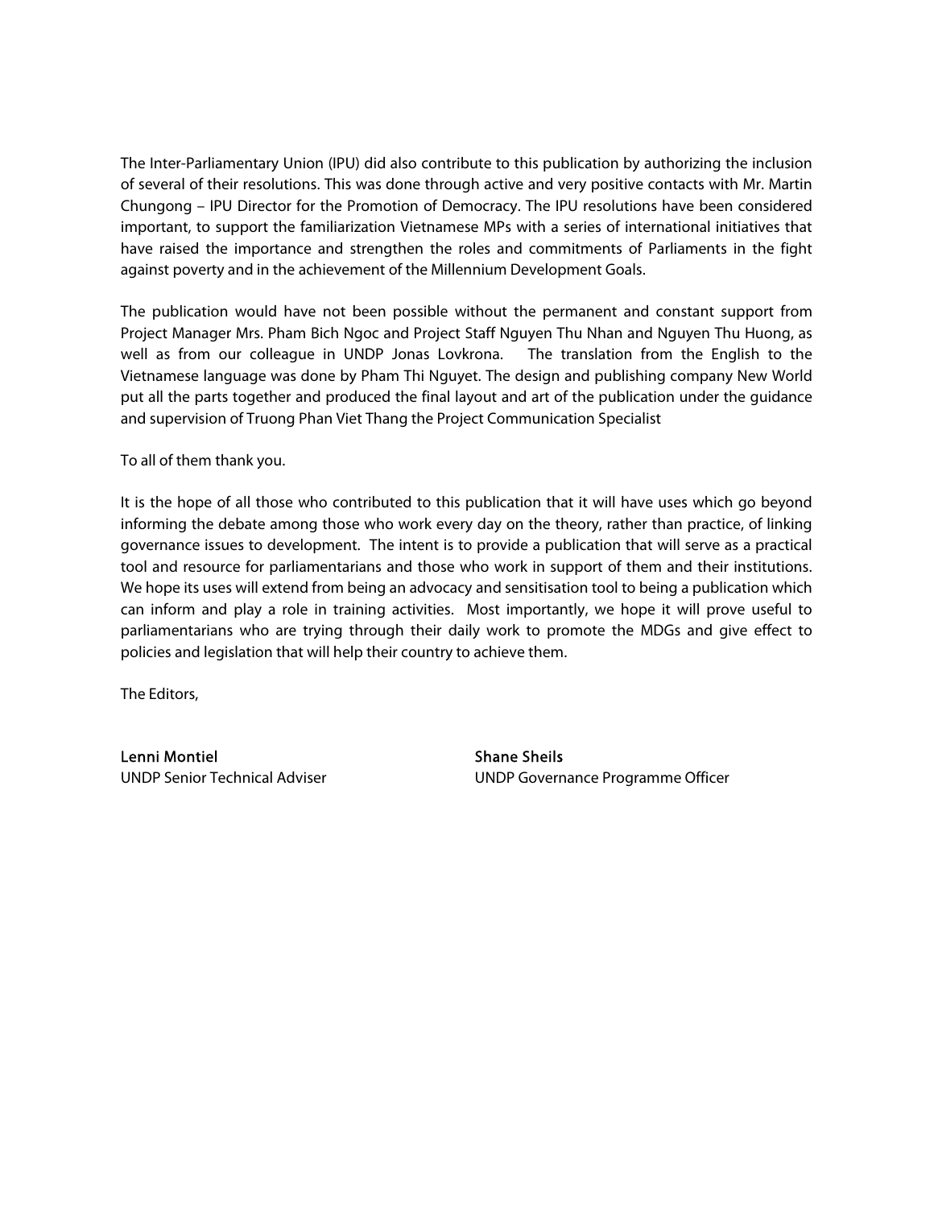The Inter-Parliamentary Union (IPU) did also contribute to this publication by authorizing the inclusion of several of their resolutions. This was done through active and very positive contacts with Mr. Martin Chungong – IPU Director for the Promotion of Democracy. The IPU resolutions have been considered important, to support the familiarization Vietnamese MPs with a series of international initiatives that have raised the importance and strengthen the roles and commitments of Parliaments in the fight against poverty and in the achievement of the Millennium Development Goals.

The publication would have not been possible without the permanent and constant support from Project Manager Mrs. Pham Bich Ngoc and Project Staff Nguyen Thu Nhan and Nguyen Thu Huong, as well as from our colleague in UNDP Jonas Lovkrona. The translation from the English to the Vietnamese language was done by Pham Thi Nguyet. The design and publishing company New World put all the parts together and produced the final layout and art of the publication under the guidance and supervision of Truong Phan Viet Thang the Project Communication Specialist

To all of them thank you.

It is the hope of all those who contributed to this publication that it will have uses which go beyond informing the debate among those who work every day on the theory, rather than practice, of linking governance issues to development. The intent is to provide a publication that will serve as a practical tool and resource for parliamentarians and those who work in support of them and their institutions. We hope its uses will extend from being an advocacy and sensitisation tool to being a publication which can inform and play a role in training activities. Most importantly, we hope it will prove useful to parliamentarians who are trying through their daily work to promote the MDGs and give effect to policies and legislation that will help their country to achieve them.

The Editors,

**Lenni Montiel**
UNDP Senior Technical Adviser

**Shane Sheils**
UNDP Governance Programme Officer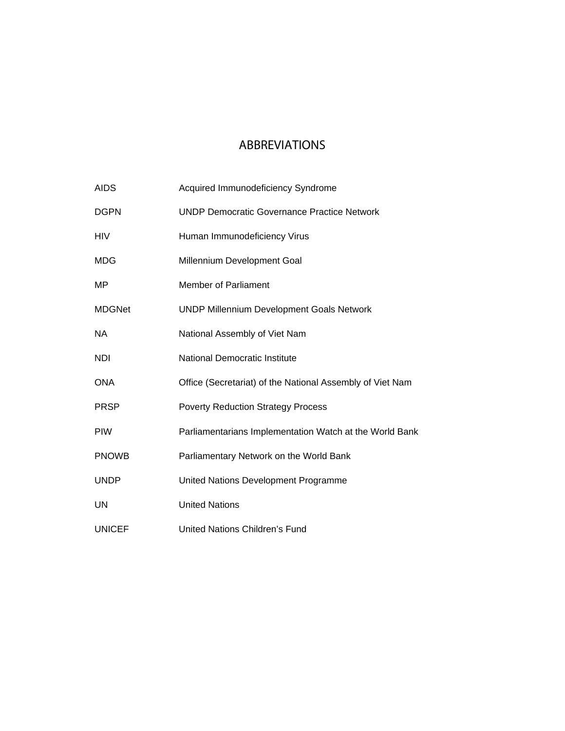# ABBREVIATIONS

| | |
|---|---|
| AIDS | Acquired Immunodeficiency Syndrome |
| DGPN | UNDP Democratic Governance Practice Network |
| HIV | Human Immunodeficiency Virus |
| MDG | Millennium Development Goal |
| MP | Member of Parliament |
| MDGNet | UNDP Millennium Development Goals Network |
| NA | National Assembly of Viet Nam |
| NDI | National Democratic Institute |
| ONA | Office (Secretariat) of the National Assembly of Viet Nam |
| PRSP | Poverty Reduction Strategy Process |
| PIW | Parliamentarians Implementation Watch at the World Bank |
| PNOWB | Parliamentary Network on the World Bank |
| UNDP | United Nations Development Programme |
| UN | United Nations |
| UNICEF | United Nations Children's Fund |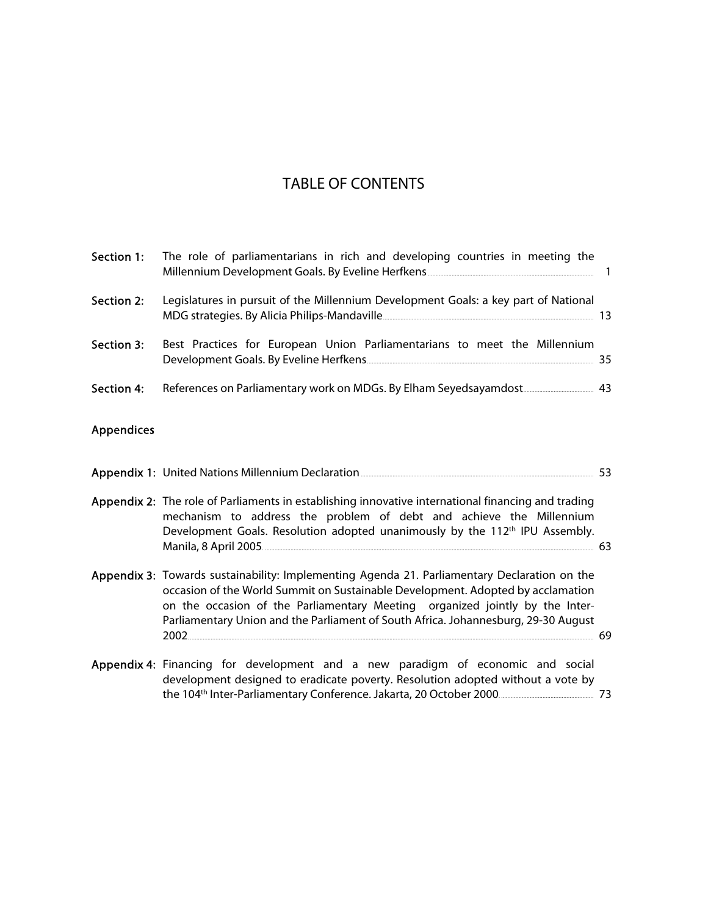# TABLE OF CONTENTS

**Section 1:** The role of parliamentarians in rich and developing countries in meeting the Millennium Development Goals. By Eveline Herfkens ... 1

**Section 2:** Legislatures in pursuit of the Millennium Development Goals: a key part of National MDG strategies. By Alicia Philips-Mandaville ... 13

**Section 3:** Best Practices for European Union Parliamentarians to meet the Millennium Development Goals. By Eveline Herfkens ... 35

**Section 4:** References on Parliamentary work on MDGs. By Elham Seyedsayamdost ... 43

## Appendices

**Appendix 1:** United Nations Millennium Declaration ... 53

**Appendix 2:** The role of Parliaments in establishing innovative international financing and trading mechanism to address the problem of debt and achieve the Millennium Development Goals. Resolution adopted unanimously by the 112th IPU Assembly. Manila, 8 April 2005 ... 63

**Appendix 3:** Towards sustainability: Implementing Agenda 21. Parliamentary Declaration on the occasion of the World Summit on Sustainable Development. Adopted by acclamation on the occasion of the Parliamentary Meeting organized jointly by the Inter-Parliamentary Union and the Parliament of South Africa. Johannesburg, 29-30 August 2002 ... 69

**Appendix 4:** Financing for development and a new paradigm of economic and social development designed to eradicate poverty. Resolution adopted without a vote by the 104th Inter-Parliamentary Conference. Jakarta, 20 October 2000 ... 73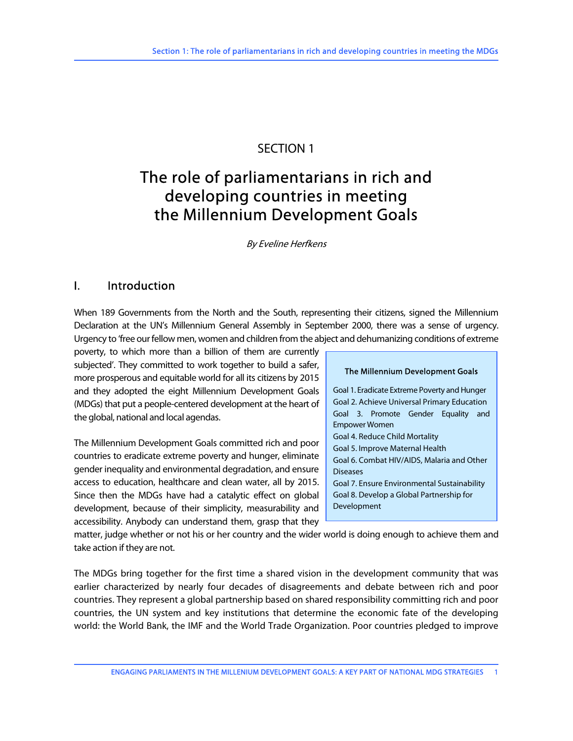# SECTION 1

# The role of parliamentarians in rich and developing countries in meeting the Millennium Development Goals

*By Eveline Herfkens*

## I. Introduction

When 189 Governments from the North and the South, representing their citizens, signed the Millennium Declaration at the UN's Millennium General Assembly in September 2000, there was a sense of urgency. Urgency to 'free our fellow men, women and children from the abject and dehumanizing conditions of extreme poverty, to which more than a billion of them are currently subjected'. They committed to work together to build a safer, more prosperous and equitable world for all its citizens by 2015 and they adopted the eight Millennium Development Goals (MDGs) that put a people-centered development at the heart of the global, national and local agendas.

> **The Millennium Development Goals**
>
> Goal 1. Eradicate Extreme Poverty and Hunger
> Goal 2. Achieve Universal Primary Education
> Goal 3. Promote Gender Equality and Empower Women
> Goal 4. Reduce Child Mortality
> Goal 5. Improve Maternal Health
> Goal 6. Combat HIV/AIDS, Malaria and Other Diseases
> Goal 7. Ensure Environmental Sustainability
> Goal 8. Develop a Global Partnership for Development

The Millennium Development Goals committed rich and poor countries to eradicate extreme poverty and hunger, eliminate gender inequality and environmental degradation, and ensure access to education, healthcare and clean water, all by 2015. Since then the MDGs have had a catalytic effect on global development, because of their simplicity, measurability and accessibility. Anybody can understand them, grasp that they matter, judge whether or not his or her country and the wider world is doing enough to achieve them and take action if they are not.

The MDGs bring together for the first time a shared vision in the development community that was earlier characterized by nearly four decades of disagreements and debate between rich and poor countries. They represent a global partnership based on shared responsibility committing rich and poor countries, the UN system and key institutions that determine the economic fate of the developing world: the World Bank, the IMF and the World Trade Organization. Poor countries pledged to improve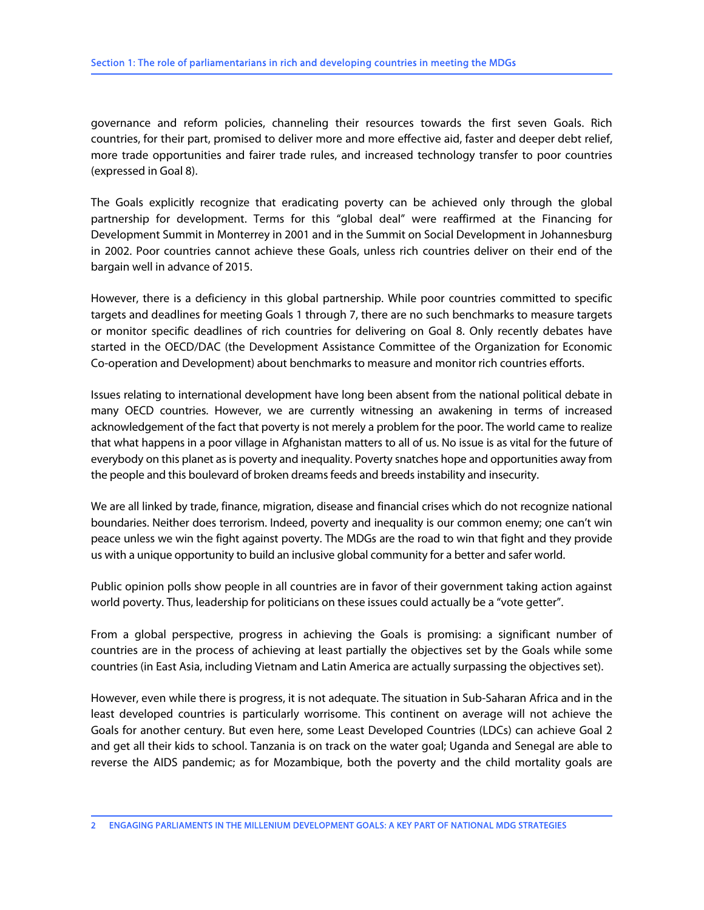governance and reform policies, channeling their resources towards the first seven Goals. Rich countries, for their part, promised to deliver more and more effective aid, faster and deeper debt relief, more trade opportunities and fairer trade rules, and increased technology transfer to poor countries (expressed in Goal 8).

The Goals explicitly recognize that eradicating poverty can be achieved only through the global partnership for development. Terms for this "global deal" were reaffirmed at the Financing for Development Summit in Monterrey in 2001 and in the Summit on Social Development in Johannesburg in 2002. Poor countries cannot achieve these Goals, unless rich countries deliver on their end of the bargain well in advance of 2015.

However, there is a deficiency in this global partnership. While poor countries committed to specific targets and deadlines for meeting Goals 1 through 7, there are no such benchmarks to measure targets or monitor specific deadlines of rich countries for delivering on Goal 8. Only recently debates have started in the OECD/DAC (the Development Assistance Committee of the Organization for Economic Co-operation and Development) about benchmarks to measure and monitor rich countries efforts.

Issues relating to international development have long been absent from the national political debate in many OECD countries. However, we are currently witnessing an awakening in terms of increased acknowledgement of the fact that poverty is not merely a problem for the poor. The world came to realize that what happens in a poor village in Afghanistan matters to all of us. No issue is as vital for the future of everybody on this planet as is poverty and inequality. Poverty snatches hope and opportunities away from the people and this boulevard of broken dreams feeds and breeds instability and insecurity.

We are all linked by trade, finance, migration, disease and financial crises which do not recognize national boundaries. Neither does terrorism. Indeed, poverty and inequality is our common enemy; one can't win peace unless we win the fight against poverty. The MDGs are the road to win that fight and they provide us with a unique opportunity to build an inclusive global community for a better and safer world.

Public opinion polls show people in all countries are in favor of their government taking action against world poverty. Thus, leadership for politicians on these issues could actually be a "vote getter".

From a global perspective, progress in achieving the Goals is promising: a significant number of countries are in the process of achieving at least partially the objectives set by the Goals while some countries (in East Asia, including Vietnam and Latin America are actually surpassing the objectives set).

However, even while there is progress, it is not adequate. The situation in Sub-Saharan Africa and in the least developed countries is particularly worrisome. This continent on average will not achieve the Goals for another century. But even here, some Least Developed Countries (LDCs) can achieve Goal 2 and get all their kids to school. Tanzania is on track on the water goal; Uganda and Senegal are able to reverse the AIDS pandemic; as for Mozambique, both the poverty and the child mortality goals are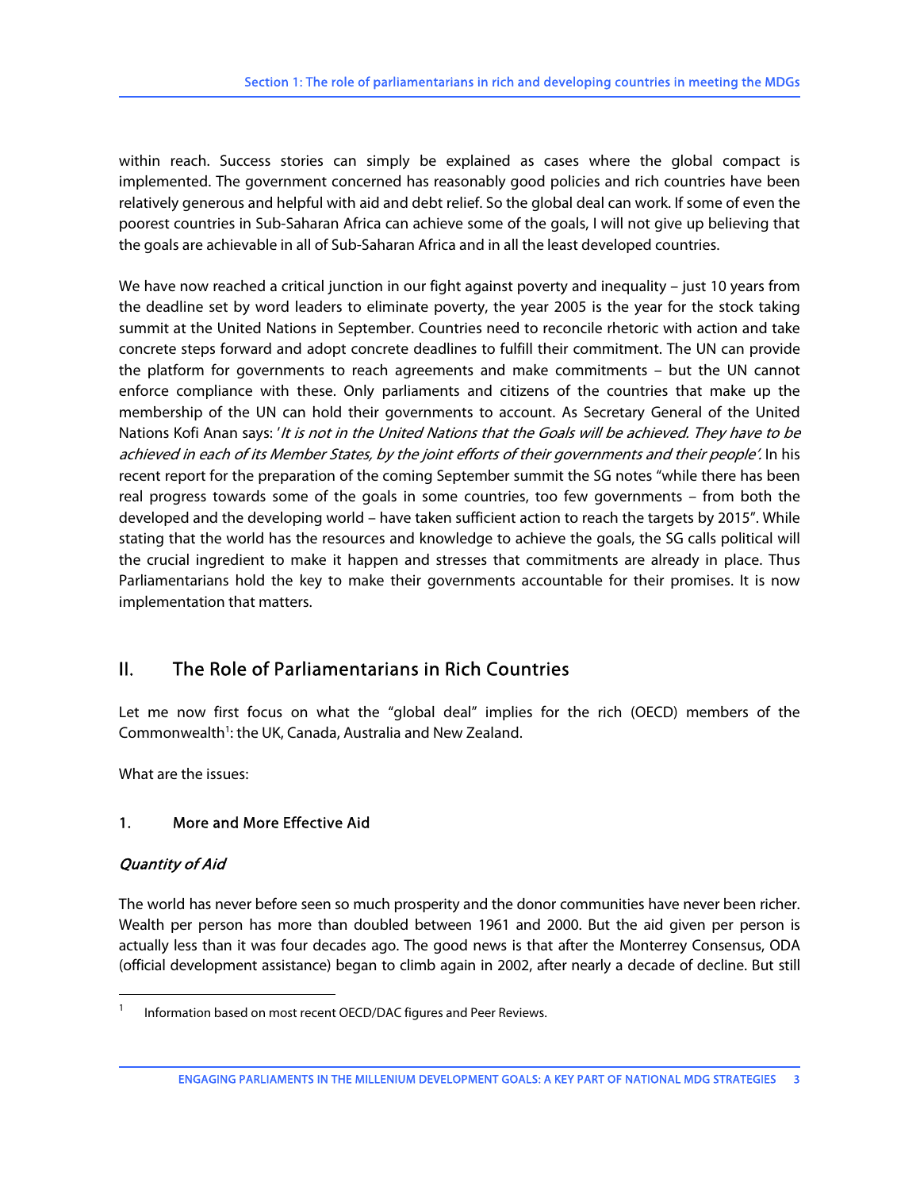within reach. Success stories can simply be explained as cases where the global compact is implemented. The government concerned has reasonably good policies and rich countries have been relatively generous and helpful with aid and debt relief. So the global deal can work. If some of even the poorest countries in Sub-Saharan Africa can achieve some of the goals, I will not give up believing that the goals are achievable in all of Sub-Saharan Africa and in all the least developed countries.

We have now reached a critical junction in our fight against poverty and inequality – just 10 years from the deadline set by word leaders to eliminate poverty, the year 2005 is the year for the stock taking summit at the United Nations in September. Countries need to reconcile rhetoric with action and take concrete steps forward and adopt concrete deadlines to fulfill their commitment. The UN can provide the platform for governments to reach agreements and make commitments – but the UN cannot enforce compliance with these. Only parliaments and citizens of the countries that make up the membership of the UN can hold their governments to account. As Secretary General of the United Nations Kofi Anan says: '*It is not in the United Nations that the Goals will be achieved. They have to be achieved in each of its Member States, by the joint efforts of their governments and their people'.* In his recent report for the preparation of the coming September summit the SG notes "while there has been real progress towards some of the goals in some countries, too few governments – from both the developed and the developing world – have taken sufficient action to reach the targets by 2015". While stating that the world has the resources and knowledge to achieve the goals, the SG calls political will the crucial ingredient to make it happen and stresses that commitments are already in place. Thus Parliamentarians hold the key to make their governments accountable for their promises. It is now implementation that matters.

## II. The Role of Parliamentarians in Rich Countries

Let me now first focus on what the "global deal" implies for the rich (OECD) members of the Commonwealth[1]: the UK, Canada, Australia and New Zealand.

What are the issues:

### 1. More and More Effective Aid

#### *Quantity of Aid*

The world has never before seen so much prosperity and the donor communities have never been richer. Wealth per person has more than doubled between 1961 and 2000. But the aid given per person is actually less than it was four decades ago. The good news is that after the Monterrey Consensus, ODA (official development assistance) began to climb again in 2002, after nearly a decade of decline. But still

---

[1] Information based on most recent OECD/DAC figures and Peer Reviews.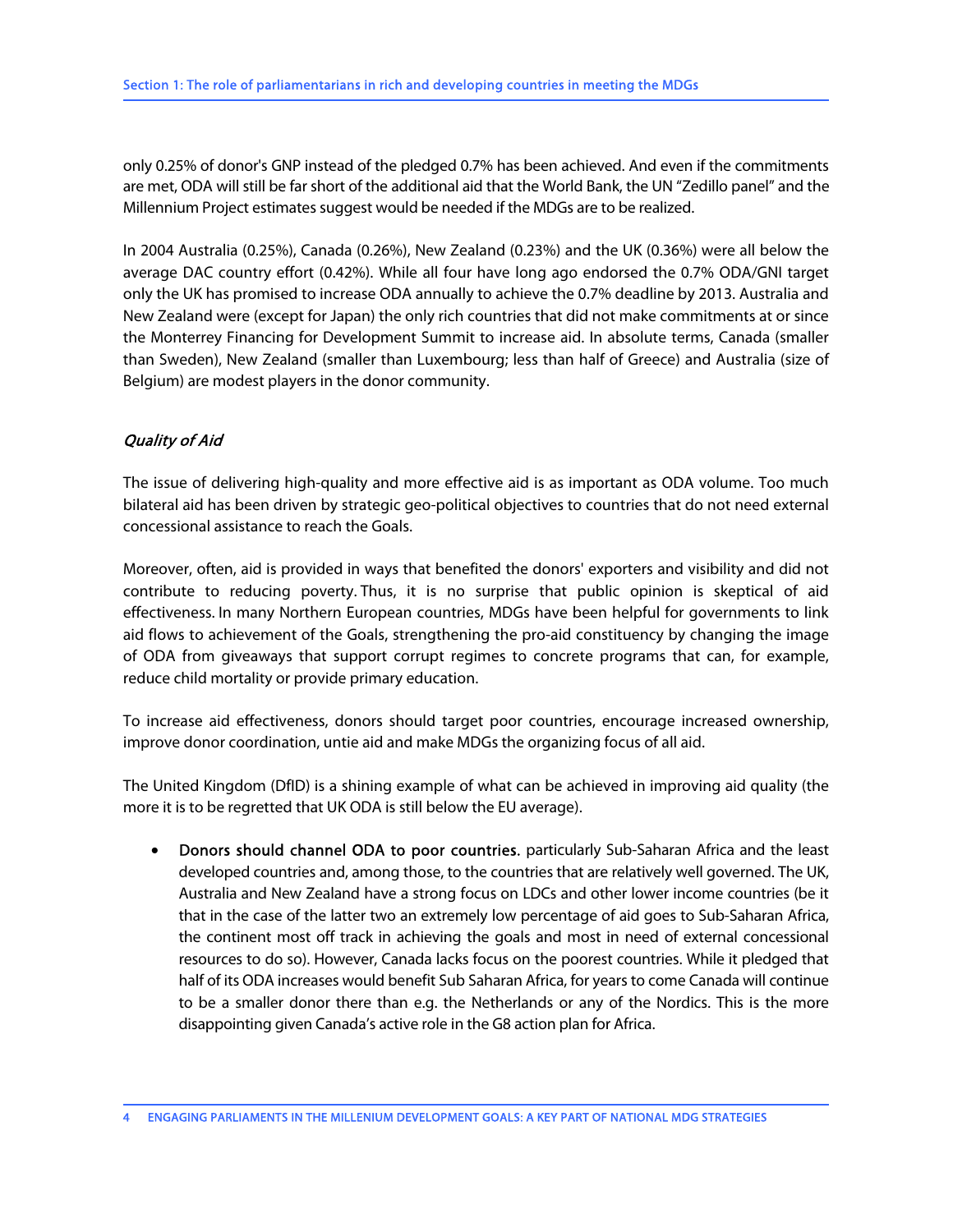only 0.25% of donor's GNP instead of the pledged 0.7% has been achieved. And even if the commitments are met, ODA will still be far short of the additional aid that the World Bank, the UN "Zedillo panel" and the Millennium Project estimates suggest would be needed if the MDGs are to be realized.

In 2004 Australia (0.25%), Canada (0.26%), New Zealand (0.23%) and the UK (0.36%) were all below the average DAC country effort (0.42%). While all four have long ago endorsed the 0.7% ODA/GNI target only the UK has promised to increase ODA annually to achieve the 0.7% deadline by 2013. Australia and New Zealand were (except for Japan) the only rich countries that did not make commitments at or since the Monterrey Financing for Development Summit to increase aid. In absolute terms, Canada (smaller than Sweden), New Zealand (smaller than Luxembourg; less than half of Greece) and Australia (size of Belgium) are modest players in the donor community.

### *Quality of Aid*

The issue of delivering high-quality and more effective aid is as important as ODA volume. Too much bilateral aid has been driven by strategic geo-political objectives to countries that do not need external concessional assistance to reach the Goals.

Moreover, often, aid is provided in ways that benefited the donors' exporters and visibility and did not contribute to reducing poverty. Thus, it is no surprise that public opinion is skeptical of aid effectiveness. In many Northern European countries, MDGs have been helpful for governments to link aid flows to achievement of the Goals, strengthening the pro-aid constituency by changing the image of ODA from giveaways that support corrupt regimes to concrete programs that can, for example, reduce child mortality or provide primary education.

To increase aid effectiveness, donors should target poor countries, encourage increased ownership, improve donor coordination, untie aid and make MDGs the organizing focus of all aid.

The United Kingdom (DfID) is a shining example of what can be achieved in improving aid quality (the more it is to be regretted that UK ODA is still below the EU average).

- **Donors should channel ODA to poor countries.** particularly Sub-Saharan Africa and the least developed countries and, among those, to the countries that are relatively well governed. The UK, Australia and New Zealand have a strong focus on LDCs and other lower income countries (be it that in the case of the latter two an extremely low percentage of aid goes to Sub-Saharan Africa, the continent most off track in achieving the goals and most in need of external concessional resources to do so). However, Canada lacks focus on the poorest countries. While it pledged that half of its ODA increases would benefit Sub Saharan Africa, for years to come Canada will continue to be a smaller donor there than e.g. the Netherlands or any of the Nordics. This is the more disappointing given Canada's active role in the G8 action plan for Africa.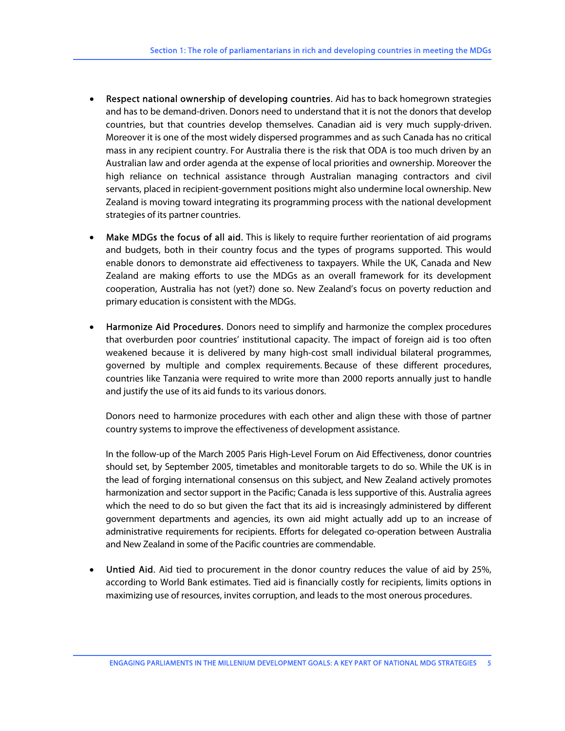- **Respect national ownership of developing countries**. Aid has to back homegrown strategies and has to be demand-driven. Donors need to understand that it is not the donors that develop countries, but that countries develop themselves. Canadian aid is very much supply-driven. Moreover it is one of the most widely dispersed programmes and as such Canada has no critical mass in any recipient country. For Australia there is the risk that ODA is too much driven by an Australian law and order agenda at the expense of local priorities and ownership. Moreover the high reliance on technical assistance through Australian managing contractors and civil servants, placed in recipient-government positions might also undermine local ownership. New Zealand is moving toward integrating its programming process with the national development strategies of its partner countries.

- **Make MDGs the focus of all aid**. This is likely to require further reorientation of aid programs and budgets, both in their country focus and the types of programs supported. This would enable donors to demonstrate aid effectiveness to taxpayers. While the UK, Canada and New Zealand are making efforts to use the MDGs as an overall framework for its development cooperation, Australia has not (yet?) done so. New Zealand's focus on poverty reduction and primary education is consistent with the MDGs.

- **Harmonize Aid Procedures**. Donors need to simplify and harmonize the complex procedures that overburden poor countries' institutional capacity. The impact of foreign aid is too often weakened because it is delivered by many high-cost small individual bilateral programmes, governed by multiple and complex requirements. Because of these different procedures, countries like Tanzania were required to write more than 2000 reports annually just to handle and justify the use of its aid funds to its various donors.

  Donors need to harmonize procedures with each other and align these with those of partner country systems to improve the effectiveness of development assistance.

  In the follow-up of the March 2005 Paris High-Level Forum on Aid Effectiveness, donor countries should set, by September 2005, timetables and monitorable targets to do so. While the UK is in the lead of forging international consensus on this subject, and New Zealand actively promotes harmonization and sector support in the Pacific; Canada is less supportive of this. Australia agrees which the need to do so but given the fact that its aid is increasingly administered by different government departments and agencies, its own aid might actually add up to an increase of administrative requirements for recipients. Efforts for delegated co-operation between Australia and New Zealand in some of the Pacific countries are commendable.

- **Untied Aid**. Aid tied to procurement in the donor country reduces the value of aid by 25%, according to World Bank estimates. Tied aid is financially costly for recipients, limits options in maximizing use of resources, invites corruption, and leads to the most onerous procedures.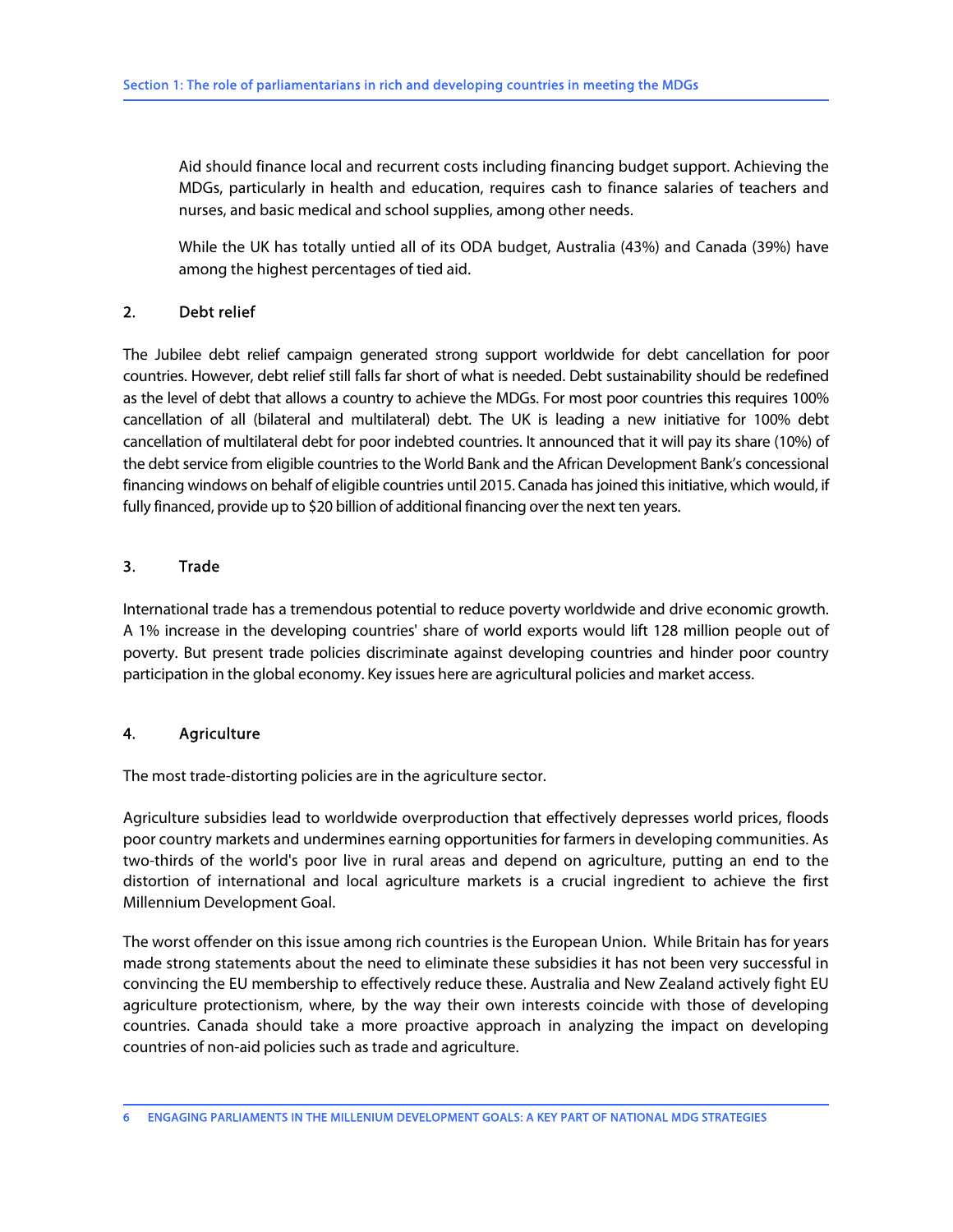Aid should finance local and recurrent costs including financing budget support. Achieving the MDGs, particularly in health and education, requires cash to finance salaries of teachers and nurses, and basic medical and school supplies, among other needs.

While the UK has totally untied all of its ODA budget, Australia (43%) and Canada (39%) have among the highest percentages of tied aid.

## 2. Debt relief

The Jubilee debt relief campaign generated strong support worldwide for debt cancellation for poor countries. However, debt relief still falls far short of what is needed. Debt sustainability should be redefined as the level of debt that allows a country to achieve the MDGs. For most poor countries this requires 100% cancellation of all (bilateral and multilateral) debt. The UK is leading a new initiative for 100% debt cancellation of multilateral debt for poor indebted countries. It announced that it will pay its share (10%) of the debt service from eligible countries to the World Bank and the African Development Bank's concessional financing windows on behalf of eligible countries until 2015. Canada has joined this initiative, which would, if fully financed, provide up to $20 billion of additional financing over the next ten years.

## 3. Trade

International trade has a tremendous potential to reduce poverty worldwide and drive economic growth. A 1% increase in the developing countries' share of world exports would lift 128 million people out of poverty. But present trade policies discriminate against developing countries and hinder poor country participation in the global economy. Key issues here are agricultural policies and market access.

## 4. Agriculture

The most trade-distorting policies are in the agriculture sector.

Agriculture subsidies lead to worldwide overproduction that effectively depresses world prices, floods poor country markets and undermines earning opportunities for farmers in developing communities. As two-thirds of the world's poor live in rural areas and depend on agriculture, putting an end to the distortion of international and local agriculture markets is a crucial ingredient to achieve the first Millennium Development Goal.

The worst offender on this issue among rich countries is the European Union. While Britain has for years made strong statements about the need to eliminate these subsidies it has not been very successful in convincing the EU membership to effectively reduce these. Australia and New Zealand actively fight EU agriculture protectionism, where, by the way their own interests coincide with those of developing countries. Canada should take a more proactive approach in analyzing the impact on developing countries of non-aid policies such as trade and agriculture.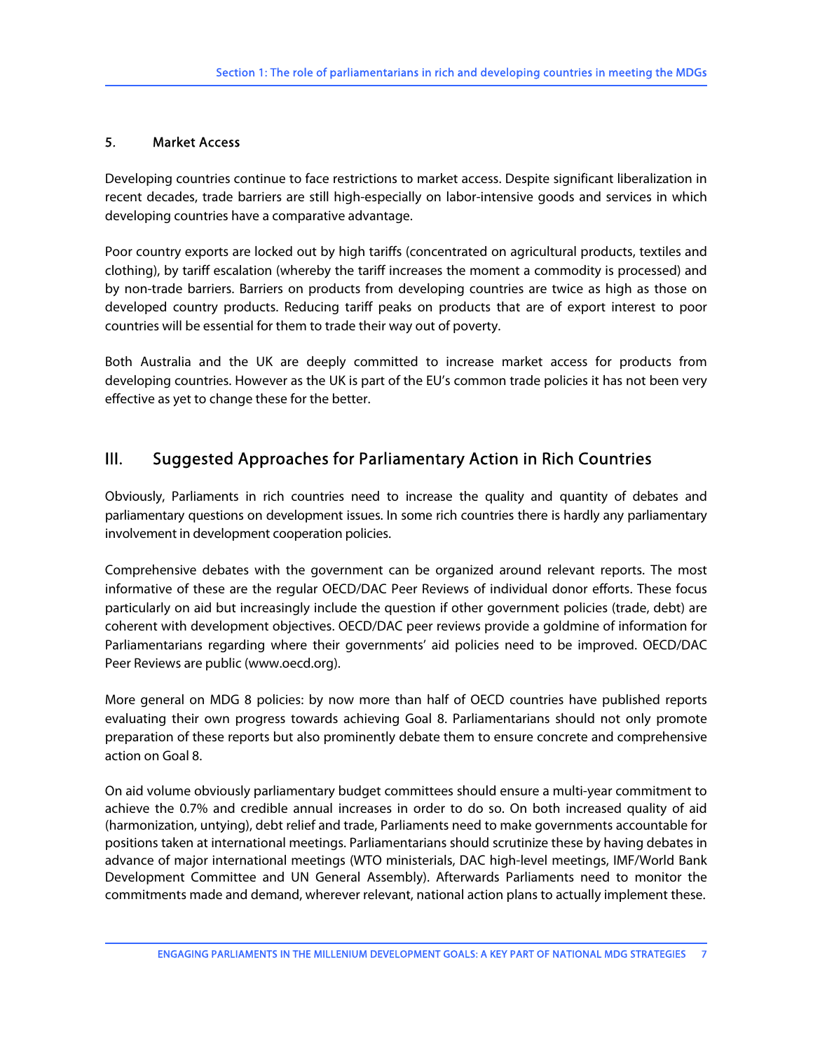### 5. Market Access

Developing countries continue to face restrictions to market access. Despite significant liberalization in recent decades, trade barriers are still high-especially on labor-intensive goods and services in which developing countries have a comparative advantage.

Poor country exports are locked out by high tariffs (concentrated on agricultural products, textiles and clothing), by tariff escalation (whereby the tariff increases the moment a commodity is processed) and by non-trade barriers. Barriers on products from developing countries are twice as high as those on developed country products. Reducing tariff peaks on products that are of export interest to poor countries will be essential for them to trade their way out of poverty.

Both Australia and the UK are deeply committed to increase market access for products from developing countries. However as the UK is part of the EU's common trade policies it has not been very effective as yet to change these for the better.

## III. Suggested Approaches for Parliamentary Action in Rich Countries

Obviously, Parliaments in rich countries need to increase the quality and quantity of debates and parliamentary questions on development issues. In some rich countries there is hardly any parliamentary involvement in development cooperation policies.

Comprehensive debates with the government can be organized around relevant reports. The most informative of these are the regular OECD/DAC Peer Reviews of individual donor efforts. These focus particularly on aid but increasingly include the question if other government policies (trade, debt) are coherent with development objectives. OECD/DAC peer reviews provide a goldmine of information for Parliamentarians regarding where their governments' aid policies need to be improved. OECD/DAC Peer Reviews are public (www.oecd.org).

More general on MDG 8 policies: by now more than half of OECD countries have published reports evaluating their own progress towards achieving Goal 8. Parliamentarians should not only promote preparation of these reports but also prominently debate them to ensure concrete and comprehensive action on Goal 8.

On aid volume obviously parliamentary budget committees should ensure a multi-year commitment to achieve the 0.7% and credible annual increases in order to do so. On both increased quality of aid (harmonization, untying), debt relief and trade, Parliaments need to make governments accountable for positions taken at international meetings. Parliamentarians should scrutinize these by having debates in advance of major international meetings (WTO ministerials, DAC high-level meetings, IMF/World Bank Development Committee and UN General Assembly). Afterwards Parliaments need to monitor the commitments made and demand, wherever relevant, national action plans to actually implement these.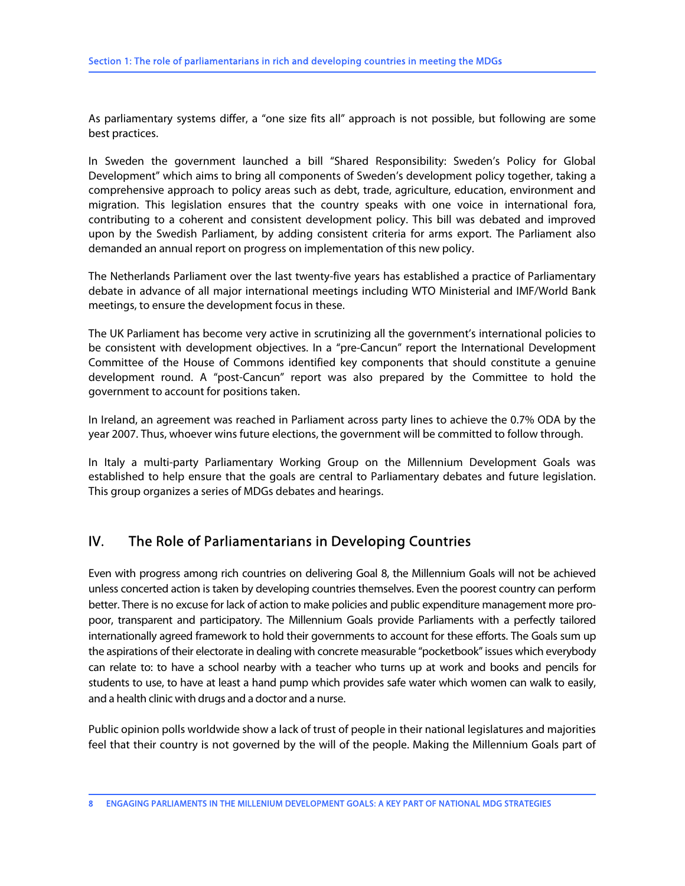As parliamentary systems differ, a "one size fits all" approach is not possible, but following are some best practices.

In Sweden the government launched a bill "Shared Responsibility: Sweden's Policy for Global Development" which aims to bring all components of Sweden's development policy together, taking a comprehensive approach to policy areas such as debt, trade, agriculture, education, environment and migration. This legislation ensures that the country speaks with one voice in international fora, contributing to a coherent and consistent development policy. This bill was debated and improved upon by the Swedish Parliament, by adding consistent criteria for arms export. The Parliament also demanded an annual report on progress on implementation of this new policy.

The Netherlands Parliament over the last twenty-five years has established a practice of Parliamentary debate in advance of all major international meetings including WTO Ministerial and IMF/World Bank meetings, to ensure the development focus in these.

The UK Parliament has become very active in scrutinizing all the government's international policies to be consistent with development objectives. In a "pre-Cancun" report the International Development Committee of the House of Commons identified key components that should constitute a genuine development round. A "post-Cancun" report was also prepared by the Committee to hold the government to account for positions taken.

In Ireland, an agreement was reached in Parliament across party lines to achieve the 0.7% ODA by the year 2007. Thus, whoever wins future elections, the government will be committed to follow through.

In Italy a multi-party Parliamentary Working Group on the Millennium Development Goals was established to help ensure that the goals are central to Parliamentary debates and future legislation. This group organizes a series of MDGs debates and hearings.

## IV. The Role of Parliamentarians in Developing Countries

Even with progress among rich countries on delivering Goal 8, the Millennium Goals will not be achieved unless concerted action is taken by developing countries themselves. Even the poorest country can perform better. There is no excuse for lack of action to make policies and public expenditure management more pro-poor, transparent and participatory. The Millennium Goals provide Parliaments with a perfectly tailored internationally agreed framework to hold their governments to account for these efforts. The Goals sum up the aspirations of their electorate in dealing with concrete measurable "pocketbook" issues which everybody can relate to: to have a school nearby with a teacher who turns up at work and books and pencils for students to use, to have at least a hand pump which provides safe water which women can walk to easily, and a health clinic with drugs and a doctor and a nurse.

Public opinion polls worldwide show a lack of trust of people in their national legislatures and majorities feel that their country is not governed by the will of the people. Making the Millennium Goals part of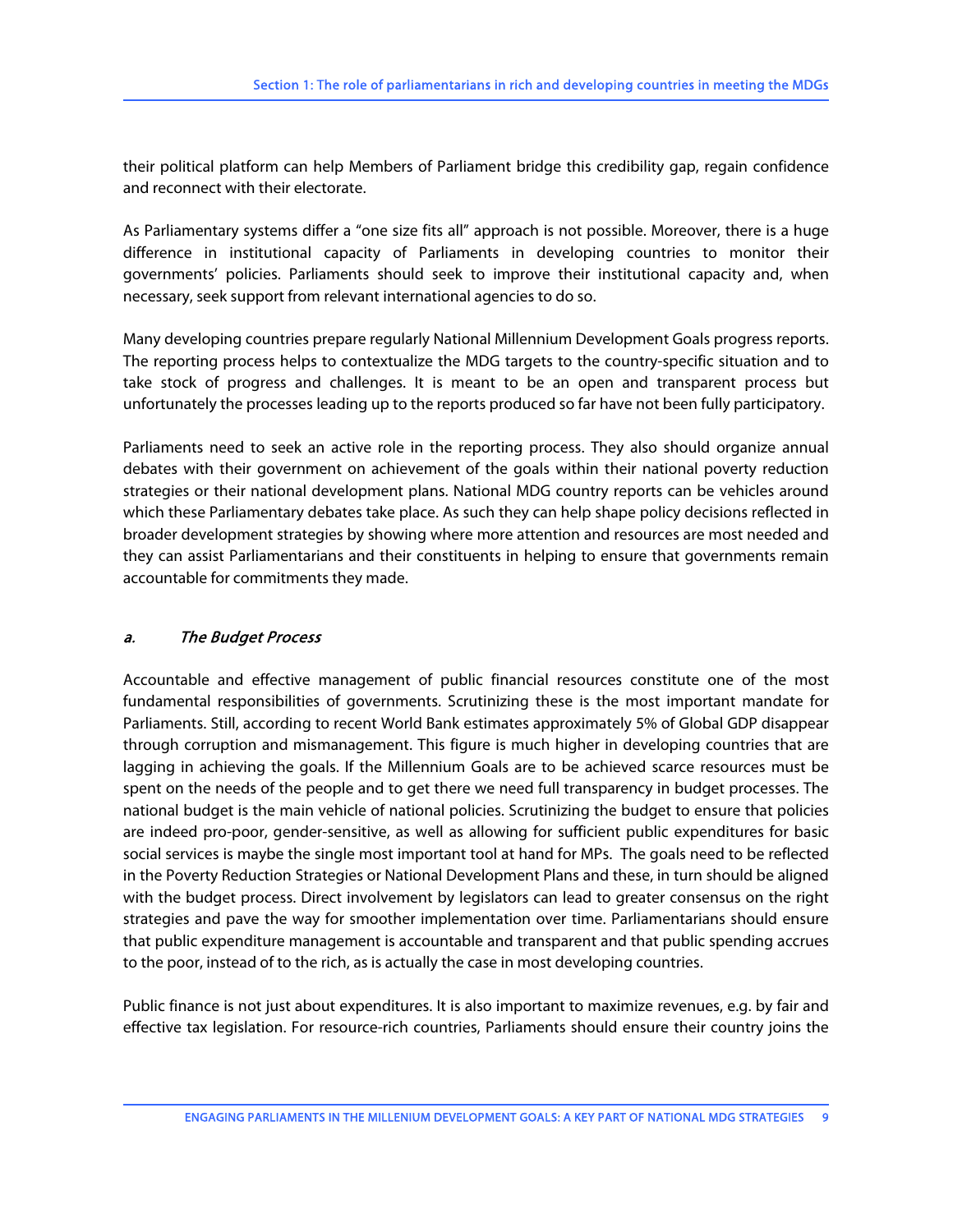their political platform can help Members of Parliament bridge this credibility gap, regain confidence and reconnect with their electorate.

As Parliamentary systems differ a "one size fits all" approach is not possible. Moreover, there is a huge difference in institutional capacity of Parliaments in developing countries to monitor their governments' policies. Parliaments should seek to improve their institutional capacity and, when necessary, seek support from relevant international agencies to do so.

Many developing countries prepare regularly National Millennium Development Goals progress reports. The reporting process helps to contextualize the MDG targets to the country-specific situation and to take stock of progress and challenges. It is meant to be an open and transparent process but unfortunately the processes leading up to the reports produced so far have not been fully participatory.

Parliaments need to seek an active role in the reporting process. They also should organize annual debates with their government on achievement of the goals within their national poverty reduction strategies or their national development plans. National MDG country reports can be vehicles around which these Parliamentary debates take place. As such they can help shape policy decisions reflected in broader development strategies by showing where more attention and resources are most needed and they can assist Parliamentarians and their constituents in helping to ensure that governments remain accountable for commitments they made.

### *a. The Budget Process*

Accountable and effective management of public financial resources constitute one of the most fundamental responsibilities of governments. Scrutinizing these is the most important mandate for Parliaments. Still, according to recent World Bank estimates approximately 5% of Global GDP disappear through corruption and mismanagement. This figure is much higher in developing countries that are lagging in achieving the goals. If the Millennium Goals are to be achieved scarce resources must be spent on the needs of the people and to get there we need full transparency in budget processes. The national budget is the main vehicle of national policies. Scrutinizing the budget to ensure that policies are indeed pro-poor, gender-sensitive, as well as allowing for sufficient public expenditures for basic social services is maybe the single most important tool at hand for MPs. The goals need to be reflected in the Poverty Reduction Strategies or National Development Plans and these, in turn should be aligned with the budget process. Direct involvement by legislators can lead to greater consensus on the right strategies and pave the way for smoother implementation over time. Parliamentarians should ensure that public expenditure management is accountable and transparent and that public spending accrues to the poor, instead of to the rich, as is actually the case in most developing countries.

Public finance is not just about expenditures. It is also important to maximize revenues, e.g. by fair and effective tax legislation. For resource-rich countries, Parliaments should ensure their country joins the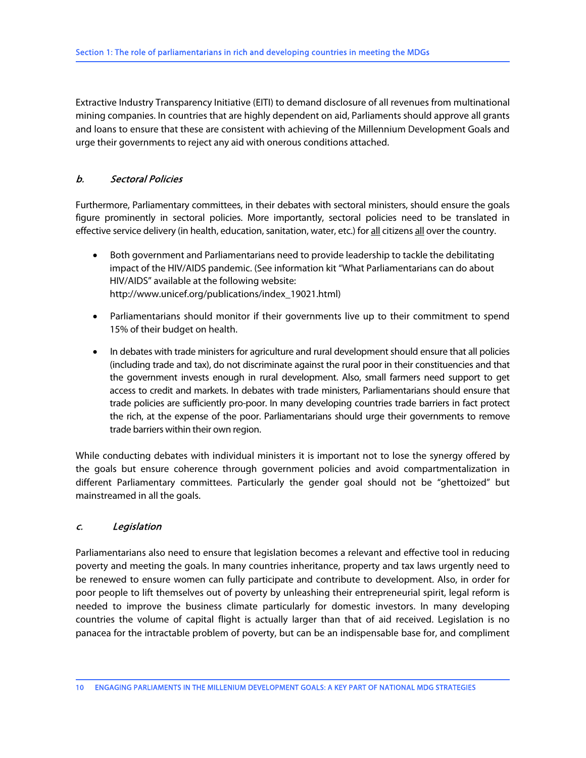Extractive Industry Transparency Initiative (EITI) to demand disclosure of all revenues from multinational mining companies. In countries that are highly dependent on aid, Parliaments should approve all grants and loans to ensure that these are consistent with achieving of the Millennium Development Goals and urge their governments to reject any aid with onerous conditions attached.

### *b. Sectoral Policies*

Furthermore, Parliamentary committees, in their debates with sectoral ministers, should ensure the goals figure prominently in sectoral policies. More importantly, sectoral policies need to be translated in effective service delivery (in health, education, sanitation, water, etc.) for <u>all</u> citizens <u>all</u> over the country.

- Both government and Parliamentarians need to provide leadership to tackle the debilitating impact of the HIV/AIDS pandemic. (See information kit "What Parliamentarians can do about HIV/AIDS" available at the following website: http://www.unicef.org/publications/index_19021.html)

- Parliamentarians should monitor if their governments live up to their commitment to spend 15% of their budget on health.

- In debates with trade ministers for agriculture and rural development should ensure that all policies (including trade and tax), do not discriminate against the rural poor in their constituencies and that the government invests enough in rural development. Also, small farmers need support to get access to credit and markets. In debates with trade ministers, Parliamentarians should ensure that trade policies are sufficiently pro-poor. In many developing countries trade barriers in fact protect the rich, at the expense of the poor. Parliamentarians should urge their governments to remove trade barriers within their own region.

While conducting debates with individual ministers it is important not to lose the synergy offered by the goals but ensure coherence through government policies and avoid compartmentalization in different Parliamentary committees. Particularly the gender goal should not be "ghettoized" but mainstreamed in all the goals.

### *c. Legislation*

Parliamentarians also need to ensure that legislation becomes a relevant and effective tool in reducing poverty and meeting the goals. In many countries inheritance, property and tax laws urgently need to be renewed to ensure women can fully participate and contribute to development. Also, in order for poor people to lift themselves out of poverty by unleashing their entrepreneurial spirit, legal reform is needed to improve the business climate particularly for domestic investors. In many developing countries the volume of capital flight is actually larger than that of aid received. Legislation is no panacea for the intractable problem of poverty, but can be an indispensable base for, and compliment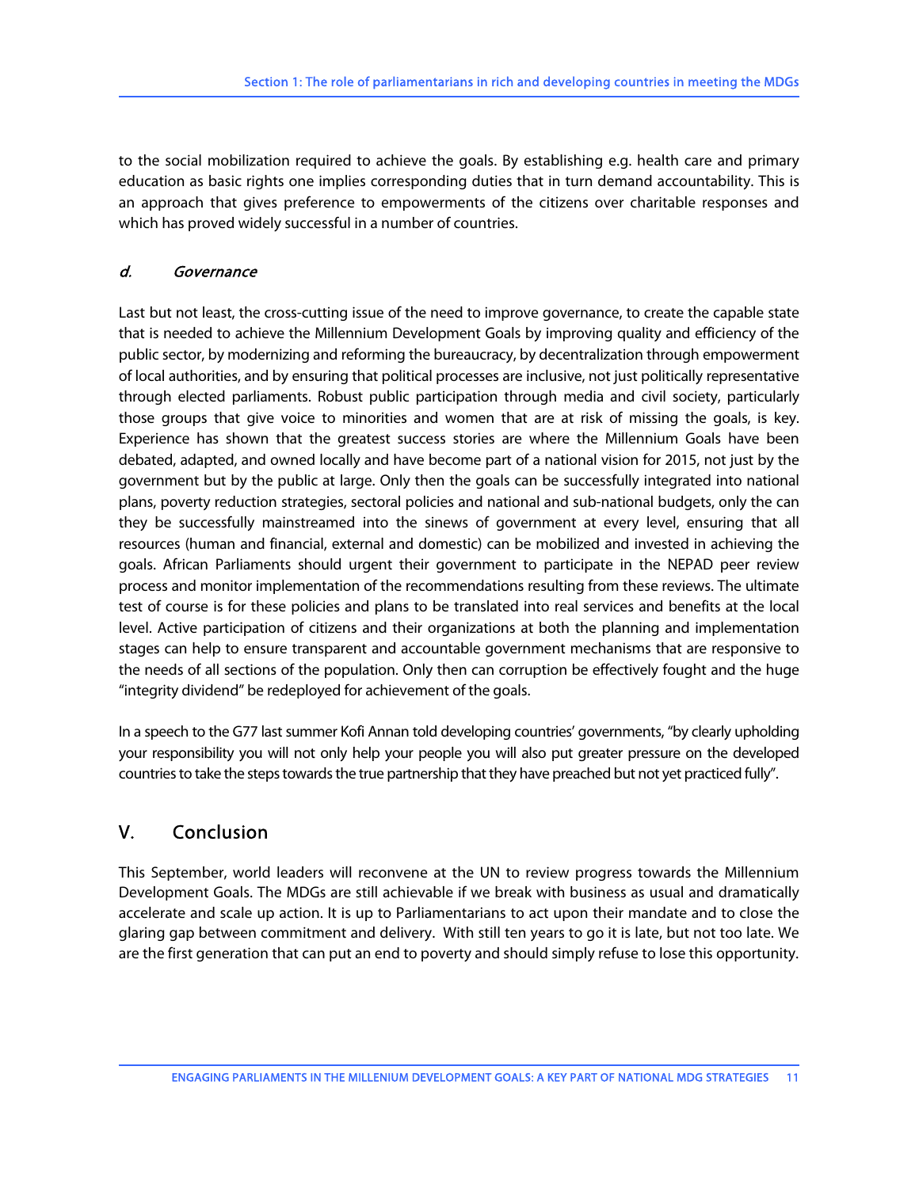to the social mobilization required to achieve the goals. By establishing e.g. health care and primary education as basic rights one implies corresponding duties that in turn demand accountability. This is an approach that gives preference to empowerments of the citizens over charitable responses and which has proved widely successful in a number of countries.

### *d. Governance*

Last but not least, the cross-cutting issue of the need to improve governance, to create the capable state that is needed to achieve the Millennium Development Goals by improving quality and efficiency of the public sector, by modernizing and reforming the bureaucracy, by decentralization through empowerment of local authorities, and by ensuring that political processes are inclusive, not just politically representative through elected parliaments. Robust public participation through media and civil society, particularly those groups that give voice to minorities and women that are at risk of missing the goals, is key. Experience has shown that the greatest success stories are where the Millennium Goals have been debated, adapted, and owned locally and have become part of a national vision for 2015, not just by the government but by the public at large. Only then the goals can be successfully integrated into national plans, poverty reduction strategies, sectoral policies and national and sub-national budgets, only the can they be successfully mainstreamed into the sinews of government at every level, ensuring that all resources (human and financial, external and domestic) can be mobilized and invested in achieving the goals. African Parliaments should urgent their government to participate in the NEPAD peer review process and monitor implementation of the recommendations resulting from these reviews. The ultimate test of course is for these policies and plans to be translated into real services and benefits at the local level. Active participation of citizens and their organizations at both the planning and implementation stages can help to ensure transparent and accountable government mechanisms that are responsive to the needs of all sections of the population. Only then can corruption be effectively fought and the huge "integrity dividend" be redeployed for achievement of the goals.

In a speech to the G77 last summer Kofi Annan told developing countries' governments, "by clearly upholding your responsibility you will not only help your people you will also put greater pressure on the developed countries to take the steps towards the true partnership that they have preached but not yet practiced fully".

## V. Conclusion

This September, world leaders will reconvene at the UN to review progress towards the Millennium Development Goals. The MDGs are still achievable if we break with business as usual and dramatically accelerate and scale up action. It is up to Parliamentarians to act upon their mandate and to close the glaring gap between commitment and delivery. With still ten years to go it is late, but not too late. We are the first generation that can put an end to poverty and should simply refuse to lose this opportunity.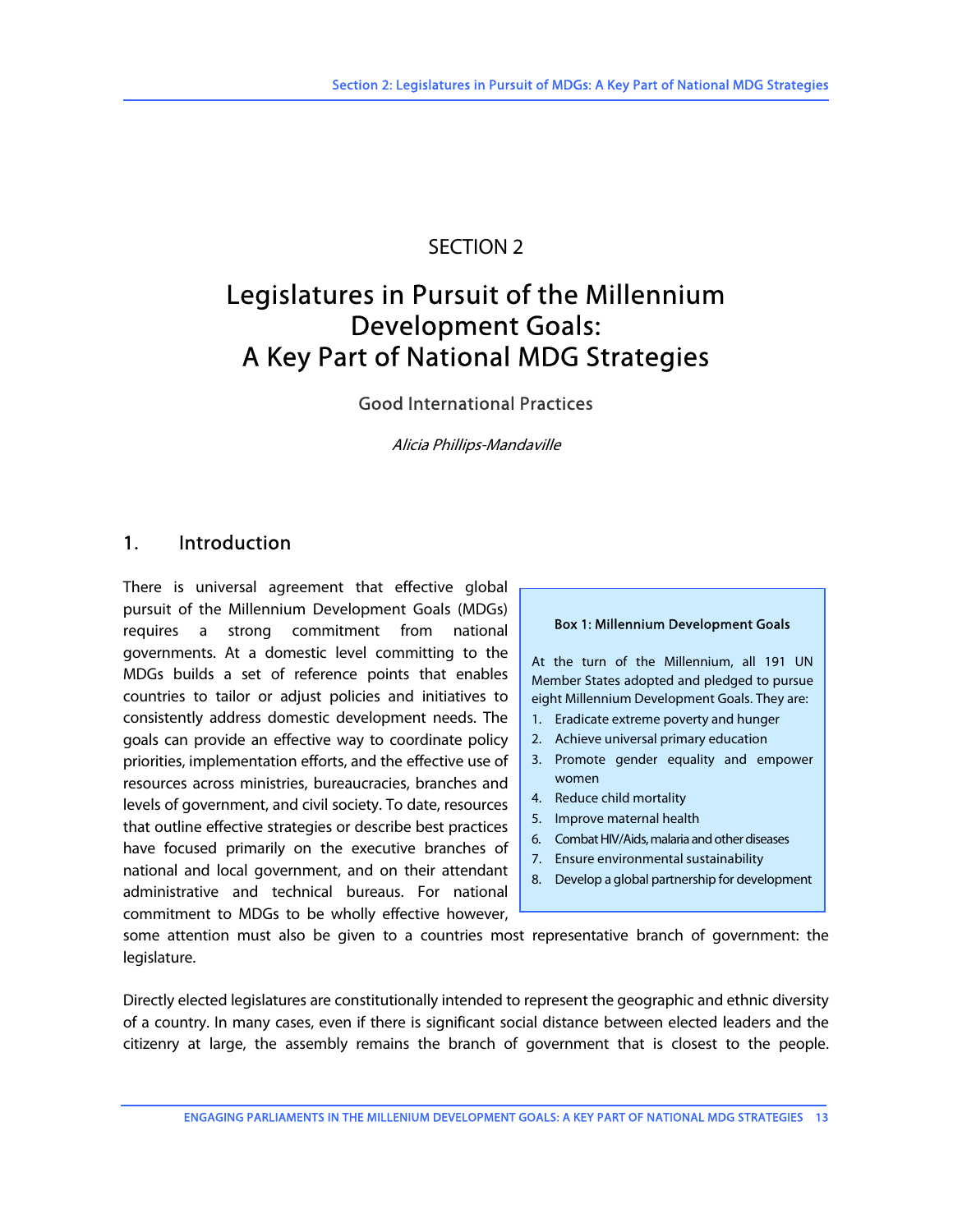# SECTION 2

# Legislatures in Pursuit of the Millennium Development Goals: A Key Part of National MDG Strategies

### Good International Practices

*Alicia Phillips-Mandaville*

## 1. Introduction

There is universal agreement that effective global pursuit of the Millennium Development Goals (MDGs) requires a strong commitment from national governments. At a domestic level committing to the MDGs builds a set of reference points that enables countries to tailor or adjust policies and initiatives to consistently address domestic development needs. The goals can provide an effective way to coordinate policy priorities, implementation efforts, and the effective use of resources across ministries, bureaucracies, branches and levels of government, and civil society. To date, resources that outline effective strategies or describe best practices have focused primarily on the executive branches of national and local government, and on their attendant administrative and technical bureaus. For national commitment to MDGs to be wholly effective however, some attention must also be given to a countries most representative branch of government: the legislature.

> **Box 1: Millennium Development Goals**
>
> At the turn of the Millennium, all 191 UN Member States adopted and pledged to pursue eight Millennium Development Goals. They are:
>
> 1. Eradicate extreme poverty and hunger
> 2. Achieve universal primary education
> 3. Promote gender equality and empower women
> 4. Reduce child mortality
> 5. Improve maternal health
> 6. Combat HIV/Aids, malaria and other diseases
> 7. Ensure environmental sustainability
> 8. Develop a global partnership for development

Directly elected legislatures are constitutionally intended to represent the geographic and ethnic diversity of a country. In many cases, even if there is significant social distance between elected leaders and the citizenry at large, the assembly remains the branch of government that is closest to the people.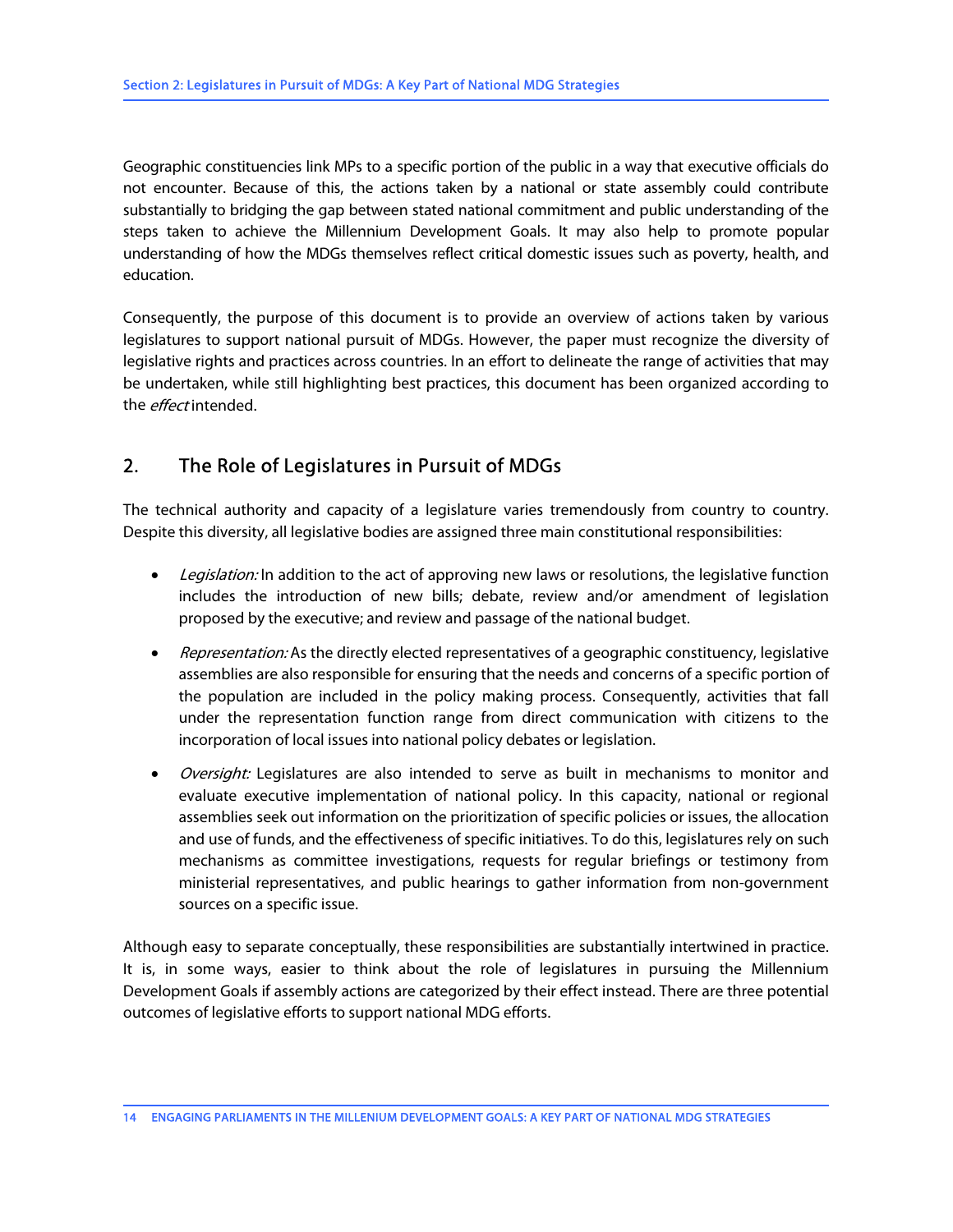Geographic constituencies link MPs to a specific portion of the public in a way that executive officials do not encounter. Because of this, the actions taken by a national or state assembly could contribute substantially to bridging the gap between stated national commitment and public understanding of the steps taken to achieve the Millennium Development Goals. It may also help to promote popular understanding of how the MDGs themselves reflect critical domestic issues such as poverty, health, and education.

Consequently, the purpose of this document is to provide an overview of actions taken by various legislatures to support national pursuit of MDGs. However, the paper must recognize the diversity of legislative rights and practices across countries. In an effort to delineate the range of activities that may be undertaken, while still highlighting best practices, this document has been organized according to the *effect* intended.

## 2. The Role of Legislatures in Pursuit of MDGs

The technical authority and capacity of a legislature varies tremendously from country to country. Despite this diversity, all legislative bodies are assigned three main constitutional responsibilities:

- *Legislation:* In addition to the act of approving new laws or resolutions, the legislative function includes the introduction of new bills; debate, review and/or amendment of legislation proposed by the executive; and review and passage of the national budget.
- *Representation:* As the directly elected representatives of a geographic constituency, legislative assemblies are also responsible for ensuring that the needs and concerns of a specific portion of the population are included in the policy making process. Consequently, activities that fall under the representation function range from direct communication with citizens to the incorporation of local issues into national policy debates or legislation.
- *Oversight:* Legislatures are also intended to serve as built in mechanisms to monitor and evaluate executive implementation of national policy. In this capacity, national or regional assemblies seek out information on the prioritization of specific policies or issues, the allocation and use of funds, and the effectiveness of specific initiatives. To do this, legislatures rely on such mechanisms as committee investigations, requests for regular briefings or testimony from ministerial representatives, and public hearings to gather information from non-government sources on a specific issue.

Although easy to separate conceptually, these responsibilities are substantially intertwined in practice. It is, in some ways, easier to think about the role of legislatures in pursuing the Millennium Development Goals if assembly actions are categorized by their effect instead. There are three potential outcomes of legislative efforts to support national MDG efforts.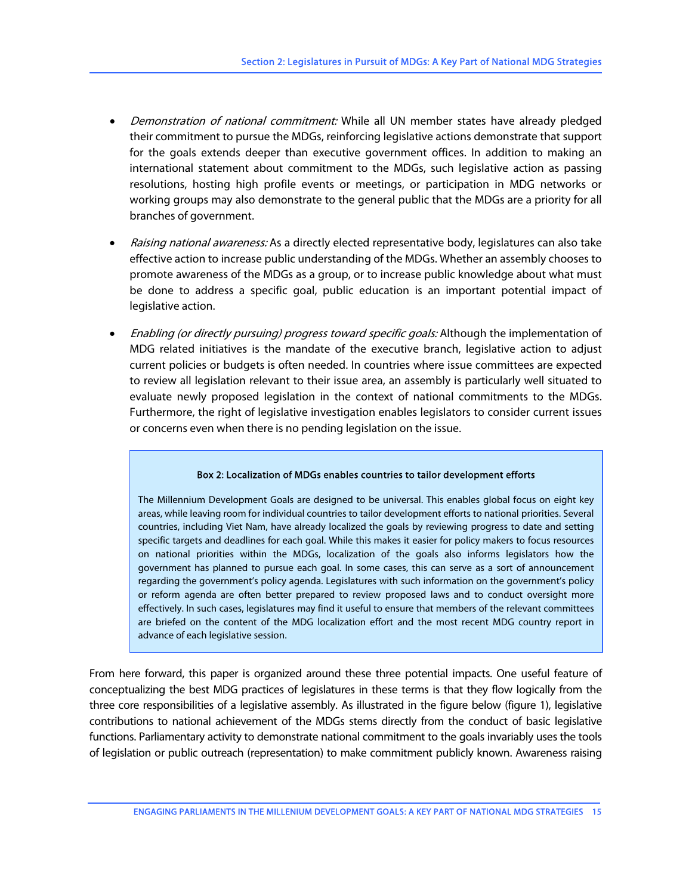- *Demonstration of national commitment:* While all UN member states have already pledged their commitment to pursue the MDGs, reinforcing legislative actions demonstrate that support for the goals extends deeper than executive government offices. In addition to making an international statement about commitment to the MDGs, such legislative action as passing resolutions, hosting high profile events or meetings, or participation in MDG networks or working groups may also demonstrate to the general public that the MDGs are a priority for all branches of government.

- *Raising national awareness:* As a directly elected representative body, legislatures can also take effective action to increase public understanding of the MDGs. Whether an assembly chooses to promote awareness of the MDGs as a group, or to increase public knowledge about what must be done to address a specific goal, public education is an important potential impact of legislative action.

- *Enabling (or directly pursuing) progress toward specific goals:* Although the implementation of MDG related initiatives is the mandate of the executive branch, legislative action to adjust current policies or budgets is often needed. In countries where issue committees are expected to review all legislation relevant to their issue area, an assembly is particularly well situated to evaluate newly proposed legislation in the context of national commitments to the MDGs. Furthermore, the right of legislative investigation enables legislators to consider current issues or concerns even when there is no pending legislation on the issue.

> **Box 2: Localization of MDGs enables countries to tailor development efforts**
>
> The Millennium Development Goals are designed to be universal. This enables global focus on eight key areas, while leaving room for individual countries to tailor development efforts to national priorities. Several countries, including Viet Nam, have already localized the goals by reviewing progress to date and setting specific targets and deadlines for each goal. While this makes it easier for policy makers to focus resources on national priorities within the MDGs, localization of the goals also informs legislators how the government has planned to pursue each goal. In some cases, this can serve as a sort of announcement regarding the government's policy agenda. Legislatures with such information on the government's policy or reform agenda are often better prepared to review proposed laws and to conduct oversight more effectively. In such cases, legislatures may find it useful to ensure that members of the relevant committees are briefed on the content of the MDG localization effort and the most recent MDG country report in advance of each legislative session.

From here forward, this paper is organized around these three potential impacts. One useful feature of conceptualizing the best MDG practices of legislatures in these terms is that they flow logically from the three core responsibilities of a legislative assembly. As illustrated in the figure below (figure 1), legislative contributions to national achievement of the MDGs stems directly from the conduct of basic legislative functions. Parliamentary activity to demonstrate national commitment to the goals invariably uses the tools of legislation or public outreach (representation) to make commitment publicly known. Awareness raising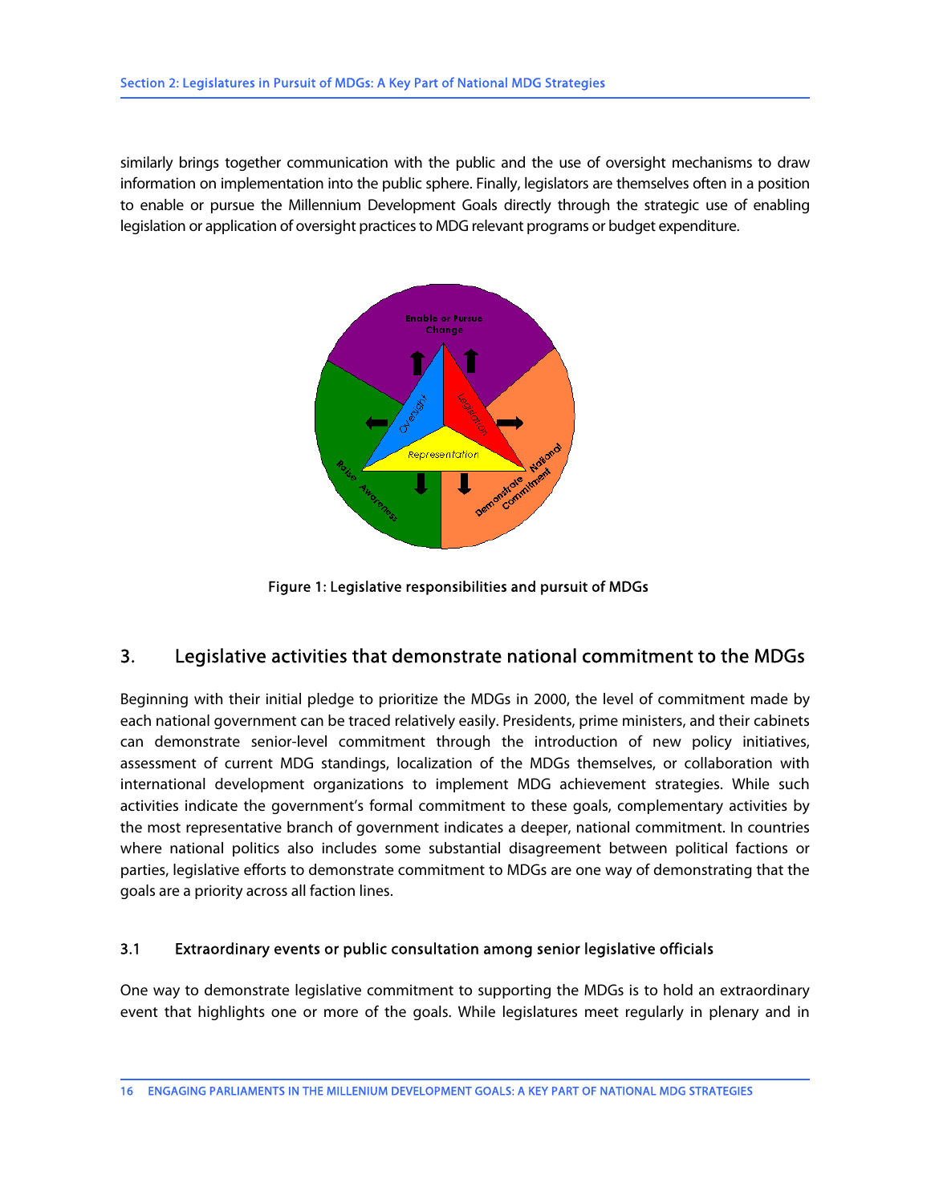similarly brings together communication with the public and the use of oversight mechanisms to draw information on implementation into the public sphere. Finally, legislators are themselves often in a position to enable or pursue the Millennium Development Goals directly through the strategic use of enabling legislation or application of oversight practices to MDG relevant programs or budget expenditure.

Figure 1: Legislative responsibilities and pursuit of MDGs

## 3. Legislative activities that demonstrate national commitment to the MDGs

Beginning with their initial pledge to prioritize the MDGs in 2000, the level of commitment made by each national government can be traced relatively easily. Presidents, prime ministers, and their cabinets can demonstrate senior-level commitment through the introduction of new policy initiatives, assessment of current MDG standings, localization of the MDGs themselves, or collaboration with international development organizations to implement MDG achievement strategies. While such activities indicate the government's formal commitment to these goals, complementary activities by the most representative branch of government indicates a deeper, national commitment. In countries where national politics also includes some substantial disagreement between political factions or parties, legislative efforts to demonstrate commitment to MDGs are one way of demonstrating that the goals are a priority across all faction lines.

### 3.1 Extraordinary events or public consultation among senior legislative officials

One way to demonstrate legislative commitment to supporting the MDGs is to hold an extraordinary event that highlights one or more of the goals. While legislatures meet regularly in plenary and in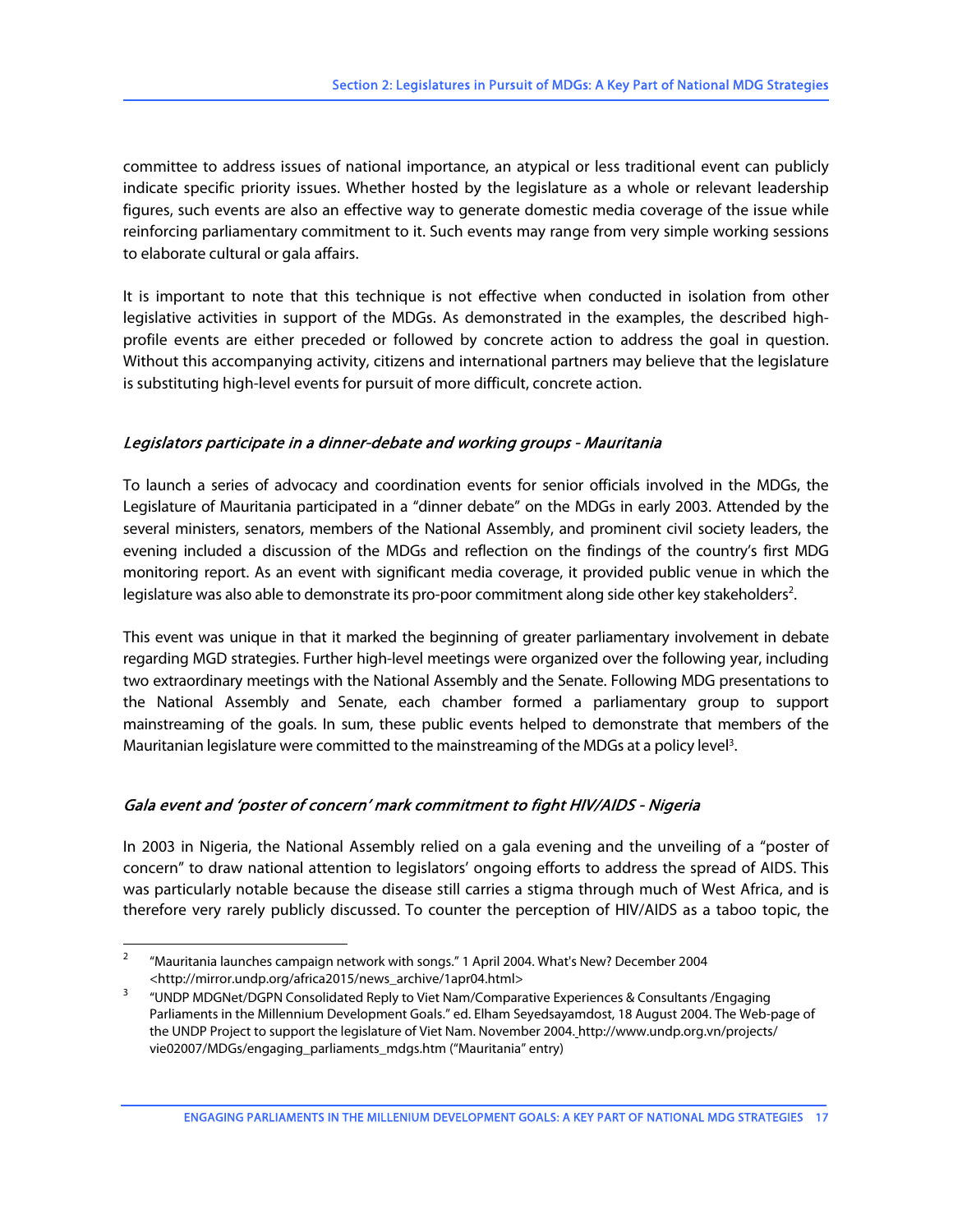committee to address issues of national importance, an atypical or less traditional event can publicly indicate specific priority issues. Whether hosted by the legislature as a whole or relevant leadership figures, such events are also an effective way to generate domestic media coverage of the issue while reinforcing parliamentary commitment to it. Such events may range from very simple working sessions to elaborate cultural or gala affairs.

It is important to note that this technique is not effective when conducted in isolation from other legislative activities in support of the MDGs. As demonstrated in the examples, the described high-profile events are either preceded or followed by concrete action to address the goal in question. Without this accompanying activity, citizens and international partners may believe that the legislature is substituting high-level events for pursuit of more difficult, concrete action.

### *Legislators participate in a dinner-debate and working groups - Mauritania*

To launch a series of advocacy and coordination events for senior officials involved in the MDGs, the Legislature of Mauritania participated in a "dinner debate" on the MDGs in early 2003. Attended by the several ministers, senators, members of the National Assembly, and prominent civil society leaders, the evening included a discussion of the MDGs and reflection on the findings of the country's first MDG monitoring report. As an event with significant media coverage, it provided public venue in which the legislature was also able to demonstrate its pro-poor commitment along side other key stakeholders[2].

This event was unique in that it marked the beginning of greater parliamentary involvement in debate regarding MGD strategies. Further high-level meetings were organized over the following year, including two extraordinary meetings with the National Assembly and the Senate. Following MDG presentations to the National Assembly and Senate, each chamber formed a parliamentary group to support mainstreaming of the goals. In sum, these public events helped to demonstrate that members of the Mauritanian legislature were committed to the mainstreaming of the MDGs at a policy level[3].

### *Gala event and 'poster of concern' mark commitment to fight HIV/AIDS - Nigeria*

In 2003 in Nigeria, the National Assembly relied on a gala evening and the unveiling of a "poster of concern" to draw national attention to legislators' ongoing efforts to address the spread of AIDS. This was particularly notable because the disease still carries a stigma through much of West Africa, and is therefore very rarely publicly discussed. To counter the perception of HIV/AIDS as a taboo topic, the

---

[2] "Mauritania launches campaign network with songs." 1 April 2004. What's New? December 2004 <http://mirror.undp.org/africa2015/news_archive/1apr04.html>

[3] "UNDP MDGNet/DGPN Consolidated Reply to Viet Nam/Comparative Experiences & Consultants /Engaging Parliaments in the Millennium Development Goals." ed. Elham Seyedsayamdost, 18 August 2004. The Web-page of the UNDP Project to support the legislature of Viet Nam. November 2004. http://www.undp.org.vn/projects/vie02007/MDGs/engaging_parliaments_mdgs.htm ("Mauritania" entry)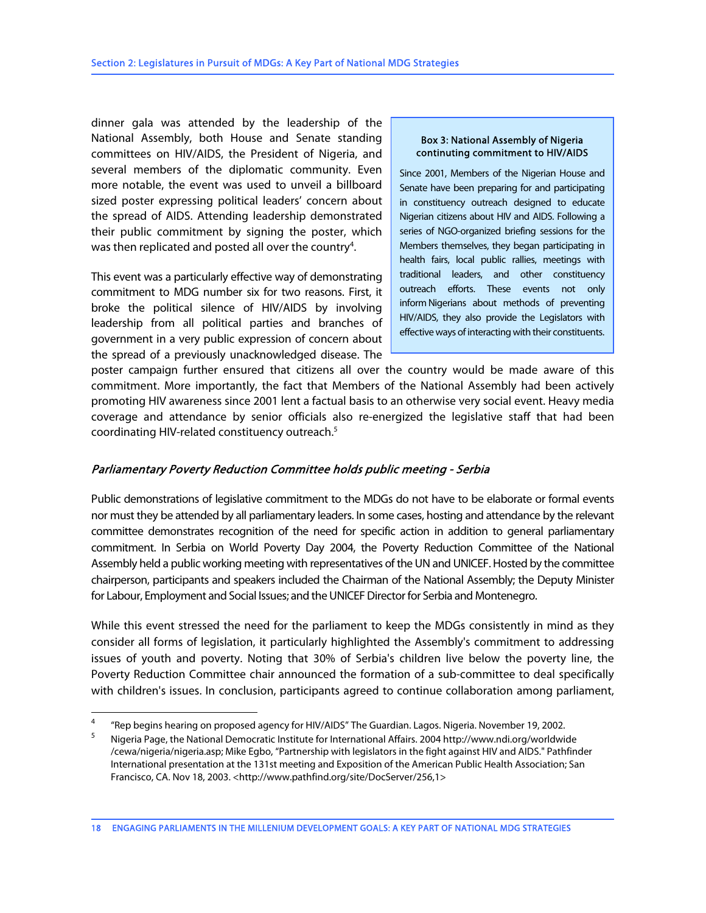dinner gala was attended by the leadership of the National Assembly, both House and Senate standing committees on HIV/AIDS, the President of Nigeria, and several members of the diplomatic community. Even more notable, the event was used to unveil a billboard sized poster expressing political leaders' concern about the spread of AIDS. Attending leadership demonstrated their public commitment by signing the poster, which was then replicated and posted all over the country[4].

> **Box 3: National Assembly of Nigeria continuting commitment to HIV/AIDS**
>
> Since 2001, Members of the Nigerian House and Senate have been preparing for and participating in constituency outreach designed to educate Nigerian citizens about HIV and AIDS. Following a series of NGO-organized briefing sessions for the Members themselves, they began participating in health fairs, local public rallies, meetings with traditional leaders, and other constituency outreach efforts. These events not only inform Nigerians about methods of preventing HIV/AIDS, they also provide the Legislators with effective ways of interacting with their constituents.

This event was a particularly effective way of demonstrating commitment to MDG number six for two reasons. First, it broke the political silence of HIV/AIDS by involving leadership from all political parties and branches of government in a very public expression of concern about the spread of a previously unacknowledged disease. The poster campaign further ensured that citizens all over the country would be made aware of this commitment. More importantly, the fact that Members of the National Assembly had been actively promoting HIV awareness since 2001 lent a factual basis to an otherwise very social event. Heavy media coverage and attendance by senior officials also re-energized the legislative staff that had been coordinating HIV-related constituency outreach.[5]

### *Parliamentary Poverty Reduction Committee holds public meeting - Serbia*

Public demonstrations of legislative commitment to the MDGs do not have to be elaborate or formal events nor must they be attended by all parliamentary leaders. In some cases, hosting and attendance by the relevant committee demonstrates recognition of the need for specific action in addition to general parliamentary commitment. In Serbia on World Poverty Day 2004, the Poverty Reduction Committee of the National Assembly held a public working meeting with representatives of the UN and UNICEF. Hosted by the committee chairperson, participants and speakers included the Chairman of the National Assembly; the Deputy Minister for Labour, Employment and Social Issues; and the UNICEF Director for Serbia and Montenegro.

While this event stressed the need for the parliament to keep the MDGs consistently in mind as they consider all forms of legislation, it particularly highlighted the Assembly's commitment to addressing issues of youth and poverty. Noting that 30% of Serbia's children live below the poverty line, the Poverty Reduction Committee chair announced the formation of a sub-committee to deal specifically with children's issues. In conclusion, participants agreed to continue collaboration among parliament,

---

[4] "Rep begins hearing on proposed agency for HIV/AIDS" The Guardian. Lagos. Nigeria. November 19, 2002.

[5] Nigeria Page, the National Democratic Institute for International Affairs. 2004 http://www.ndi.org/worldwide /cewa/nigeria/nigeria.asp; Mike Egbo, "Partnership with legislators in the fight against HIV and AIDS." Pathfinder International presentation at the 131st meeting and Exposition of the American Public Health Association; San Francisco, CA. Nov 18, 2003. <http://www.pathfind.org/site/DocServer/256,1>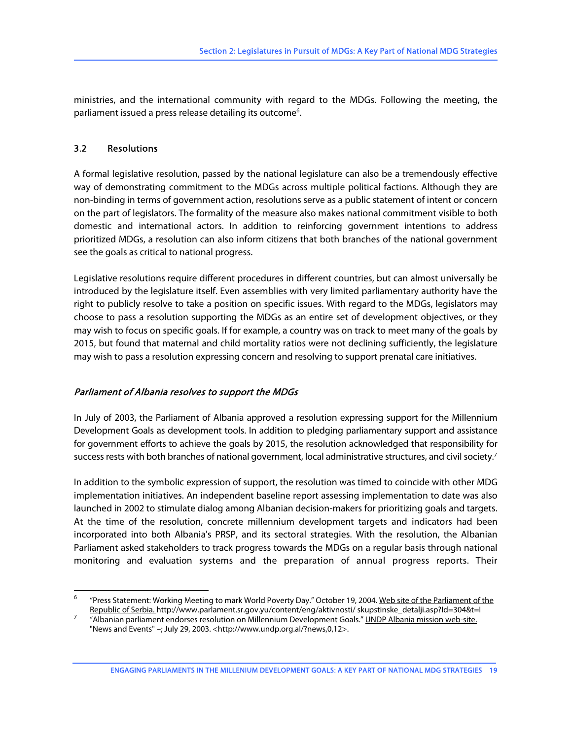ministries, and the international community with regard to the MDGs. Following the meeting, the parliament issued a press release detailing its outcome[6].

### 3.2 Resolutions

A formal legislative resolution, passed by the national legislature can also be a tremendously effective way of demonstrating commitment to the MDGs across multiple political factions. Although they are non-binding in terms of government action, resolutions serve as a public statement of intent or concern on the part of legislators. The formality of the measure also makes national commitment visible to both domestic and international actors. In addition to reinforcing government intentions to address prioritized MDGs, a resolution can also inform citizens that both branches of the national government see the goals as critical to national progress.

Legislative resolutions require different procedures in different countries, but can almost universally be introduced by the legislature itself. Even assemblies with very limited parliamentary authority have the right to publicly resolve to take a position on specific issues. With regard to the MDGs, legislators may choose to pass a resolution supporting the MDGs as an entire set of development objectives, or they may wish to focus on specific goals. If for example, a country was on track to meet many of the goals by 2015, but found that maternal and child mortality ratios were not declining sufficiently, the legislature may wish to pass a resolution expressing concern and resolving to support prenatal care initiatives.

#### *Parliament of Albania resolves to support the MDGs*

In July of 2003, the Parliament of Albania approved a resolution expressing support for the Millennium Development Goals as development tools. In addition to pledging parliamentary support and assistance for government efforts to achieve the goals by 2015, the resolution acknowledged that responsibility for success rests with both branches of national government, local administrative structures, and civil society.[7]

In addition to the symbolic expression of support, the resolution was timed to coincide with other MDG implementation initiatives. An independent baseline report assessing implementation to date was also launched in 2002 to stimulate dialog among Albanian decision-makers for prioritizing goals and targets. At the time of the resolution, concrete millennium development targets and indicators had been incorporated into both Albania's PRSP, and its sectoral strategies. With the resolution, the Albanian Parliament asked stakeholders to track progress towards the MDGs on a regular basis through national monitoring and evaluation systems and the preparation of annual progress reports. Their

---

[6] "Press Statement: Working Meeting to mark World Poverty Day." October 19, 2004. Web site of the Parliament of the Republic of Serbia. http://www.parlament.sr.gov.yu/content/eng/aktivnosti/ skupstinske_detalji.asp?Id=304&t=I

[7] "Albanian parliament endorses resolution on Millennium Development Goals." UNDP Albania mission web-site. "News and Events" –; July 29, 2003. <http://www.undp.org.al/?news,0,12>.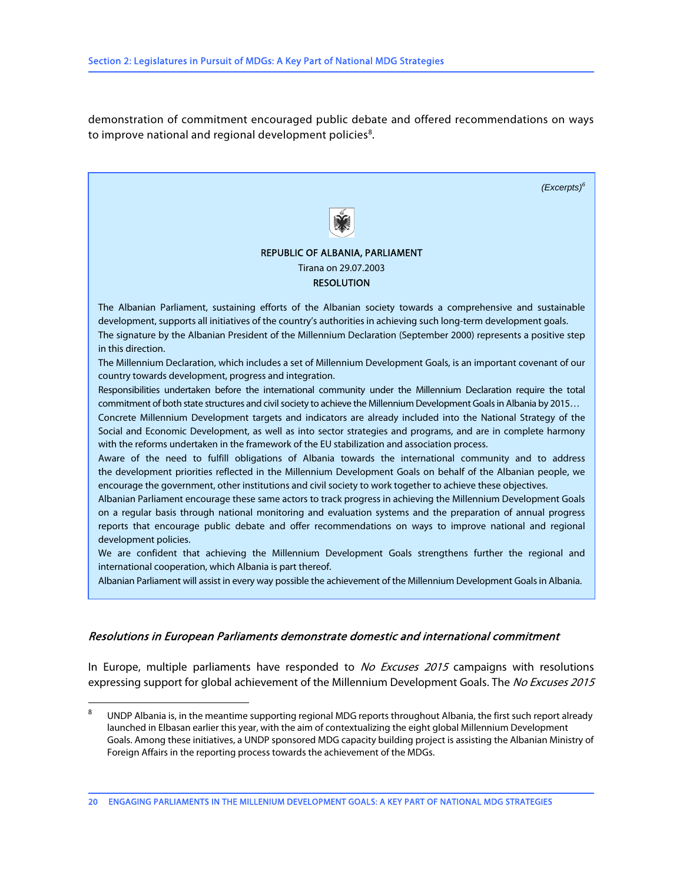demonstration of commitment encouraged public debate and offered recommendations on ways to improve national and regional development policies[8].

*(Excerpts)*[6]

**REPUBLIC OF ALBANIA, PARLIAMENT**

Tirana on 29.07.2003

**RESOLUTION**

The Albanian Parliament, sustaining efforts of the Albanian society towards a comprehensive and sustainable development, supports all initiatives of the country's authorities in achieving such long-term development goals.

The signature by the Albanian President of the Millennium Declaration (September 2000) represents a positive step in this direction.

The Millennium Declaration, which includes a set of Millennium Development Goals, is an important covenant of our country towards development, progress and integration.

Responsibilities undertaken before the international community under the Millennium Declaration require the total commitment of both state structures and civil society to achieve the Millennium Development Goals in Albania by 2015…

Concrete Millennium Development targets and indicators are already included into the National Strategy of the Social and Economic Development, as well as into sector strategies and programs, and are in complete harmony with the reforms undertaken in the framework of the EU stabilization and association process.

Aware of the need to fulfill obligations of Albania towards the international community and to address the development priorities reflected in the Millennium Development Goals on behalf of the Albanian people, we encourage the government, other institutions and civil society to work together to achieve these objectives.

Albanian Parliament encourage these same actors to track progress in achieving the Millennium Development Goals on a regular basis through national monitoring and evaluation systems and the preparation of annual progress reports that encourage public debate and offer recommendations on ways to improve national and regional development policies.

We are confident that achieving the Millennium Development Goals strengthens further the regional and international cooperation, which Albania is part thereof.

Albanian Parliament will assist in every way possible the achievement of the Millennium Development Goals in Albania.

### *Resolutions in European Parliaments demonstrate domestic and international commitment*

In Europe, multiple parliaments have responded to *No Excuses 2015* campaigns with resolutions expressing support for global achievement of the Millennium Development Goals. The *No Excuses 2015*

---

[8] UNDP Albania is, in the meantime supporting regional MDG reports throughout Albania, the first such report already launched in Elbasan earlier this year, with the aim of contextualizing the eight global Millennium Development Goals. Among these initiatives, a UNDP sponsored MDG capacity building project is assisting the Albanian Ministry of Foreign Affairs in the reporting process towards the achievement of the MDGs.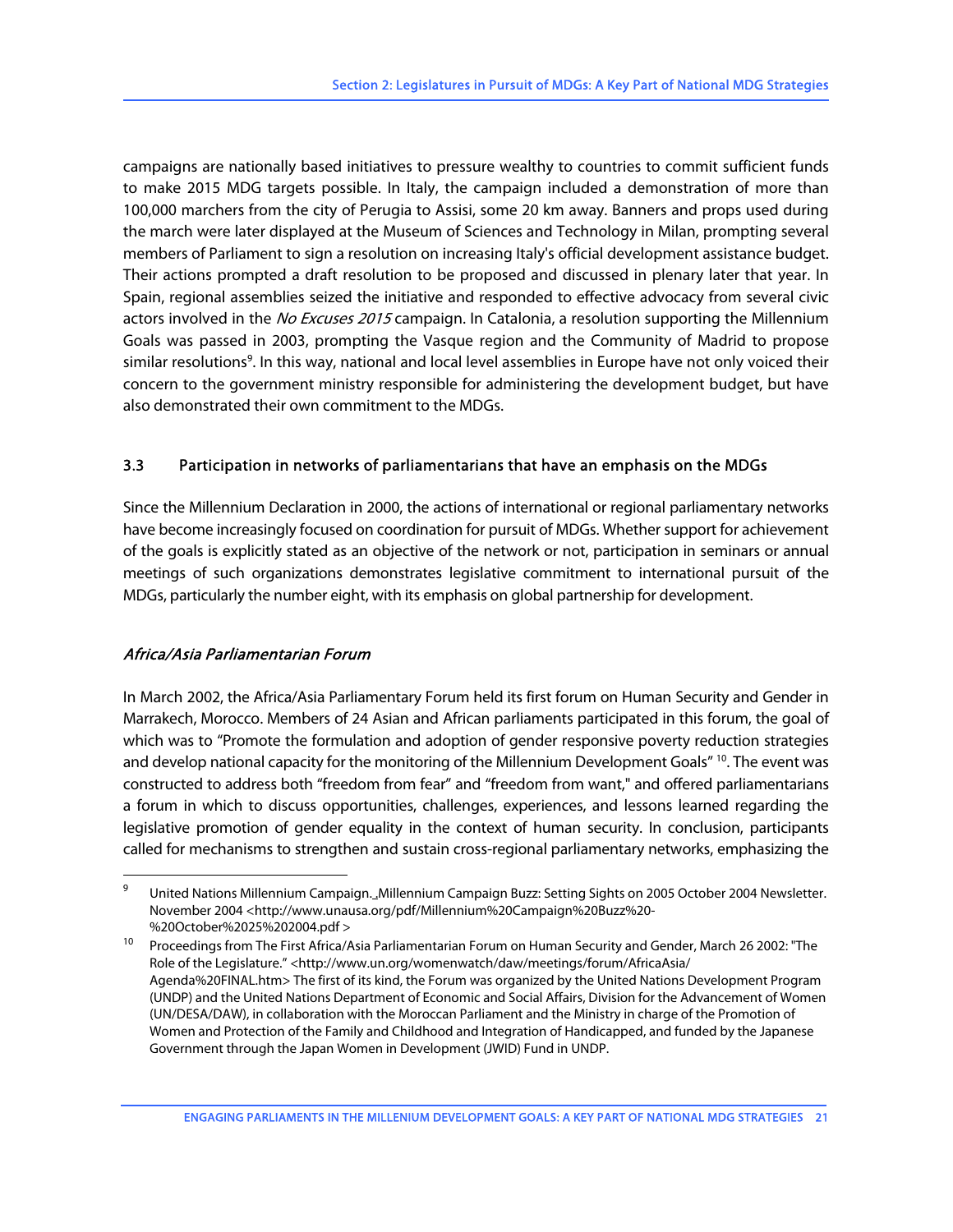campaigns are nationally based initiatives to pressure wealthy to countries to commit sufficient funds to make 2015 MDG targets possible. In Italy, the campaign included a demonstration of more than 100,000 marchers from the city of Perugia to Assisi, some 20 km away. Banners and props used during the march were later displayed at the Museum of Sciences and Technology in Milan, prompting several members of Parliament to sign a resolution on increasing Italy's official development assistance budget. Their actions prompted a draft resolution to be proposed and discussed in plenary later that year. In Spain, regional assemblies seized the initiative and responded to effective advocacy from several civic actors involved in the *No Excuses 2015* campaign. In Catalonia, a resolution supporting the Millennium Goals was passed in 2003, prompting the Vasque region and the Community of Madrid to propose similar resolutions[9]. In this way, national and local level assemblies in Europe have not only voiced their concern to the government ministry responsible for administering the development budget, but have also demonstrated their own commitment to the MDGs.

### 3.3 Participation in networks of parliamentarians that have an emphasis on the MDGs

Since the Millennium Declaration in 2000, the actions of international or regional parliamentary networks have become increasingly focused on coordination for pursuit of MDGs. Whether support for achievement of the goals is explicitly stated as an objective of the network or not, participation in seminars or annual meetings of such organizations demonstrates legislative commitment to international pursuit of the MDGs, particularly the number eight, with its emphasis on global partnership for development.

#### *Africa/Asia Parliamentarian Forum*

In March 2002, the Africa/Asia Parliamentary Forum held its first forum on Human Security and Gender in Marrakech, Morocco. Members of 24 Asian and African parliaments participated in this forum, the goal of which was to "Promote the formulation and adoption of gender responsive poverty reduction strategies and develop national capacity for the monitoring of the Millennium Development Goals" [10]. The event was constructed to address both "freedom from fear" and "freedom from want," and offered parliamentarians a forum in which to discuss opportunities, challenges, experiences, and lessons learned regarding the legislative promotion of gender equality in the context of human security. In conclusion, participants called for mechanisms to strengthen and sustain cross-regional parliamentary networks, emphasizing the

---

[9] United Nations Millennium Campaign. Millennium Campaign Buzz: Setting Sights on 2005 October 2004 Newsletter. November 2004 <http://www.unausa.org/pdf/Millennium%20Campaign%20Buzz%20-%20October%2025%202004.pdf >

[10] Proceedings from The First Africa/Asia Parliamentarian Forum on Human Security and Gender, March 26 2002: "The Role of the Legislature." <http://www.un.org/womenwatch/daw/meetings/forum/AfricaAsia/Agenda%20FINAL.htm> The first of its kind, the Forum was organized by the United Nations Development Program (UNDP) and the United Nations Department of Economic and Social Affairs, Division for the Advancement of Women (UN/DESA/DAW), in collaboration with the Moroccan Parliament and the Ministry in charge of the Promotion of Women and Protection of the Family and Childhood and Integration of Handicapped, and funded by the Japanese Government through the Japan Women in Development (JWID) Fund in UNDP.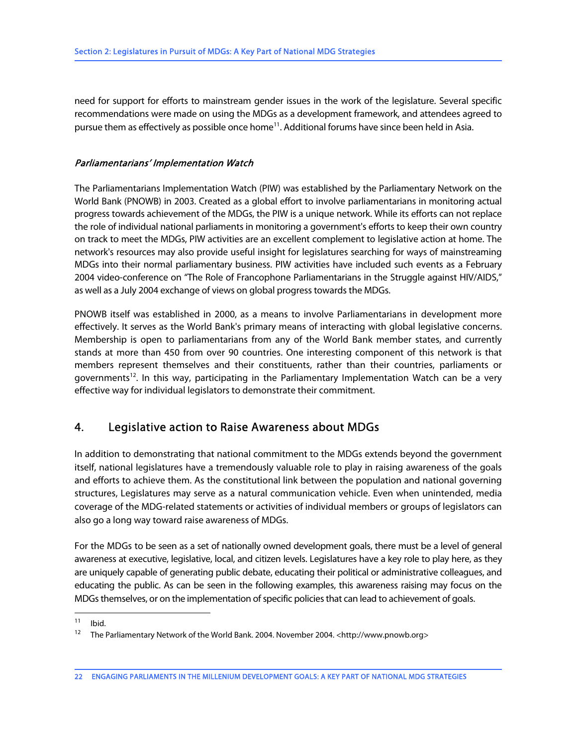need for support for efforts to mainstream gender issues in the work of the legislature. Several specific recommendations were made on using the MDGs as a development framework, and attendees agreed to pursue them as effectively as possible once home[11]. Additional forums have since been held in Asia.

### *Parliamentarians' Implementation Watch*

The Parliamentarians Implementation Watch (PIW) was established by the Parliamentary Network on the World Bank (PNOWB) in 2003. Created as a global effort to involve parliamentarians in monitoring actual progress towards achievement of the MDGs, the PIW is a unique network. While its efforts can not replace the role of individual national parliaments in monitoring a government's efforts to keep their own country on track to meet the MDGs, PIW activities are an excellent complement to legislative action at home. The network's resources may also provide useful insight for legislatures searching for ways of mainstreaming MDGs into their normal parliamentary business. PIW activities have included such events as a February 2004 video-conference on "The Role of Francophone Parliamentarians in the Struggle against HIV/AIDS," as well as a July 2004 exchange of views on global progress towards the MDGs.

PNOWB itself was established in 2000, as a means to involve Parliamentarians in development more effectively. It serves as the World Bank's primary means of interacting with global legislative concerns. Membership is open to parliamentarians from any of the World Bank member states, and currently stands at more than 450 from over 90 countries. One interesting component of this network is that members represent themselves and their constituents, rather than their countries, parliaments or governments[12]. In this way, participating in the Parliamentary Implementation Watch can be a very effective way for individual legislators to demonstrate their commitment.

## 4. Legislative action to Raise Awareness about MDGs

In addition to demonstrating that national commitment to the MDGs extends beyond the government itself, national legislatures have a tremendously valuable role to play in raising awareness of the goals and efforts to achieve them. As the constitutional link between the population and national governing structures, Legislatures may serve as a natural communication vehicle. Even when unintended, media coverage of the MDG-related statements or activities of individual members or groups of legislators can also go a long way toward raise awareness of MDGs.

For the MDGs to be seen as a set of nationally owned development goals, there must be a level of general awareness at executive, legislative, local, and citizen levels. Legislatures have a key role to play here, as they are uniquely capable of generating public debate, educating their political or administrative colleagues, and educating the public. As can be seen in the following examples, this awareness raising may focus on the MDGs themselves, or on the implementation of specific policies that can lead to achievement of goals.

---

[11] Ibid.

[12] The Parliamentary Network of the World Bank. 2004. November 2004. <http://www.pnowb.org>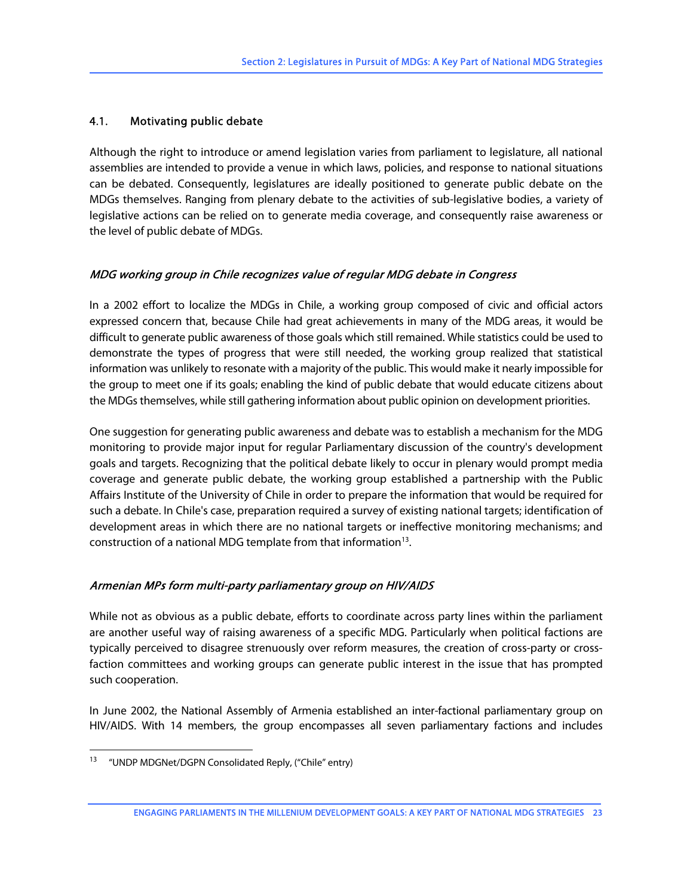### 4.1. Motivating public debate

Although the right to introduce or amend legislation varies from parliament to legislature, all national assemblies are intended to provide a venue in which laws, policies, and response to national situations can be debated. Consequently, legislatures are ideally positioned to generate public debate on the MDGs themselves. Ranging from plenary debate to the activities of sub-legislative bodies, a variety of legislative actions can be relied on to generate media coverage, and consequently raise awareness or the level of public debate of MDGs.

#### *MDG working group in Chile recognizes value of regular MDG debate in Congress*

In a 2002 effort to localize the MDGs in Chile, a working group composed of civic and official actors expressed concern that, because Chile had great achievements in many of the MDG areas, it would be difficult to generate public awareness of those goals which still remained. While statistics could be used to demonstrate the types of progress that were still needed, the working group realized that statistical information was unlikely to resonate with a majority of the public. This would make it nearly impossible for the group to meet one if its goals; enabling the kind of public debate that would educate citizens about the MDGs themselves, while still gathering information about public opinion on development priorities.

One suggestion for generating public awareness and debate was to establish a mechanism for the MDG monitoring to provide major input for regular Parliamentary discussion of the country's development goals and targets. Recognizing that the political debate likely to occur in plenary would prompt media coverage and generate public debate, the working group established a partnership with the Public Affairs Institute of the University of Chile in order to prepare the information that would be required for such a debate. In Chile's case, preparation required a survey of existing national targets; identification of development areas in which there are no national targets or ineffective monitoring mechanisms; and construction of a national MDG template from that information[13].

#### *Armenian MPs form multi-party parliamentary group on HIV/AIDS*

While not as obvious as a public debate, efforts to coordinate across party lines within the parliament are another useful way of raising awareness of a specific MDG. Particularly when political factions are typically perceived to disagree strenuously over reform measures, the creation of cross-party or cross-faction committees and working groups can generate public interest in the issue that has prompted such cooperation.

In June 2002, the National Assembly of Armenia established an inter-factional parliamentary group on HIV/AIDS. With 14 members, the group encompasses all seven parliamentary factions and includes

[13] "UNDP MDGNet/DGPN Consolidated Reply, ("Chile" entry)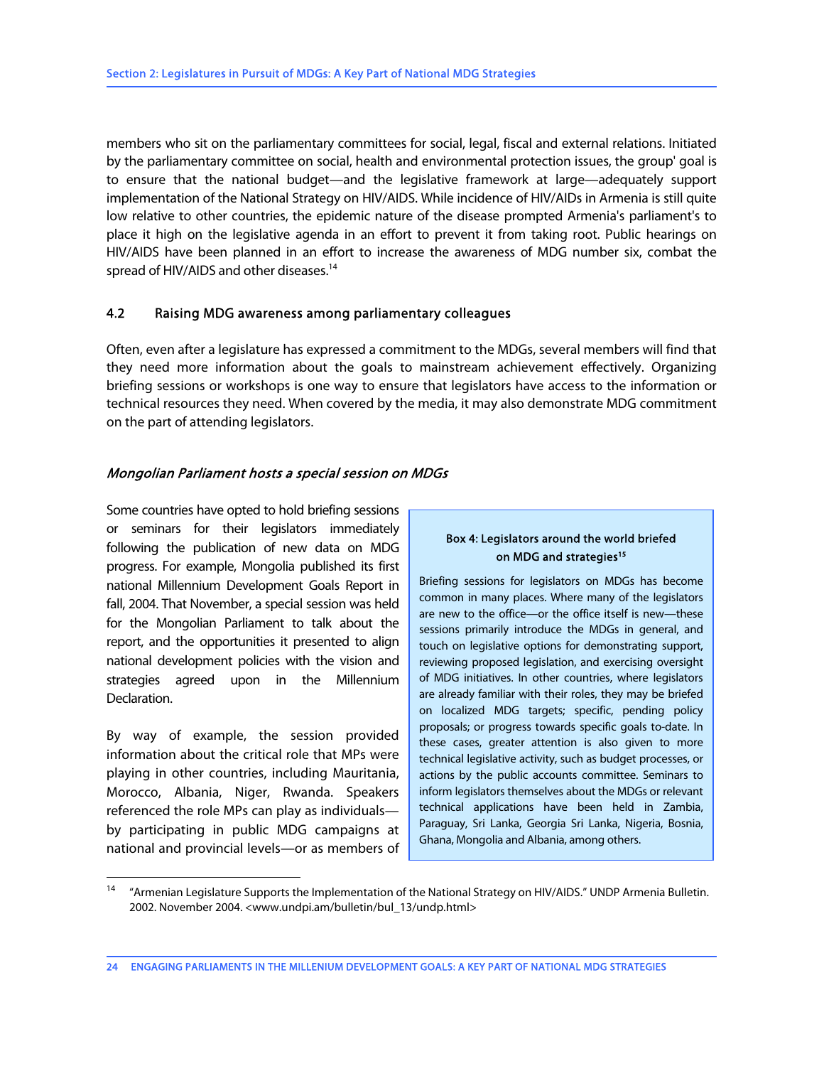members who sit on the parliamentary committees for social, legal, fiscal and external relations. Initiated by the parliamentary committee on social, health and environmental protection issues, the group' goal is to ensure that the national budget—and the legislative framework at large—adequately support implementation of the National Strategy on HIV/AIDS. While incidence of HIV/AIDs in Armenia is still quite low relative to other countries, the epidemic nature of the disease prompted Armenia's parliament's to place it high on the legislative agenda in an effort to prevent it from taking root. Public hearings on HIV/AIDS have been planned in an effort to increase the awareness of MDG number six, combat the spread of HIV/AIDS and other diseases.[14]

### 4.2 Raising MDG awareness among parliamentary colleagues

Often, even after a legislature has expressed a commitment to the MDGs, several members will find that they need more information about the goals to mainstream achievement effectively. Organizing briefing sessions or workshops is one way to ensure that legislators have access to the information or technical resources they need. When covered by the media, it may also demonstrate MDG commitment on the part of attending legislators.

#### *Mongolian Parliament hosts a special session on MDGs*

Some countries have opted to hold briefing sessions or seminars for their legislators immediately following the publication of new data on MDG progress. For example, Mongolia published its first national Millennium Development Goals Report in fall, 2004. That November, a special session was held for the Mongolian Parliament to talk about the report, and the opportunities it presented to align national development policies with the vision and strategies agreed upon in the Millennium Declaration.

By way of example, the session provided information about the critical role that MPs were playing in other countries, including Mauritania, Morocco, Albania, Niger, Rwanda. Speakers referenced the role MPs can play as individuals—by participating in public MDG campaigns at national and provincial levels—or as members of

> **Box 4: Legislators around the world briefed on MDG and strategies[15]**
>
> Briefing sessions for legislators on MDGs has become common in many places. Where many of the legislators are new to the office—or the office itself is new—these sessions primarily introduce the MDGs in general, and touch on legislative options for demonstrating support, reviewing proposed legislation, and exercising oversight of MDG initiatives. In other countries, where legislators are already familiar with their roles, they may be briefed on localized MDG targets; specific, pending policy proposals; or progress towards specific goals to-date. In these cases, greater attention is also given to more technical legislative activity, such as budget processes, or actions by the public accounts committee. Seminars to inform legislators themselves about the MDGs or relevant technical applications have been held in Zambia, Paraguay, Sri Lanka, Georgia Sri Lanka, Nigeria, Bosnia, Ghana, Mongolia and Albania, among others.

---

[14] "Armenian Legislature Supports the Implementation of the National Strategy on HIV/AIDS." UNDP Armenia Bulletin. 2002. November 2004. <www.undpi.am/bulletin/bul_13/undp.html>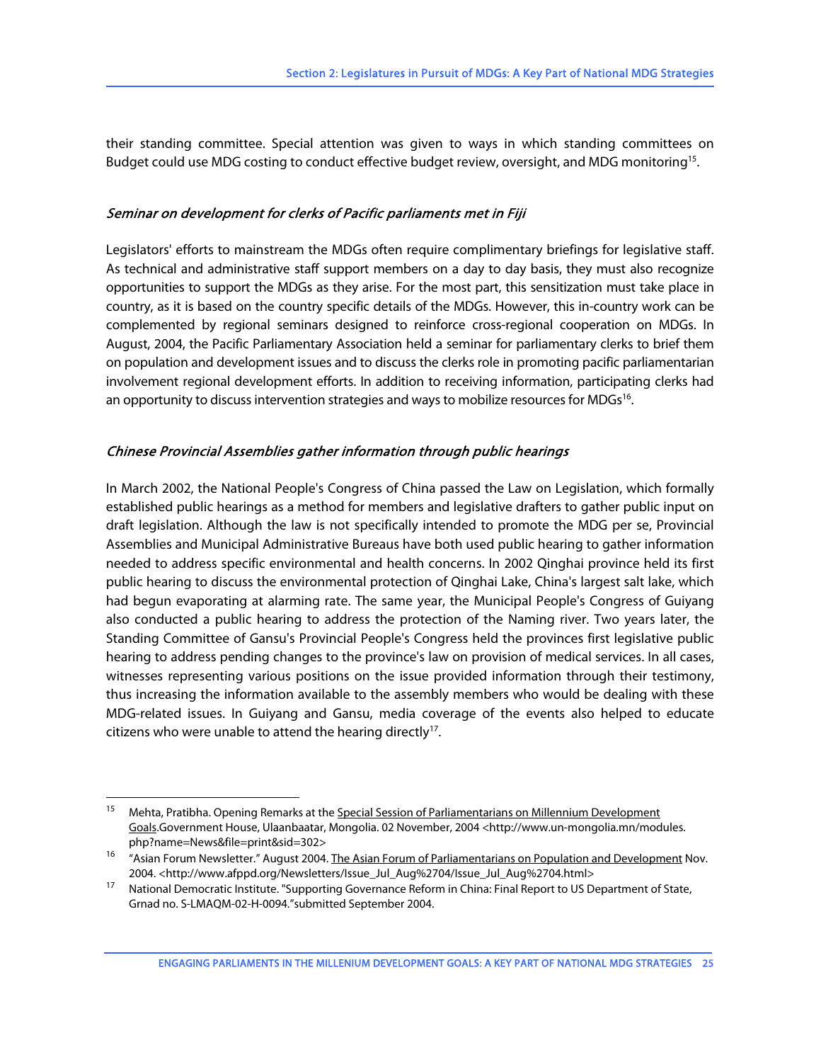their standing committee. Special attention was given to ways in which standing committees on Budget could use MDG costing to conduct effective budget review, oversight, and MDG monitoring[15].

### *Seminar on development for clerks of Pacific parliaments met in Fiji*

Legislators' efforts to mainstream the MDGs often require complimentary briefings for legislative staff. As technical and administrative staff support members on a day to day basis, they must also recognize opportunities to support the MDGs as they arise. For the most part, this sensitization must take place in country, as it is based on the country specific details of the MDGs. However, this in-country work can be complemented by regional seminars designed to reinforce cross-regional cooperation on MDGs. In August, 2004, the Pacific Parliamentary Association held a seminar for parliamentary clerks to brief them on population and development issues and to discuss the clerks role in promoting pacific parliamentarian involvement regional development efforts. In addition to receiving information, participating clerks had an opportunity to discuss intervention strategies and ways to mobilize resources for MDGs[16].

### *Chinese Provincial Assemblies gather information through public hearings*

In March 2002, the National People's Congress of China passed the Law on Legislation, which formally established public hearings as a method for members and legislative drafters to gather public input on draft legislation. Although the law is not specifically intended to promote the MDG per se, Provincial Assemblies and Municipal Administrative Bureaus have both used public hearing to gather information needed to address specific environmental and health concerns. In 2002 Qinghai province held its first public hearing to discuss the environmental protection of Qinghai Lake, China's largest salt lake, which had begun evaporating at alarming rate. The same year, the Municipal People's Congress of Guiyang also conducted a public hearing to address the protection of the Naming river. Two years later, the Standing Committee of Gansu's Provincial People's Congress held the provinces first legislative public hearing to address pending changes to the province's law on provision of medical services. In all cases, witnesses representing various positions on the issue provided information through their testimony, thus increasing the information available to the assembly members who would be dealing with these MDG-related issues. In Guiyang and Gansu, media coverage of the events also helped to educate citizens who were unable to attend the hearing directly[17].

---

[15] Mehta, Pratibha. Opening Remarks at the Special Session of Parliamentarians on Millennium Development Goals.Government House, Ulaanbaatar, Mongolia. 02 November, 2004 <http://www.un-mongolia.mn/modules.php?name=News&file=print&sid=302>

[16] "Asian Forum Newsletter." August 2004. The Asian Forum of Parliamentarians on Population and Development Nov. 2004. <http://www.afppd.org/Newsletters/Issue_Jul_Aug%2704/Issue_Jul_Aug%2704.html>

[17] National Democratic Institute. "Supporting Governance Reform in China: Final Report to US Department of State, Grnad no. S-LMAQM-02-H-0094."submitted September 2004.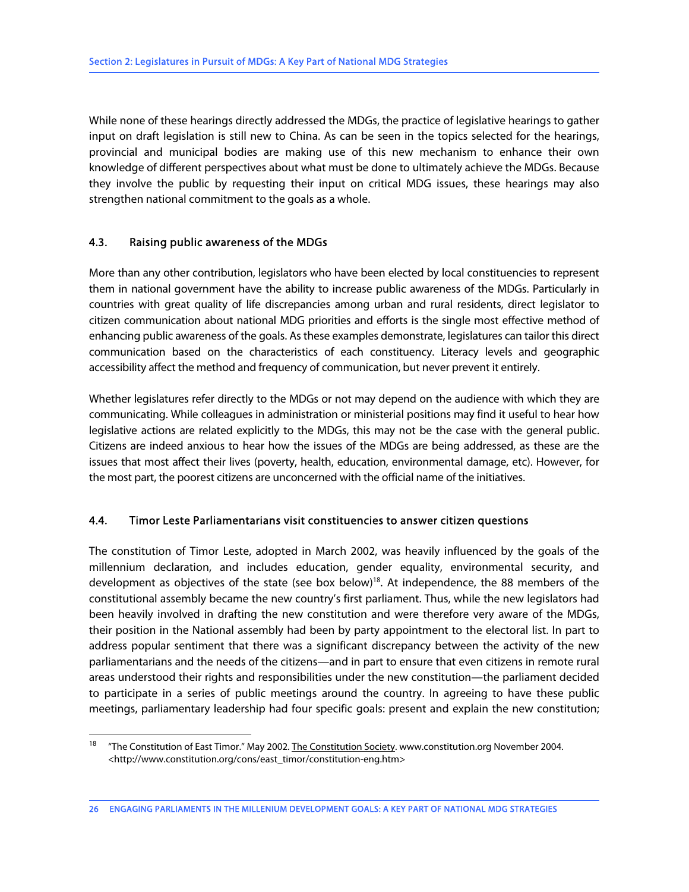While none of these hearings directly addressed the MDGs, the practice of legislative hearings to gather input on draft legislation is still new to China. As can be seen in the topics selected for the hearings, provincial and municipal bodies are making use of this new mechanism to enhance their own knowledge of different perspectives about what must be done to ultimately achieve the MDGs. Because they involve the public by requesting their input on critical MDG issues, these hearings may also strengthen national commitment to the goals as a whole.

### 4.3. Raising public awareness of the MDGs

More than any other contribution, legislators who have been elected by local constituencies to represent them in national government have the ability to increase public awareness of the MDGs. Particularly in countries with great quality of life discrepancies among urban and rural residents, direct legislator to citizen communication about national MDG priorities and efforts is the single most effective method of enhancing public awareness of the goals. As these examples demonstrate, legislatures can tailor this direct communication based on the characteristics of each constituency. Literacy levels and geographic accessibility affect the method and frequency of communication, but never prevent it entirely.

Whether legislatures refer directly to the MDGs or not may depend on the audience with which they are communicating. While colleagues in administration or ministerial positions may find it useful to hear how legislative actions are related explicitly to the MDGs, this may not be the case with the general public. Citizens are indeed anxious to hear how the issues of the MDGs are being addressed, as these are the issues that most affect their lives (poverty, health, education, environmental damage, etc). However, for the most part, the poorest citizens are unconcerned with the official name of the initiatives.

### 4.4. Timor Leste Parliamentarians visit constituencies to answer citizen questions

The constitution of Timor Leste, adopted in March 2002, was heavily influenced by the goals of the millennium declaration, and includes education, gender equality, environmental security, and development as objectives of the state (see box below)[18]. At independence, the 88 members of the constitutional assembly became the new country's first parliament. Thus, while the new legislators had been heavily involved in drafting the new constitution and were therefore very aware of the MDGs, their position in the National assembly had been by party appointment to the electoral list. In part to address popular sentiment that there was a significant discrepancy between the activity of the new parliamentarians and the needs of the citizens—and in part to ensure that even citizens in remote rural areas understood their rights and responsibilities under the new constitution—the parliament decided to participate in a series of public meetings around the country. In agreeing to have these public meetings, parliamentary leadership had four specific goals: present and explain the new constitution;

[18] "The Constitution of East Timor." May 2002. The Constitution Society. www.constitution.org November 2004. <http://www.constitution.org/cons/east_timor/constitution-eng.htm>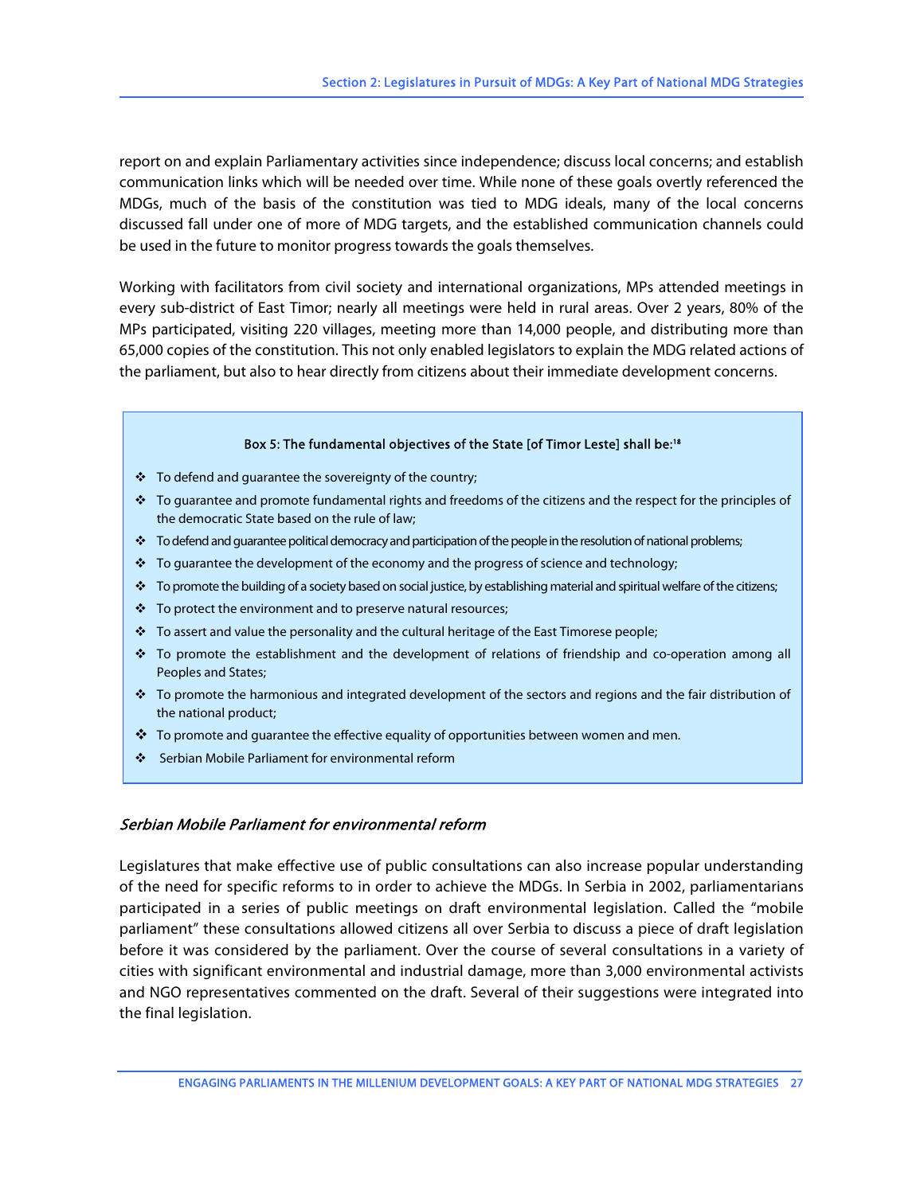report on and explain Parliamentary activities since independence; discuss local concerns; and establish communication links which will be needed over time. While none of these goals overtly referenced the MDGs, much of the basis of the constitution was tied to MDG ideals, many of the local concerns discussed fall under one of more of MDG targets, and the established communication channels could be used in the future to monitor progress towards the goals themselves.

Working with facilitators from civil society and international organizations, MPs attended meetings in every sub-district of East Timor; nearly all meetings were held in rural areas. Over 2 years, 80% of the MPs participated, visiting 220 villages, meeting more than 14,000 people, and distributing more than 65,000 copies of the constitution. This not only enabled legislators to explain the MDG related actions of the parliament, but also to hear directly from citizens about their immediate development concerns.

**Box 5: The fundamental objectives of the State [of Timor Leste] shall be:**[18]

- To defend and guarantee the sovereignty of the country;
- To guarantee and promote fundamental rights and freedoms of the citizens and the respect for the principles of the democratic State based on the rule of law;
- To defend and guarantee political democracy and participation of the people in the resolution of national problems;
- To guarantee the development of the economy and the progress of science and technology;
- To promote the building of a society based on social justice, by establishing material and spiritual welfare of the citizens;
- To protect the environment and to preserve natural resources;
- To assert and value the personality and the cultural heritage of the East Timorese people;
- To promote the establishment and the development of relations of friendship and co-operation among all Peoples and States;
- To promote the harmonious and integrated development of the sectors and regions and the fair distribution of the national product;
- To promote and guarantee the effective equality of opportunities between women and men.
- Serbian Mobile Parliament for environmental reform

### *Serbian Mobile Parliament for environmental reform*

Legislatures that make effective use of public consultations can also increase popular understanding of the need for specific reforms to in order to achieve the MDGs. In Serbia in 2002, parliamentarians participated in a series of public meetings on draft environmental legislation. Called the "mobile parliament" these consultations allowed citizens all over Serbia to discuss a piece of draft legislation before it was considered by the parliament. Over the course of several consultations in a variety of cities with significant environmental and industrial damage, more than 3,000 environmental activists and NGO representatives commented on the draft. Several of their suggestions were integrated into the final legislation.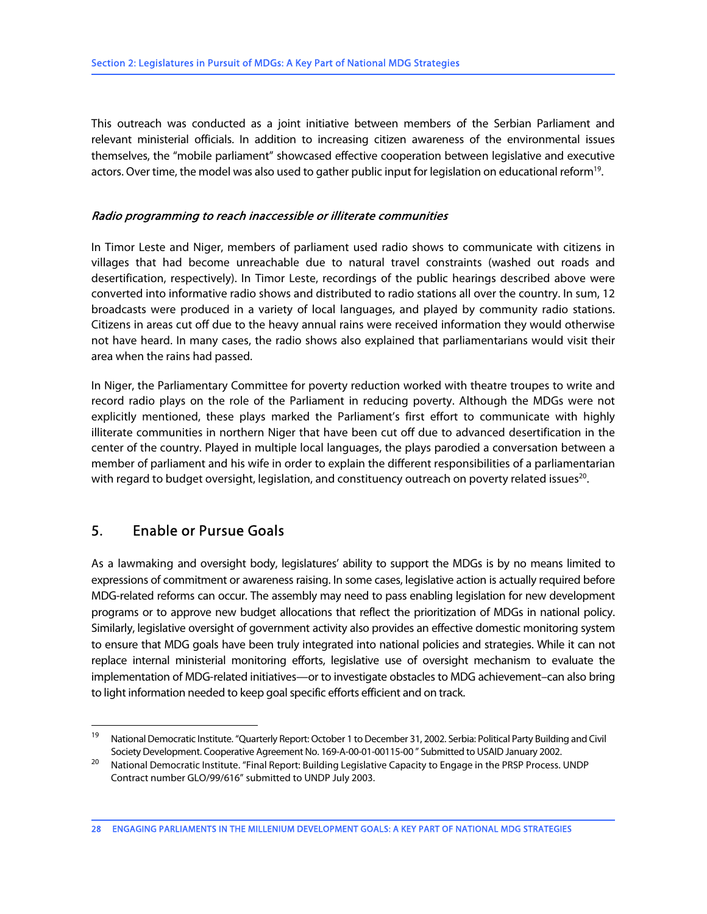This outreach was conducted as a joint initiative between members of the Serbian Parliament and relevant ministerial officials. In addition to increasing citizen awareness of the environmental issues themselves, the "mobile parliament" showcased effective cooperation between legislative and executive actors. Over time, the model was also used to gather public input for legislation on educational reform[19].

### *Radio programming to reach inaccessible or illiterate communities*

In Timor Leste and Niger, members of parliament used radio shows to communicate with citizens in villages that had become unreachable due to natural travel constraints (washed out roads and desertification, respectively). In Timor Leste, recordings of the public hearings described above were converted into informative radio shows and distributed to radio stations all over the country. In sum, 12 broadcasts were produced in a variety of local languages, and played by community radio stations. Citizens in areas cut off due to the heavy annual rains were received information they would otherwise not have heard. In many cases, the radio shows also explained that parliamentarians would visit their area when the rains had passed.

In Niger, the Parliamentary Committee for poverty reduction worked with theatre troupes to write and record radio plays on the role of the Parliament in reducing poverty. Although the MDGs were not explicitly mentioned, these plays marked the Parliament's first effort to communicate with highly illiterate communities in northern Niger that have been cut off due to advanced desertification in the center of the country. Played in multiple local languages, the plays parodied a conversation between a member of parliament and his wife in order to explain the different responsibilities of a parliamentarian with regard to budget oversight, legislation, and constituency outreach on poverty related issues[20].

## 5. Enable or Pursue Goals

As a lawmaking and oversight body, legislatures' ability to support the MDGs is by no means limited to expressions of commitment or awareness raising. In some cases, legislative action is actually required before MDG-related reforms can occur. The assembly may need to pass enabling legislation for new development programs or to approve new budget allocations that reflect the prioritization of MDGs in national policy. Similarly, legislative oversight of government activity also provides an effective domestic monitoring system to ensure that MDG goals have been truly integrated into national policies and strategies. While it can not replace internal ministerial monitoring efforts, legislative use of oversight mechanism to evaluate the implementation of MDG-related initiatives—or to investigate obstacles to MDG achievement–can also bring to light information needed to keep goal specific efforts efficient and on track.

---

[19] National Democratic Institute. "Quarterly Report: October 1 to December 31, 2002. Serbia: Political Party Building and Civil Society Development. Cooperative Agreement No. 169-A-00-01-00115-00 " Submitted to USAID January 2002.

[20] National Democratic Institute. "Final Report: Building Legislative Capacity to Engage in the PRSP Process. UNDP Contract number GLO/99/616" submitted to UNDP July 2003.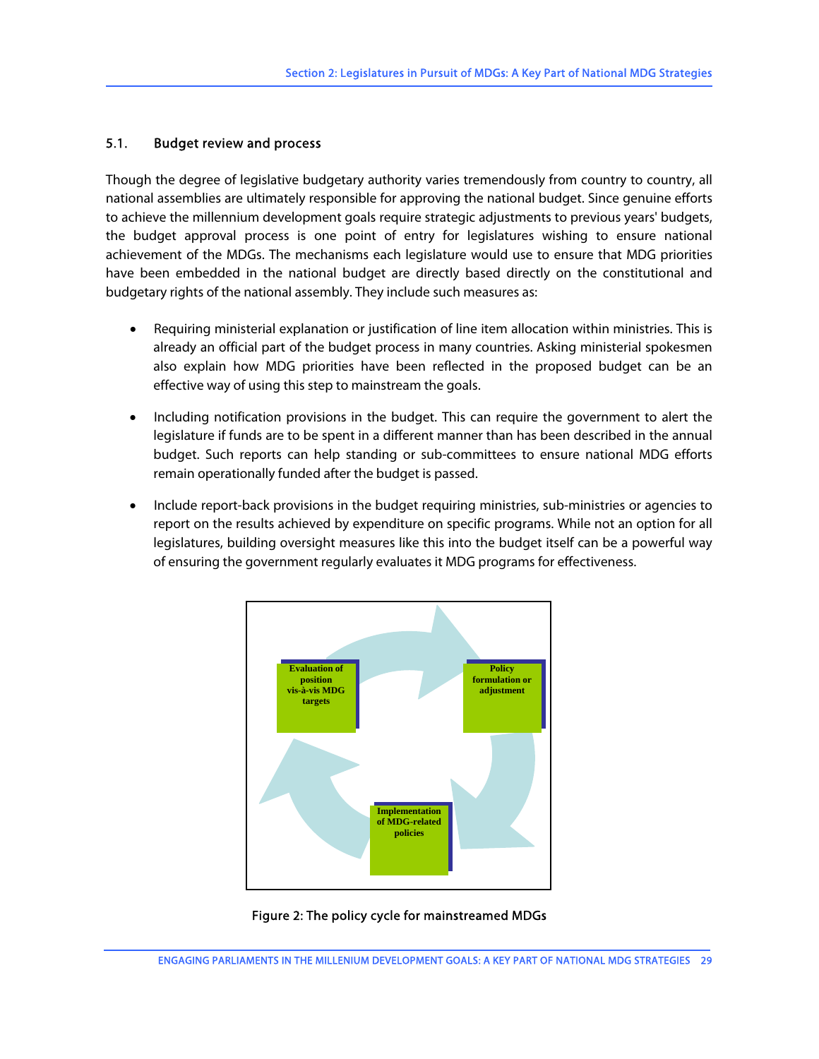### 5.1. Budget review and process

Though the degree of legislative budgetary authority varies tremendously from country to country, all national assemblies are ultimately responsible for approving the national budget. Since genuine efforts to achieve the millennium development goals require strategic adjustments to previous years' budgets, the budget approval process is one point of entry for legislatures wishing to ensure national achievement of the MDGs. The mechanisms each legislature would use to ensure that MDG priorities have been embedded in the national budget are directly based directly on the constitutional and budgetary rights of the national assembly. They include such measures as:

- Requiring ministerial explanation or justification of line item allocation within ministries. This is already an official part of the budget process in many countries. Asking ministerial spokesmen also explain how MDG priorities have been reflected in the proposed budget can be an effective way of using this step to mainstream the goals.
- Including notification provisions in the budget. This can require the government to alert the legislature if funds are to be spent in a different manner than has been described in the annual budget. Such reports can help standing or sub-committees to ensure national MDG efforts remain operationally funded after the budget is passed.
- Include report-back provisions in the budget requiring ministries, sub-ministries or agencies to report on the results achieved by expenditure on specific programs. While not an option for all legislatures, building oversight measures like this into the budget itself can be a powerful way of ensuring the government regularly evaluates it MDG programs for effectiveness.

Evaluation of position vis-à-vis MDG targets

Policy formulation or adjustment

Implementation of MDG-related policies

Figure 2: The policy cycle for mainstreamed MDGs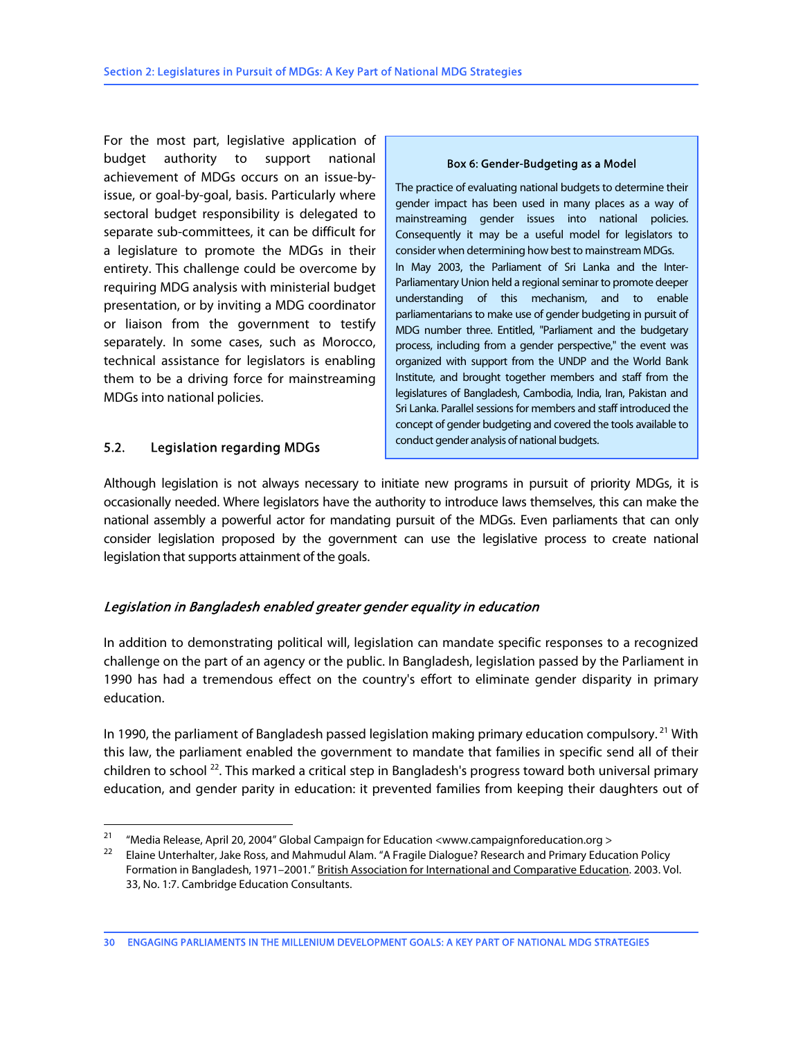For the most part, legislative application of budget authority to support national achievement of MDGs occurs on an issue-by-issue, or goal-by-goal, basis. Particularly where sectoral budget responsibility is delegated to separate sub-committees, it can be difficult for a legislature to promote the MDGs in their entirety. This challenge could be overcome by requiring MDG analysis with ministerial budget presentation, or by inviting a MDG coordinator or liaison from the government to testify separately. In some cases, such as Morocco, technical assistance for legislators is enabling them to be a driving force for mainstreaming MDGs into national policies.

> **Box 6: Gender-Budgeting as a Model**
>
> The practice of evaluating national budgets to determine their gender impact has been used in many places as a way of mainstreaming gender issues into national policies. Consequently it may be a useful model for legislators to consider when determining how best to mainstream MDGs.
>
> In May 2003, the Parliament of Sri Lanka and the Inter-Parliamentary Union held a regional seminar to promote deeper understanding of this mechanism, and to enable parliamentarians to make use of gender budgeting in pursuit of MDG number three. Entitled, "Parliament and the budgetary process, including from a gender perspective," the event was organized with support from the UNDP and the World Bank Institute, and brought together members and staff from the legislatures of Bangladesh, Cambodia, India, Iran, Pakistan and Sri Lanka. Parallel sessions for members and staff introduced the concept of gender budgeting and covered the tools available to conduct gender analysis of national budgets.

## 5.2. Legislation regarding MDGs

Although legislation is not always necessary to initiate new programs in pursuit of priority MDGs, it is occasionally needed. Where legislators have the authority to introduce laws themselves, this can make the national assembly a powerful actor for mandating pursuit of the MDGs. Even parliaments that can only consider legislation proposed by the government can use the legislative process to create national legislation that supports attainment of the goals.

### *Legislation in Bangladesh enabled greater gender equality in education*

In addition to demonstrating political will, legislation can mandate specific responses to a recognized challenge on the part of an agency or the public. In Bangladesh, legislation passed by the Parliament in 1990 has had a tremendous effect on the country's effort to eliminate gender disparity in primary education.

In 1990, the parliament of Bangladesh passed legislation making primary education compulsory.[21] With this law, the parliament enabled the government to mandate that families in specific send all of their children to school[22]. This marked a critical step in Bangladesh's progress toward both universal primary education, and gender parity in education: it prevented families from keeping their daughters out of

---

[21] "Media Release, April 20, 2004" Global Campaign for Education <www.campaignforeducation.org >

[22] Elaine Unterhalter, Jake Ross, and Mahmudul Alam. "A Fragile Dialogue? Research and Primary Education Policy Formation in Bangladesh, 1971–2001." British Association for International and Comparative Education. 2003. Vol. 33, No. 1:7. Cambridge Education Consultants.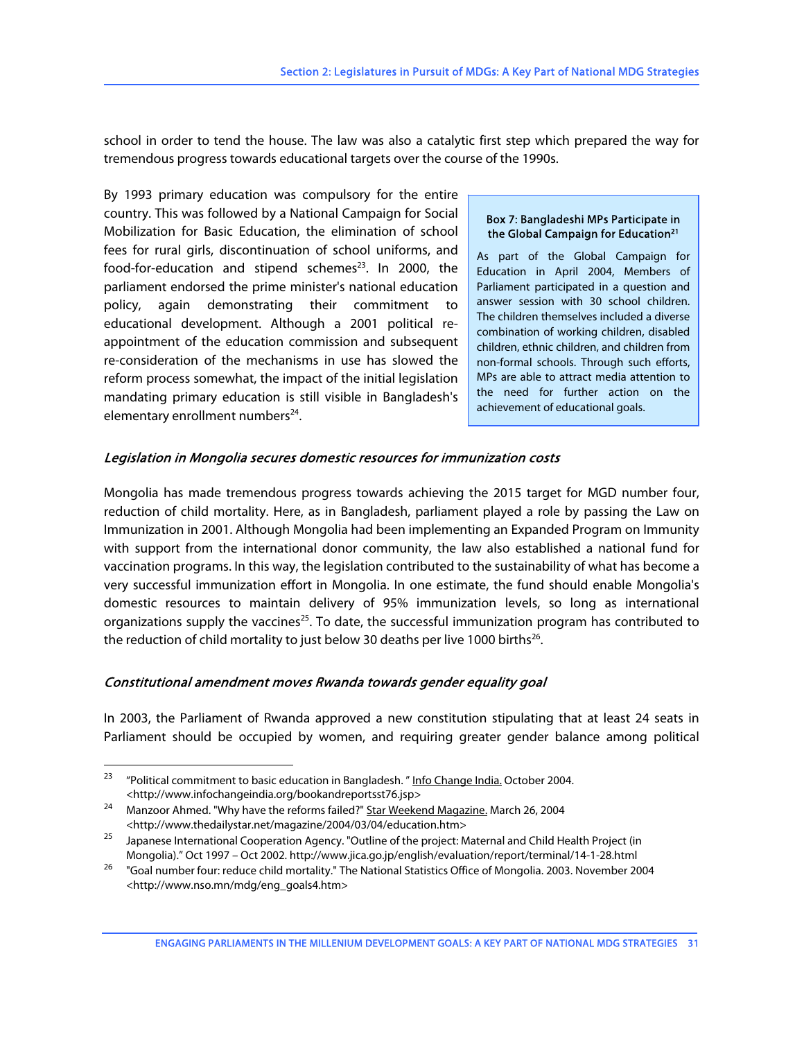school in order to tend the house. The law was also a catalytic first step which prepared the way for tremendous progress towards educational targets over the course of the 1990s.

By 1993 primary education was compulsory for the entire country. This was followed by a National Campaign for Social Mobilization for Basic Education, the elimination of school fees for rural girls, discontinuation of school uniforms, and food-for-education and stipend schemes[23]. In 2000, the parliament endorsed the prime minister's national education policy, again demonstrating their commitment to educational development. Although a 2001 political re-appointment of the education commission and subsequent re-consideration of the mechanisms in use has slowed the reform process somewhat, the impact of the initial legislation mandating primary education is still visible in Bangladesh's elementary enrollment numbers[24].

> **Box 7: Bangladeshi MPs Participate in the Global Campaign for Education[21]**
>
> As part of the Global Campaign for Education in April 2004, Members of Parliament participated in a question and answer session with 30 school children. The children themselves included a diverse combination of working children, disabled children, ethnic children, and children from non-formal schools. Through such efforts, MPs are able to attract media attention to the need for further action on the achievement of educational goals.

### *Legislation in Mongolia secures domestic resources for immunization costs*

Mongolia has made tremendous progress towards achieving the 2015 target for MGD number four, reduction of child mortality. Here, as in Bangladesh, parliament played a role by passing the Law on Immunization in 2001. Although Mongolia had been implementing an Expanded Program on Immunity with support from the international donor community, the law also established a national fund for vaccination programs. In this way, the legislation contributed to the sustainability of what has become a very successful immunization effort in Mongolia. In one estimate, the fund should enable Mongolia's domestic resources to maintain delivery of 95% immunization levels, so long as international organizations supply the vaccines[25]. To date, the successful immunization program has contributed to the reduction of child mortality to just below 30 deaths per live 1000 births[26].

### *Constitutional amendment moves Rwanda towards gender equality goal*

In 2003, the Parliament of Rwanda approved a new constitution stipulating that at least 24 seats in Parliament should be occupied by women, and requiring greater gender balance among political

---

[23] "Political commitment to basic education in Bangladesh. " Info Change India. October 2004. <http://www.infochangeindia.org/bookandreportsst76.jsp>

[24] Manzoor Ahmed. "Why have the reforms failed?" Star Weekend Magazine. March 26, 2004 <http://www.thedailystar.net/magazine/2004/03/04/education.htm>

[25] Japanese International Cooperation Agency. "Outline of the project: Maternal and Child Health Project (in Mongolia)." Oct 1997 – Oct 2002. http://www.jica.go.jp/english/evaluation/report/terminal/14-1-28.html

[26] "Goal number four: reduce child mortality." The National Statistics Office of Mongolia. 2003. November 2004 <http://www.nso.mn/mdg/eng_goals4.htm>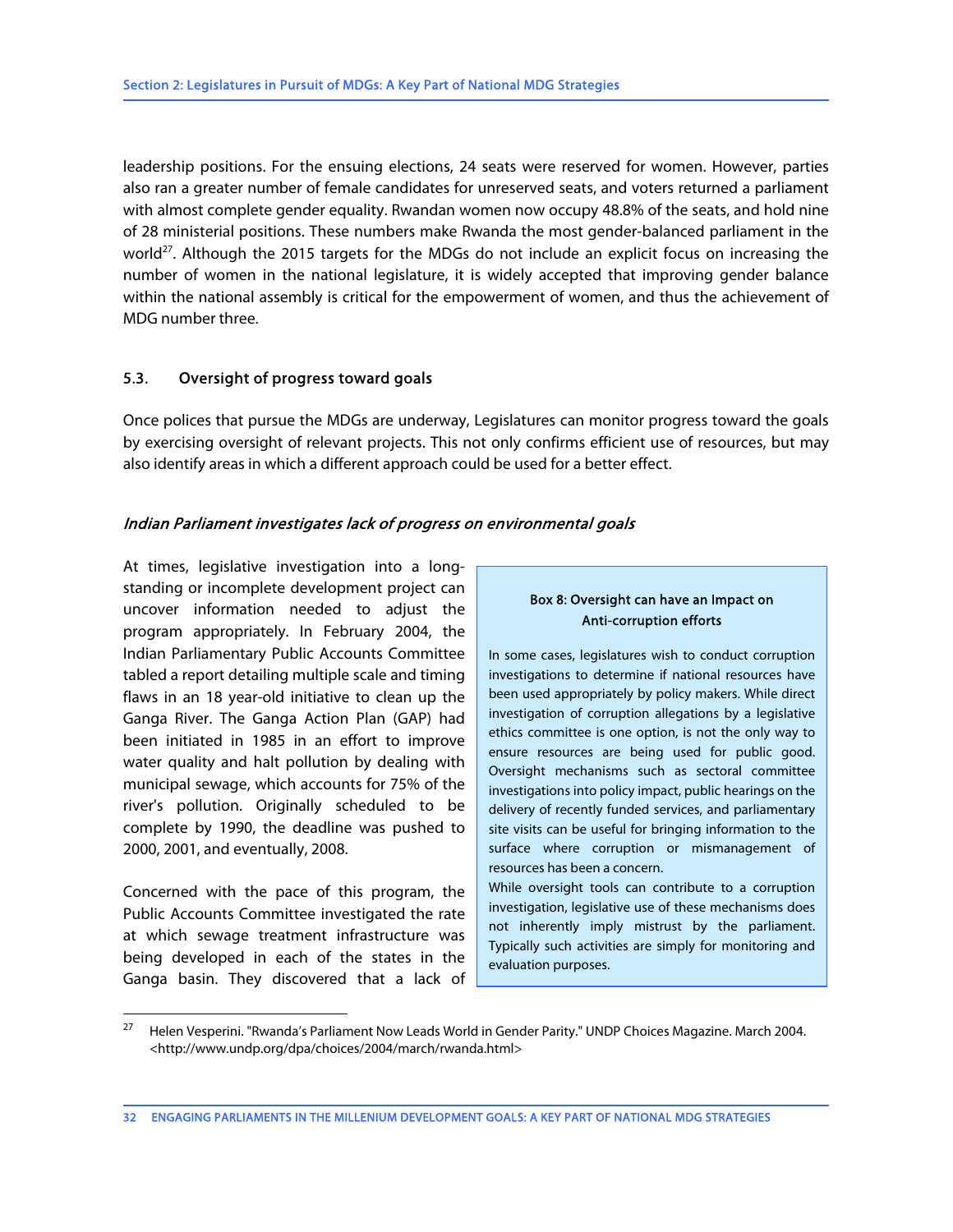leadership positions. For the ensuing elections, 24 seats were reserved for women. However, parties also ran a greater number of female candidates for unreserved seats, and voters returned a parliament with almost complete gender equality. Rwandan women now occupy 48.8% of the seats, and hold nine of 28 ministerial positions. These numbers make Rwanda the most gender-balanced parliament in the world[27]. Although the 2015 targets for the MDGs do not include an explicit focus on increasing the number of women in the national legislature, it is widely accepted that improving gender balance within the national assembly is critical for the empowerment of women, and thus the achievement of MDG number three.

### 5.3. Oversight of progress toward goals

Once polices that pursue the MDGs are underway, Legislatures can monitor progress toward the goals by exercising oversight of relevant projects. This not only confirms efficient use of resources, but may also identify areas in which a different approach could be used for a better effect.

#### *Indian Parliament investigates lack of progress on environmental goals*

At times, legislative investigation into a long-standing or incomplete development project can uncover information needed to adjust the program appropriately. In February 2004, the Indian Parliamentary Public Accounts Committee tabled a report detailing multiple scale and timing flaws in an 18 year-old initiative to clean up the Ganga River. The Ganga Action Plan (GAP) had been initiated in 1985 in an effort to improve water quality and halt pollution by dealing with municipal sewage, which accounts for 75% of the river's pollution. Originally scheduled to be complete by 1990, the deadline was pushed to 2000, 2001, and eventually, 2008.

Concerned with the pace of this program, the Public Accounts Committee investigated the rate at which sewage treatment infrastructure was being developed in each of the states in the Ganga basin. They discovered that a lack of

> **Box 8: Oversight can have an Impact on Anti-corruption efforts**
>
> In some cases, legislatures wish to conduct corruption investigations to determine if national resources have been used appropriately by policy makers. While direct investigation of corruption allegations by a legislative ethics committee is one option, is not the only way to ensure resources are being used for public good. Oversight mechanisms such as sectoral committee investigations into policy impact, public hearings on the delivery of recently funded services, and parliamentary site visits can be useful for bringing information to the surface where corruption or mismanagement of resources has been a concern.
>
> While oversight tools can contribute to a corruption investigation, legislative use of these mechanisms does not inherently imply mistrust by the parliament. Typically such activities are simply for monitoring and evaluation purposes.

---

[27] Helen Vesperini. "Rwanda's Parliament Now Leads World in Gender Parity." UNDP Choices Magazine. March 2004. <http://www.undp.org/dpa/choices/2004/march/rwanda.html>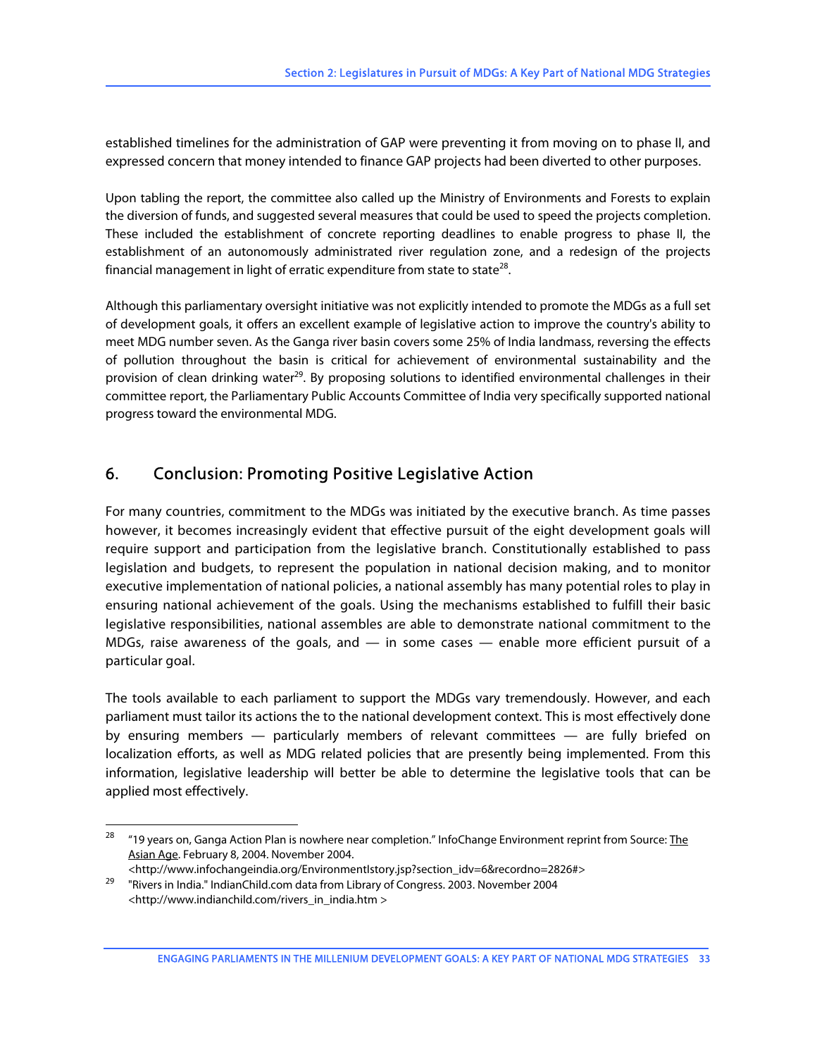established timelines for the administration of GAP were preventing it from moving on to phase II, and expressed concern that money intended to finance GAP projects had been diverted to other purposes.

Upon tabling the report, the committee also called up the Ministry of Environments and Forests to explain the diversion of funds, and suggested several measures that could be used to speed the projects completion. These included the establishment of concrete reporting deadlines to enable progress to phase II, the establishment of an autonomously administrated river regulation zone, and a redesign of the projects financial management in light of erratic expenditure from state to state[28].

Although this parliamentary oversight initiative was not explicitly intended to promote the MDGs as a full set of development goals, it offers an excellent example of legislative action to improve the country's ability to meet MDG number seven. As the Ganga river basin covers some 25% of India landmass, reversing the effects of pollution throughout the basin is critical for achievement of environmental sustainability and the provision of clean drinking water[29]. By proposing solutions to identified environmental challenges in their committee report, the Parliamentary Public Accounts Committee of India very specifically supported national progress toward the environmental MDG.

## 6. Conclusion: Promoting Positive Legislative Action

For many countries, commitment to the MDGs was initiated by the executive branch. As time passes however, it becomes increasingly evident that effective pursuit of the eight development goals will require support and participation from the legislative branch. Constitutionally established to pass legislation and budgets, to represent the population in national decision making, and to monitor executive implementation of national policies, a national assembly has many potential roles to play in ensuring national achievement of the goals. Using the mechanisms established to fulfill their basic legislative responsibilities, national assembles are able to demonstrate national commitment to the MDGs, raise awareness of the goals, and — in some cases — enable more efficient pursuit of a particular goal.

The tools available to each parliament to support the MDGs vary tremendously. However, and each parliament must tailor its actions the to the national development context. This is most effectively done by ensuring members — particularly members of relevant committees — are fully briefed on localization efforts, as well as MDG related policies that are presently being implemented. From this information, legislative leadership will better be able to determine the legislative tools that can be applied most effectively.

---

[28] "19 years on, Ganga Action Plan is nowhere near completion." InfoChange Environment reprint from Source: The Asian Age. February 8, 2004. November 2004. <http://www.infochangeindia.org/Environmentlstory.jsp?section_idv=6&recordno=2826#>

[29] "Rivers in India." IndianChild.com data from Library of Congress. 2003. November 2004 <http://www.indianchild.com/rivers_in_india.htm >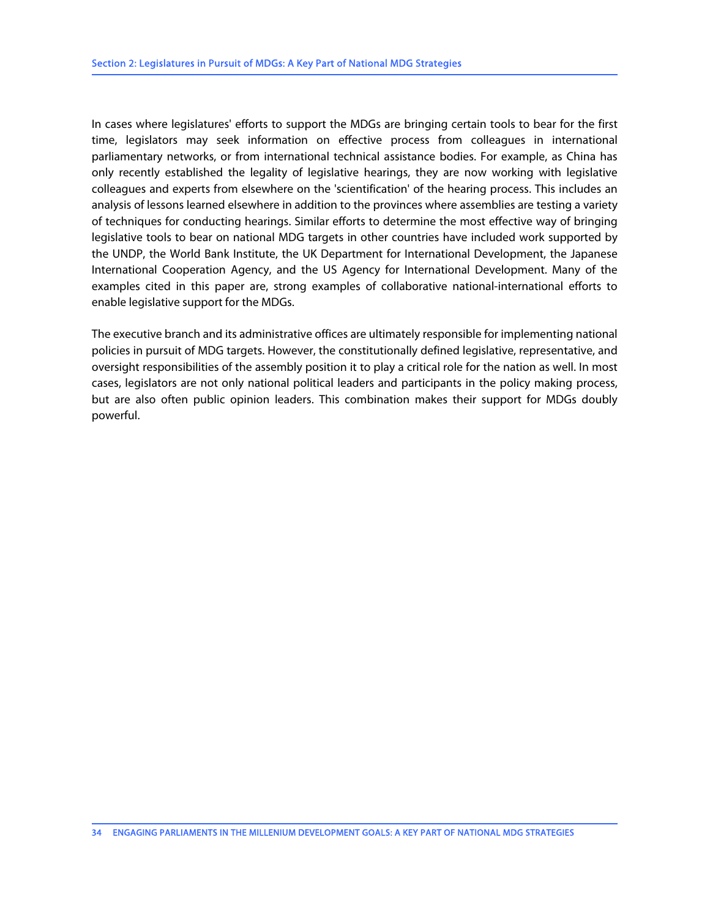In cases where legislatures' efforts to support the MDGs are bringing certain tools to bear for the first time, legislators may seek information on effective process from colleagues in international parliamentary networks, or from international technical assistance bodies. For example, as China has only recently established the legality of legislative hearings, they are now working with legislative colleagues and experts from elsewhere on the 'scientification' of the hearing process. This includes an analysis of lessons learned elsewhere in addition to the provinces where assemblies are testing a variety of techniques for conducting hearings. Similar efforts to determine the most effective way of bringing legislative tools to bear on national MDG targets in other countries have included work supported by the UNDP, the World Bank Institute, the UK Department for International Development, the Japanese International Cooperation Agency, and the US Agency for International Development. Many of the examples cited in this paper are, strong examples of collaborative national-international efforts to enable legislative support for the MDGs.

The executive branch and its administrative offices are ultimately responsible for implementing national policies in pursuit of MDG targets. However, the constitutionally defined legislative, representative, and oversight responsibilities of the assembly position it to play a critical role for the nation as well. In most cases, legislators are not only national political leaders and participants in the policy making process, but are also often public opinion leaders. This combination makes their support for MDGs doubly powerful.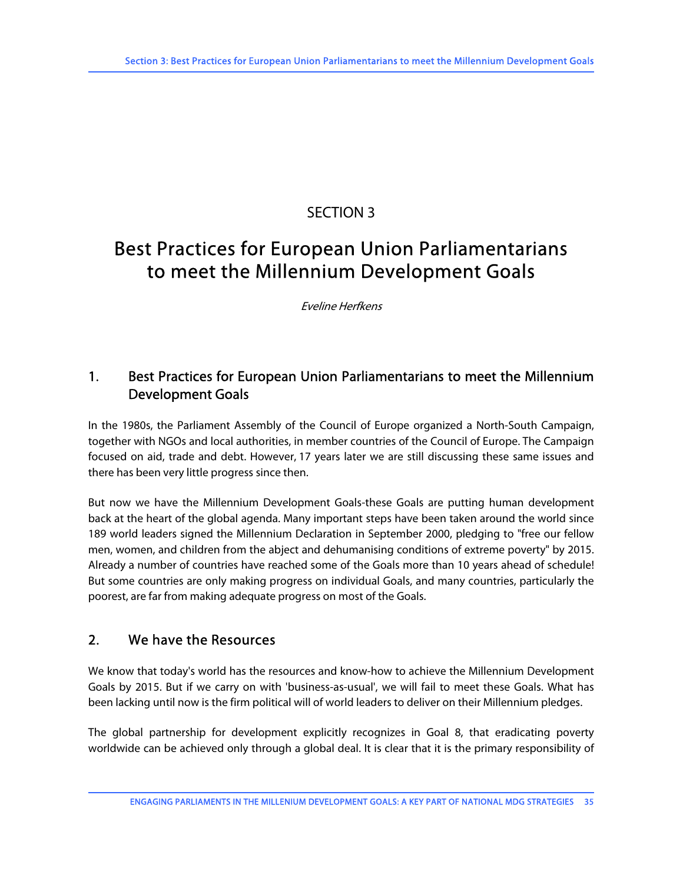# SECTION 3

# Best Practices for European Union Parliamentarians to meet the Millennium Development Goals

*Eveline Herfkens*

## 1. Best Practices for European Union Parliamentarians to meet the Millennium Development Goals

In the 1980s, the Parliament Assembly of the Council of Europe organized a North-South Campaign, together with NGOs and local authorities, in member countries of the Council of Europe. The Campaign focused on aid, trade and debt. However, 17 years later we are still discussing these same issues and there has been very little progress since then.

But now we have the Millennium Development Goals-these Goals are putting human development back at the heart of the global agenda. Many important steps have been taken around the world since 189 world leaders signed the Millennium Declaration in September 2000, pledging to "free our fellow men, women, and children from the abject and dehumanising conditions of extreme poverty" by 2015. Already a number of countries have reached some of the Goals more than 10 years ahead of schedule! But some countries are only making progress on individual Goals, and many countries, particularly the poorest, are far from making adequate progress on most of the Goals.

## 2. We have the Resources

We know that today's world has the resources and know-how to achieve the Millennium Development Goals by 2015. But if we carry on with 'business-as-usual', we will fail to meet these Goals. What has been lacking until now is the firm political will of world leaders to deliver on their Millennium pledges.

The global partnership for development explicitly recognizes in Goal 8, that eradicating poverty worldwide can be achieved only through a global deal. It is clear that it is the primary responsibility of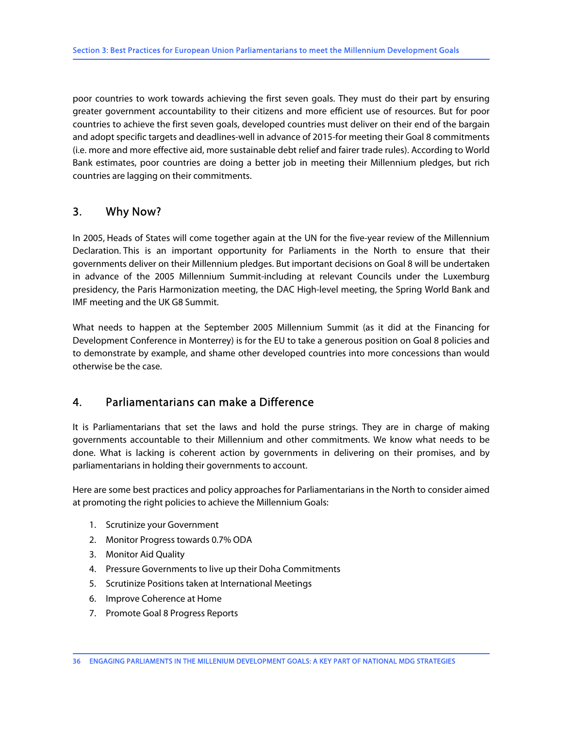poor countries to work towards achieving the first seven goals. They must do their part by ensuring greater government accountability to their citizens and more efficient use of resources. But for poor countries to achieve the first seven goals, developed countries must deliver on their end of the bargain and adopt specific targets and deadlines-well in advance of 2015-for meeting their Goal 8 commitments (i.e. more and more effective aid, more sustainable debt relief and fairer trade rules). According to World Bank estimates, poor countries are doing a better job in meeting their Millennium pledges, but rich countries are lagging on their commitments.

## 3. Why Now?

In 2005, Heads of States will come together again at the UN for the five-year review of the Millennium Declaration. This is an important opportunity for Parliaments in the North to ensure that their governments deliver on their Millennium pledges. But important decisions on Goal 8 will be undertaken in advance of the 2005 Millennium Summit-including at relevant Councils under the Luxemburg presidency, the Paris Harmonization meeting, the DAC High-level meeting, the Spring World Bank and IMF meeting and the UK G8 Summit.

What needs to happen at the September 2005 Millennium Summit (as it did at the Financing for Development Conference in Monterrey) is for the EU to take a generous position on Goal 8 policies and to demonstrate by example, and shame other developed countries into more concessions than would otherwise be the case.

## 4. Parliamentarians can make a Difference

It is Parliamentarians that set the laws and hold the purse strings. They are in charge of making governments accountable to their Millennium and other commitments. We know what needs to be done. What is lacking is coherent action by governments in delivering on their promises, and by parliamentarians in holding their governments to account.

Here are some best practices and policy approaches for Parliamentarians in the North to consider aimed at promoting the right policies to achieve the Millennium Goals:

1. Scrutinize your Government
2. Monitor Progress towards 0.7% ODA
3. Monitor Aid Quality
4. Pressure Governments to live up their Doha Commitments
5. Scrutinize Positions taken at International Meetings
6. Improve Coherence at Home
7. Promote Goal 8 Progress Reports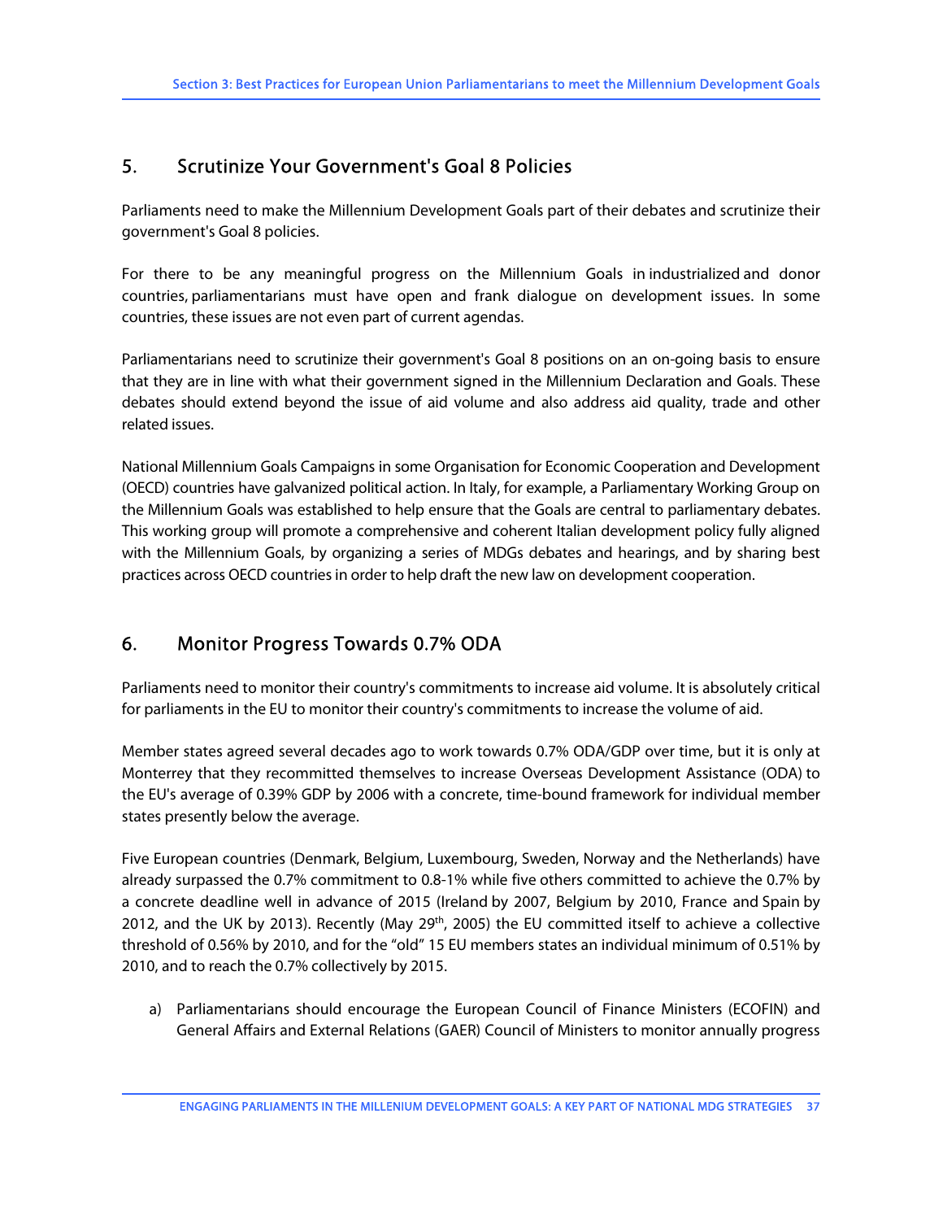## 5. Scrutinize Your Government's Goal 8 Policies

Parliaments need to make the Millennium Development Goals part of their debates and scrutinize their government's Goal 8 policies.

For there to be any meaningful progress on the Millennium Goals in industrialized and donor countries, parliamentarians must have open and frank dialogue on development issues. In some countries, these issues are not even part of current agendas.

Parliamentarians need to scrutinize their government's Goal 8 positions on an on-going basis to ensure that they are in line with what their government signed in the Millennium Declaration and Goals. These debates should extend beyond the issue of aid volume and also address aid quality, trade and other related issues.

National Millennium Goals Campaigns in some Organisation for Economic Cooperation and Development (OECD) countries have galvanized political action. In Italy, for example, a Parliamentary Working Group on the Millennium Goals was established to help ensure that the Goals are central to parliamentary debates. This working group will promote a comprehensive and coherent Italian development policy fully aligned with the Millennium Goals, by organizing a series of MDGs debates and hearings, and by sharing best practices across OECD countries in order to help draft the new law on development cooperation.

## 6. Monitor Progress Towards 0.7% ODA

Parliaments need to monitor their country's commitments to increase aid volume. It is absolutely critical for parliaments in the EU to monitor their country's commitments to increase the volume of aid.

Member states agreed several decades ago to work towards 0.7% ODA/GDP over time, but it is only at Monterrey that they recommitted themselves to increase Overseas Development Assistance (ODA) to the EU's average of 0.39% GDP by 2006 with a concrete, time-bound framework for individual member states presently below the average.

Five European countries (Denmark, Belgium, Luxembourg, Sweden, Norway and the Netherlands) have already surpassed the 0.7% commitment to 0.8-1% while five others committed to achieve the 0.7% by a concrete deadline well in advance of 2015 (Ireland by 2007, Belgium by 2010, France and Spain by 2012, and the UK by 2013). Recently (May 29th, 2005) the EU committed itself to achieve a collective threshold of 0.56% by 2010, and for the "old" 15 EU members states an individual minimum of 0.51% by 2010, and to reach the 0.7% collectively by 2015.

a) Parliamentarians should encourage the European Council of Finance Ministers (ECOFIN) and General Affairs and External Relations (GAER) Council of Ministers to monitor annually progress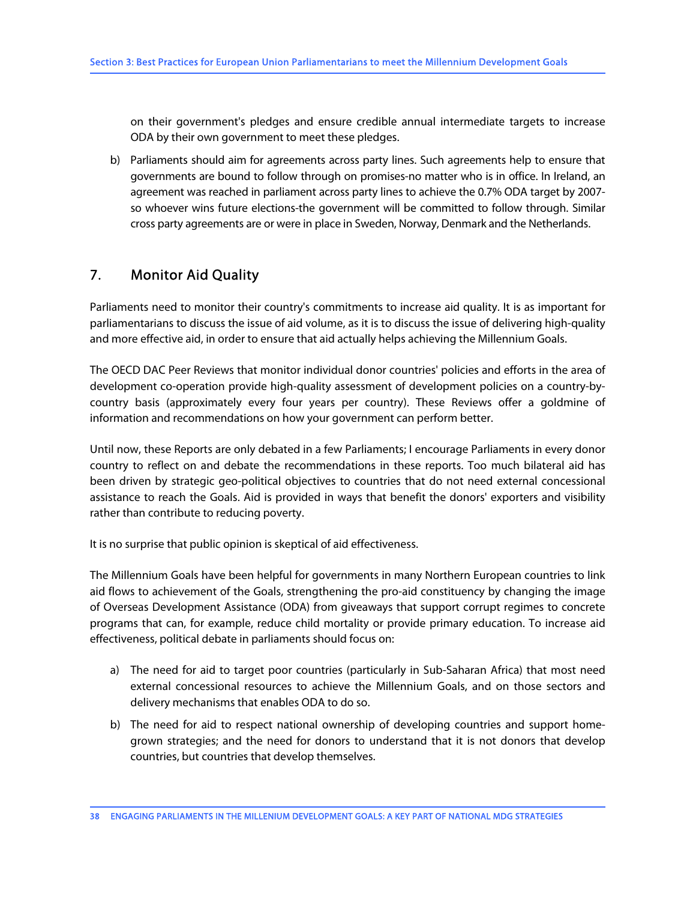on their government's pledges and ensure credible annual intermediate targets to increase ODA by their own government to meet these pledges.

b) Parliaments should aim for agreements across party lines. Such agreements help to ensure that governments are bound to follow through on promises-no matter who is in office. In Ireland, an agreement was reached in parliament across party lines to achieve the 0.7% ODA target by 2007-so whoever wins future elections-the government will be committed to follow through. Similar cross party agreements are or were in place in Sweden, Norway, Denmark and the Netherlands.

## 7. Monitor Aid Quality

Parliaments need to monitor their country's commitments to increase aid quality. It is as important for parliamentarians to discuss the issue of aid volume, as it is to discuss the issue of delivering high-quality and more effective aid, in order to ensure that aid actually helps achieving the Millennium Goals.

The OECD DAC Peer Reviews that monitor individual donor countries' policies and efforts in the area of development co-operation provide high-quality assessment of development policies on a country-by-country basis (approximately every four years per country). These Reviews offer a goldmine of information and recommendations on how your government can perform better.

Until now, these Reports are only debated in a few Parliaments; I encourage Parliaments in every donor country to reflect on and debate the recommendations in these reports. Too much bilateral aid has been driven by strategic geo-political objectives to countries that do not need external concessional assistance to reach the Goals. Aid is provided in ways that benefit the donors' exporters and visibility rather than contribute to reducing poverty.

It is no surprise that public opinion is skeptical of aid effectiveness.

The Millennium Goals have been helpful for governments in many Northern European countries to link aid flows to achievement of the Goals, strengthening the pro-aid constituency by changing the image of Overseas Development Assistance (ODA) from giveaways that support corrupt regimes to concrete programs that can, for example, reduce child mortality or provide primary education. To increase aid effectiveness, political debate in parliaments should focus on:

a) The need for aid to target poor countries (particularly in Sub-Saharan Africa) that most need external concessional resources to achieve the Millennium Goals, and on those sectors and delivery mechanisms that enables ODA to do so.

b) The need for aid to respect national ownership of developing countries and support home-grown strategies; and the need for donors to understand that it is not donors that develop countries, but countries that develop themselves.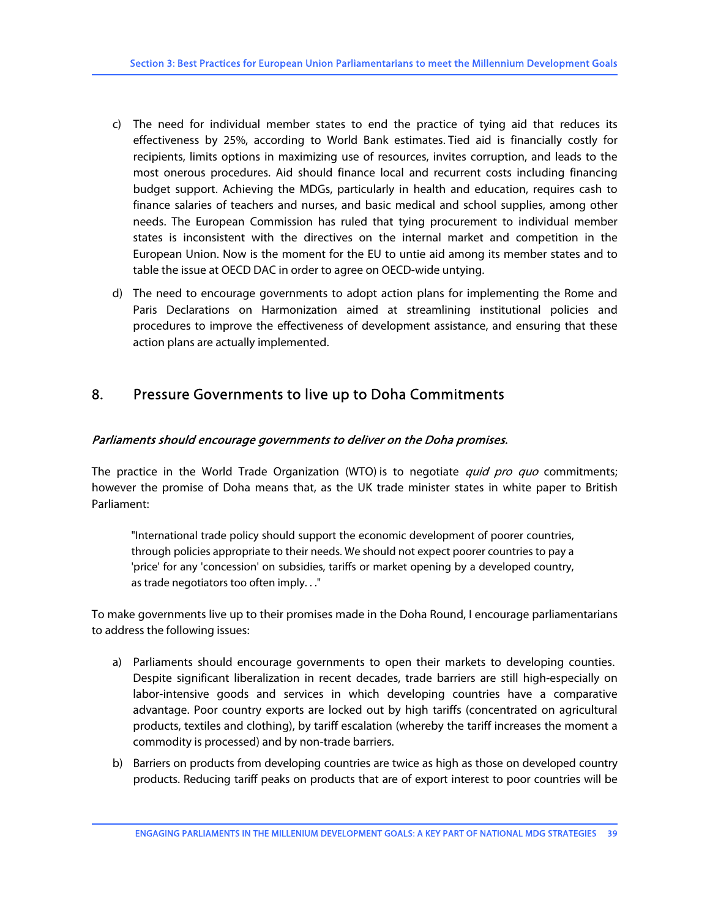c) The need for individual member states to end the practice of tying aid that reduces its effectiveness by 25%, according to World Bank estimates. Tied aid is financially costly for recipients, limits options in maximizing use of resources, invites corruption, and leads to the most onerous procedures. Aid should finance local and recurrent costs including financing budget support. Achieving the MDGs, particularly in health and education, requires cash to finance salaries of teachers and nurses, and basic medical and school supplies, among other needs. The European Commission has ruled that tying procurement to individual member states is inconsistent with the directives on the internal market and competition in the European Union. Now is the moment for the EU to untie aid among its member states and to table the issue at OECD DAC in order to agree on OECD-wide untying.

d) The need to encourage governments to adopt action plans for implementing the Rome and Paris Declarations on Harmonization aimed at streamlining institutional policies and procedures to improve the effectiveness of development assistance, and ensuring that these action plans are actually implemented.

## 8. Pressure Governments to live up to Doha Commitments

*Parliaments should encourage governments to deliver on the Doha promises.*

The practice in the World Trade Organization (WTO) is to negotiate *quid pro quo* commitments; however the promise of Doha means that, as the UK trade minister states in white paper to British Parliament:

> "International trade policy should support the economic development of poorer countries, through policies appropriate to their needs. We should not expect poorer countries to pay a 'price' for any 'concession' on subsidies, tariffs or market opening by a developed country, as trade negotiators too often imply. . ."

To make governments live up to their promises made in the Doha Round, I encourage parliamentarians to address the following issues:

a) Parliaments should encourage governments to open their markets to developing counties. Despite significant liberalization in recent decades, trade barriers are still high-especially on labor-intensive goods and services in which developing countries have a comparative advantage. Poor country exports are locked out by high tariffs (concentrated on agricultural products, textiles and clothing), by tariff escalation (whereby the tariff increases the moment a commodity is processed) and by non-trade barriers.

b) Barriers on products from developing countries are twice as high as those on developed country products. Reducing tariff peaks on products that are of export interest to poor countries will be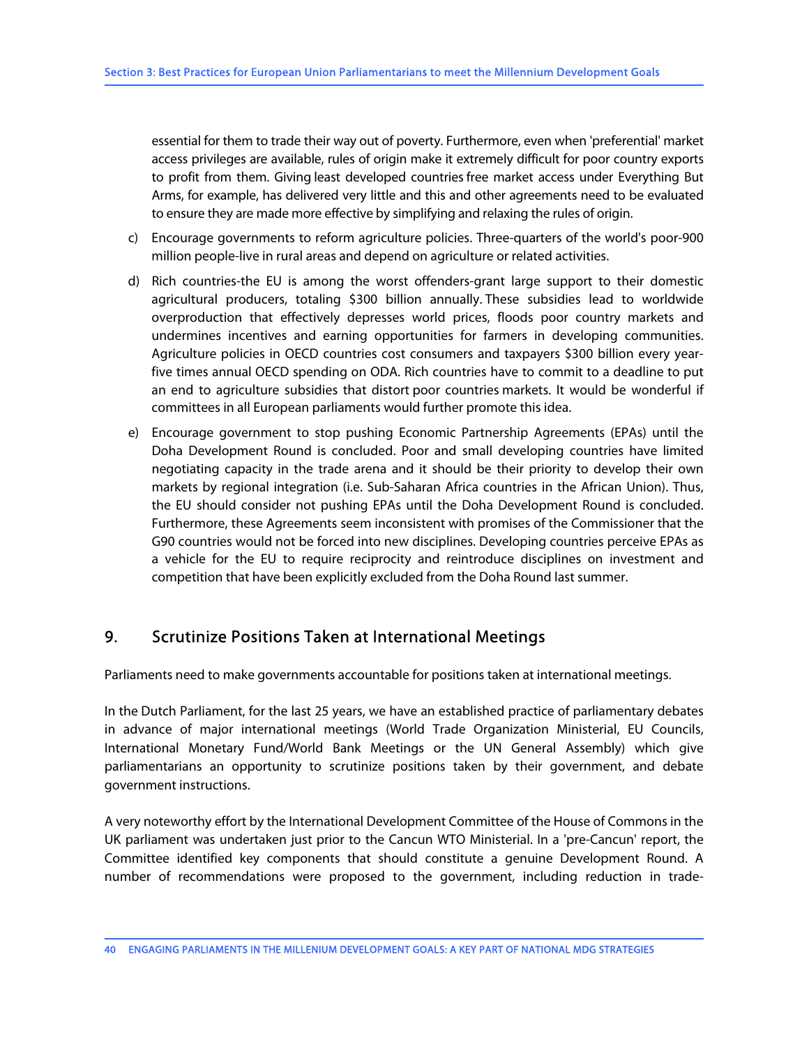essential for them to trade their way out of poverty. Furthermore, even when 'preferential' market access privileges are available, rules of origin make it extremely difficult for poor country exports to profit from them. Giving least developed countries free market access under Everything But Arms, for example, has delivered very little and this and other agreements need to be evaluated to ensure they are made more effective by simplifying and relaxing the rules of origin.

c) Encourage governments to reform agriculture policies. Three-quarters of the world's poor-900 million people-live in rural areas and depend on agriculture or related activities.

d) Rich countries-the EU is among the worst offenders-grant large support to their domestic agricultural producers, totaling $300 billion annually. These subsidies lead to worldwide overproduction that effectively depresses world prices, floods poor country markets and undermines incentives and earning opportunities for farmers in developing communities. Agriculture policies in OECD countries cost consumers and taxpayers $300 billion every year-five times annual OECD spending on ODA. Rich countries have to commit to a deadline to put an end to agriculture subsidies that distort poor countries markets. It would be wonderful if committees in all European parliaments would further promote this idea.

e) Encourage government to stop pushing Economic Partnership Agreements (EPAs) until the Doha Development Round is concluded. Poor and small developing countries have limited negotiating capacity in the trade arena and it should be their priority to develop their own markets by regional integration (i.e. Sub-Saharan Africa countries in the African Union). Thus, the EU should consider not pushing EPAs until the Doha Development Round is concluded. Furthermore, these Agreements seem inconsistent with promises of the Commissioner that the G90 countries would not be forced into new disciplines. Developing countries perceive EPAs as a vehicle for the EU to require reciprocity and reintroduce disciplines on investment and competition that have been explicitly excluded from the Doha Round last summer.

## 9. Scrutinize Positions Taken at International Meetings

Parliaments need to make governments accountable for positions taken at international meetings.

In the Dutch Parliament, for the last 25 years, we have an established practice of parliamentary debates in advance of major international meetings (World Trade Organization Ministerial, EU Councils, International Monetary Fund/World Bank Meetings or the UN General Assembly) which give parliamentarians an opportunity to scrutinize positions taken by their government, and debate government instructions.

A very noteworthy effort by the International Development Committee of the House of Commons in the UK parliament was undertaken just prior to the Cancun WTO Ministerial. In a 'pre-Cancun' report, the Committee identified key components that should constitute a genuine Development Round. A number of recommendations were proposed to the government, including reduction in trade-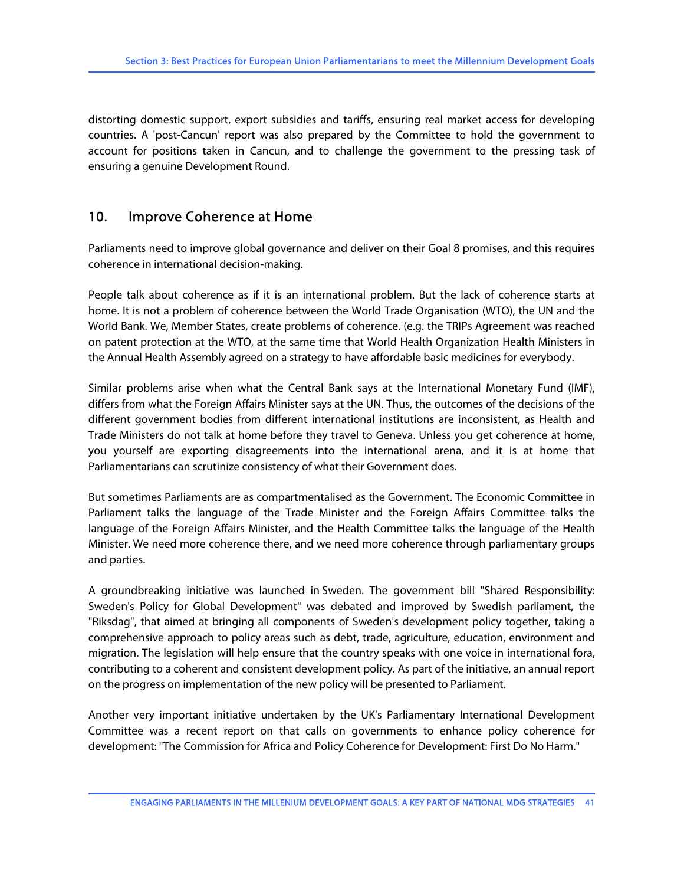distorting domestic support, export subsidies and tariffs, ensuring real market access for developing countries. A 'post-Cancun' report was also prepared by the Committee to hold the government to account for positions taken in Cancun, and to challenge the government to the pressing task of ensuring a genuine Development Round.

## 10. Improve Coherence at Home

Parliaments need to improve global governance and deliver on their Goal 8 promises, and this requires coherence in international decision-making.

People talk about coherence as if it is an international problem. But the lack of coherence starts at home. It is not a problem of coherence between the World Trade Organisation (WTO), the UN and the World Bank. We, Member States, create problems of coherence. (e.g. the TRIPs Agreement was reached on patent protection at the WTO, at the same time that World Health Organization Health Ministers in the Annual Health Assembly agreed on a strategy to have affordable basic medicines for everybody.

Similar problems arise when what the Central Bank says at the International Monetary Fund (IMF), differs from what the Foreign Affairs Minister says at the UN. Thus, the outcomes of the decisions of the different government bodies from different international institutions are inconsistent, as Health and Trade Ministers do not talk at home before they travel to Geneva. Unless you get coherence at home, you yourself are exporting disagreements into the international arena, and it is at home that Parliamentarians can scrutinize consistency of what their Government does.

But sometimes Parliaments are as compartmentalised as the Government. The Economic Committee in Parliament talks the language of the Trade Minister and the Foreign Affairs Committee talks the language of the Foreign Affairs Minister, and the Health Committee talks the language of the Health Minister. We need more coherence there, and we need more coherence through parliamentary groups and parties.

A groundbreaking initiative was launched in Sweden. The government bill "Shared Responsibility: Sweden's Policy for Global Development" was debated and improved by Swedish parliament, the "Riksdag", that aimed at bringing all components of Sweden's development policy together, taking a comprehensive approach to policy areas such as debt, trade, agriculture, education, environment and migration. The legislation will help ensure that the country speaks with one voice in international fora, contributing to a coherent and consistent development policy. As part of the initiative, an annual report on the progress on implementation of the new policy will be presented to Parliament.

Another very important initiative undertaken by the UK's Parliamentary International Development Committee was a recent report on that calls on governments to enhance policy coherence for development: "The Commission for Africa and Policy Coherence for Development: First Do No Harm."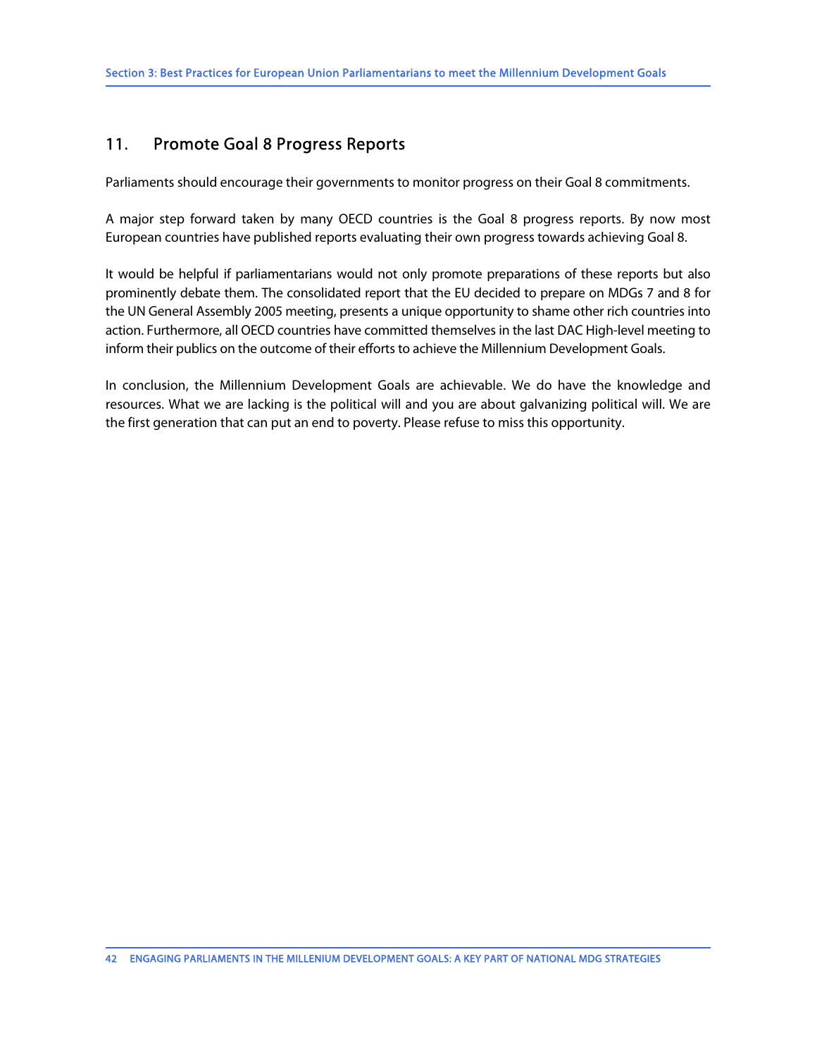## 11. Promote Goal 8 Progress Reports

Parliaments should encourage their governments to monitor progress on their Goal 8 commitments.

A major step forward taken by many OECD countries is the Goal 8 progress reports. By now most European countries have published reports evaluating their own progress towards achieving Goal 8.

It would be helpful if parliamentarians would not only promote preparations of these reports but also prominently debate them. The consolidated report that the EU decided to prepare on MDGs 7 and 8 for the UN General Assembly 2005 meeting, presents a unique opportunity to shame other rich countries into action. Furthermore, all OECD countries have committed themselves in the last DAC High-level meeting to inform their publics on the outcome of their efforts to achieve the Millennium Development Goals.

In conclusion, the Millennium Development Goals are achievable. We do have the knowledge and resources. What we are lacking is the political will and you are about galvanizing political will. We are the first generation that can put an end to poverty. Please refuse to miss this opportunity.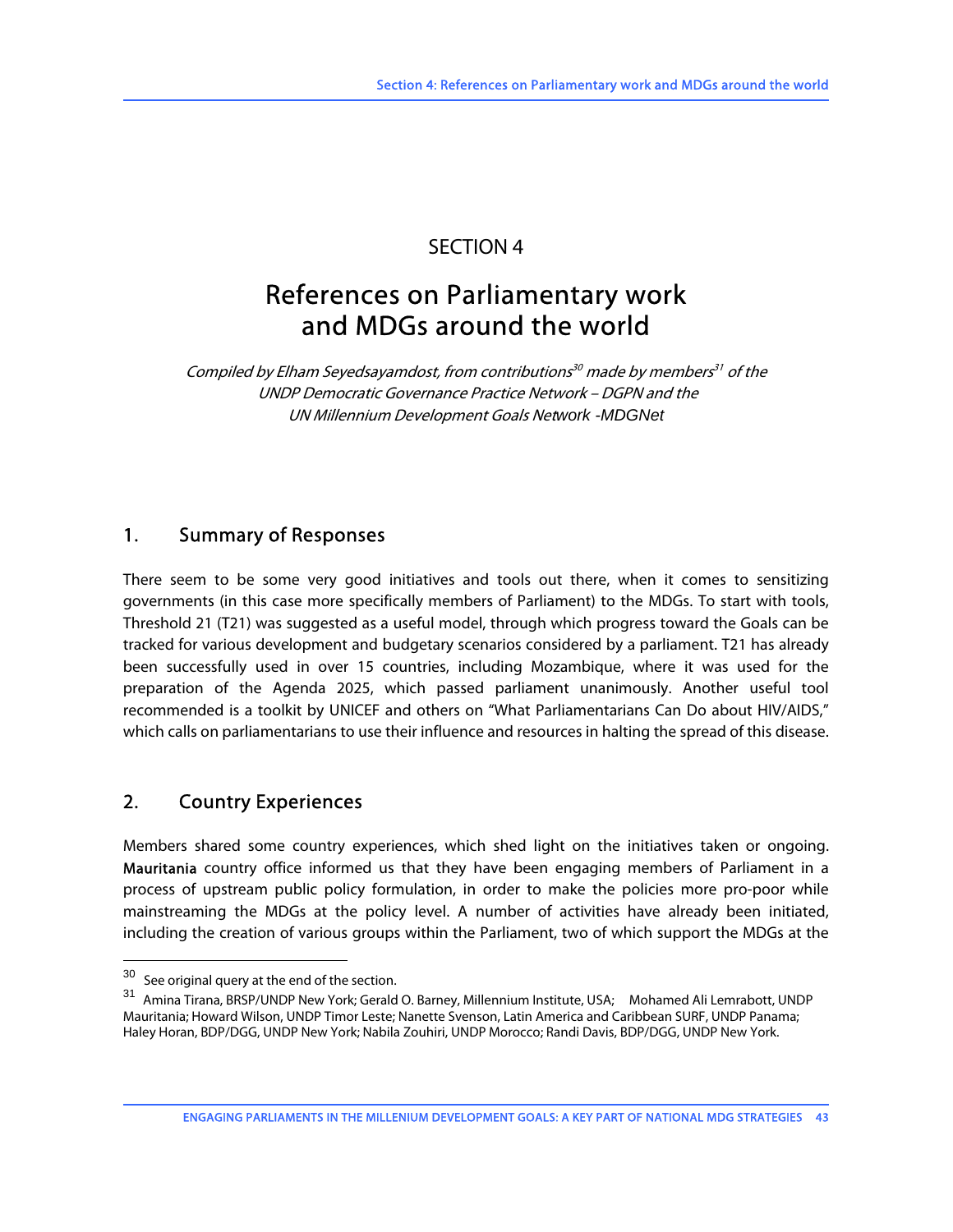# SECTION 4

# References on Parliamentary work and MDGs around the world

*Compiled by Elham Seyedsayamdost, from contributions[30] made by members[31] of the UNDP Democratic Governance Practice Network – DGPN and the UN Millennium Development Goals Network -MDGNet*

## 1. Summary of Responses

There seem to be some very good initiatives and tools out there, when it comes to sensitizing governments (in this case more specifically members of Parliament) to the MDGs. To start with tools, Threshold 21 (T21) was suggested as a useful model, through which progress toward the Goals can be tracked for various development and budgetary scenarios considered by a parliament. T21 has already been successfully used in over 15 countries, including Mozambique, where it was used for the preparation of the Agenda 2025, which passed parliament unanimously. Another useful tool recommended is a toolkit by UNICEF and others on "What Parliamentarians Can Do about HIV/AIDS," which calls on parliamentarians to use their influence and resources in halting the spread of this disease.

## 2. Country Experiences

Members shared some country experiences, which shed light on the initiatives taken or ongoing. **Mauritania** country office informed us that they have been engaging members of Parliament in a process of upstream public policy formulation, in order to make the policies more pro-poor while mainstreaming the MDGs at the policy level. A number of activities have already been initiated, including the creation of various groups within the Parliament, two of which support the MDGs at the

---

[30] See original query at the end of the section.

[31] Amina Tirana, BRSP/UNDP New York; Gerald O. Barney, Millennium Institute, USA; Mohamed Ali Lemrabott, UNDP Mauritania; Howard Wilson, UNDP Timor Leste; Nanette Svenson, Latin America and Caribbean SURF, UNDP Panama; Haley Horan, BDP/DGG, UNDP New York; Nabila Zouhiri, UNDP Morocco; Randi Davis, BDP/DGG, UNDP New York.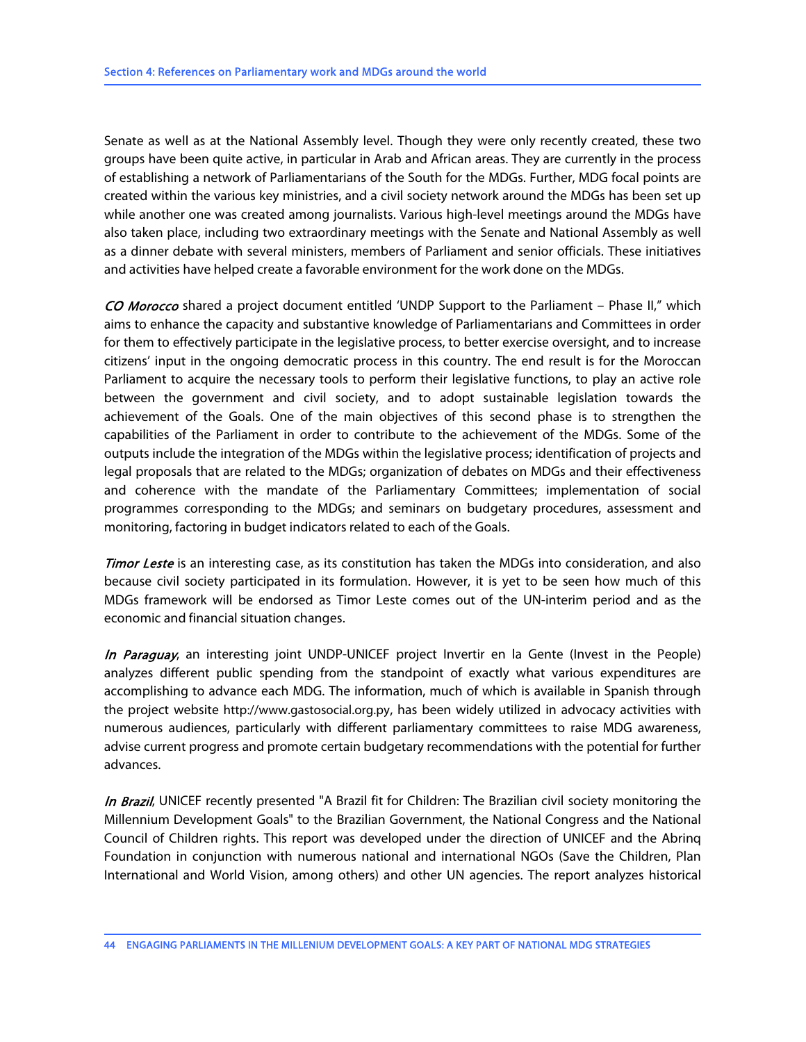Senate as well as at the National Assembly level. Though they were only recently created, these two groups have been quite active, in particular in Arab and African areas. They are currently in the process of establishing a network of Parliamentarians of the South for the MDGs. Further, MDG focal points are created within the various key ministries, and a civil society network around the MDGs has been set up while another one was created among journalists. Various high-level meetings around the MDGs have also taken place, including two extraordinary meetings with the Senate and National Assembly as well as a dinner debate with several ministers, members of Parliament and senior officials. These initiatives and activities have helped create a favorable environment for the work done on the MDGs.

*CO Morocco* shared a project document entitled 'UNDP Support to the Parliament – Phase II," which aims to enhance the capacity and substantive knowledge of Parliamentarians and Committees in order for them to effectively participate in the legislative process, to better exercise oversight, and to increase citizens' input in the ongoing democratic process in this country. The end result is for the Moroccan Parliament to acquire the necessary tools to perform their legislative functions, to play an active role between the government and civil society, and to adopt sustainable legislation towards the achievement of the Goals. One of the main objectives of this second phase is to strengthen the capabilities of the Parliament in order to contribute to the achievement of the MDGs. Some of the outputs include the integration of the MDGs within the legislative process; identification of projects and legal proposals that are related to the MDGs; organization of debates on MDGs and their effectiveness and coherence with the mandate of the Parliamentary Committees; implementation of social programmes corresponding to the MDGs; and seminars on budgetary procedures, assessment and monitoring, factoring in budget indicators related to each of the Goals.

*Timor Leste* is an interesting case, as its constitution has taken the MDGs into consideration, and also because civil society participated in its formulation. However, it is yet to be seen how much of this MDGs framework will be endorsed as Timor Leste comes out of the UN-interim period and as the economic and financial situation changes.

*In Paraguay*, an interesting joint UNDP-UNICEF project Invertir en la Gente (Invest in the People) analyzes different public spending from the standpoint of exactly what various expenditures are accomplishing to advance each MDG. The information, much of which is available in Spanish through the project website http://www.gastosocial.org.py, has been widely utilized in advocacy activities with numerous audiences, particularly with different parliamentary committees to raise MDG awareness, advise current progress and promote certain budgetary recommendations with the potential for further advances.

*In Brazil*, UNICEF recently presented "A Brazil fit for Children: The Brazilian civil society monitoring the Millennium Development Goals" to the Brazilian Government, the National Congress and the National Council of Children rights. This report was developed under the direction of UNICEF and the Abrinq Foundation in conjunction with numerous national and international NGOs (Save the Children, Plan International and World Vision, among others) and other UN agencies. The report analyzes historical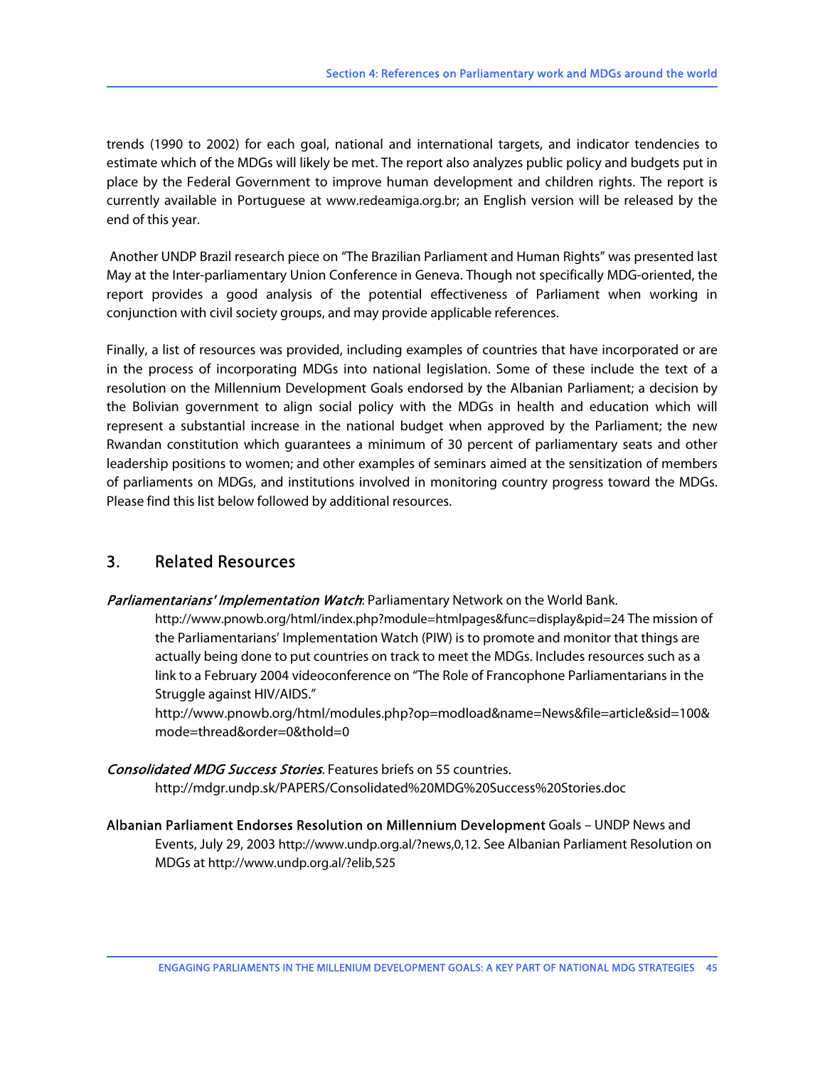trends (1990 to 2002) for each goal, national and international targets, and indicator tendencies to estimate which of the MDGs will likely be met. The report also analyzes public policy and budgets put in place by the Federal Government to improve human development and children rights. The report is currently available in Portuguese at www.redeamiga.org.br; an English version will be released by the end of this year.

Another UNDP Brazil research piece on "The Brazilian Parliament and Human Rights" was presented last May at the Inter-parliamentary Union Conference in Geneva. Though not specifically MDG-oriented, the report provides a good analysis of the potential effectiveness of Parliament when working in conjunction with civil society groups, and may provide applicable references.

Finally, a list of resources was provided, including examples of countries that have incorporated or are in the process of incorporating MDGs into national legislation. Some of these include the text of a resolution on the Millennium Development Goals endorsed by the Albanian Parliament; a decision by the Bolivian government to align social policy with the MDGs in health and education which will represent a substantial increase in the national budget when approved by the Parliament; the new Rwandan constitution which guarantees a minimum of 30 percent of parliamentary seats and other leadership positions to women; and other examples of seminars aimed at the sensitization of members of parliaments on MDGs, and institutions involved in monitoring country progress toward the MDGs. Please find this list below followed by additional resources.

## 3. Related Resources

***Parliamentarians' Implementation Watch***: Parliamentary Network on the World Bank.
http://www.pnowb.org/html/index.php?module=htmlpages&func=display&pid=24 The mission of the Parliamentarians' Implementation Watch (PIW) is to promote and monitor that things are actually being done to put countries on track to meet the MDGs. Includes resources such as a link to a February 2004 videoconference on "The Role of Francophone Parliamentarians in the Struggle against HIV/AIDS."
http://www.pnowb.org/html/modules.php?op=modload&name=News&file=article&sid=100&mode=thread&order=0&thold=0

***Consolidated MDG Success Stories***. Features briefs on 55 countries.
http://mdgr.undp.sk/PAPERS/Consolidated%20MDG%20Success%20Stories.doc

**Albanian Parliament Endorses Resolution on Millennium Development** Goals – UNDP News and Events, July 29, 2003 http://www.undp.org.al/?news,0,12. See Albanian Parliament Resolution on MDGs at http://www.undp.org.al/?elib,525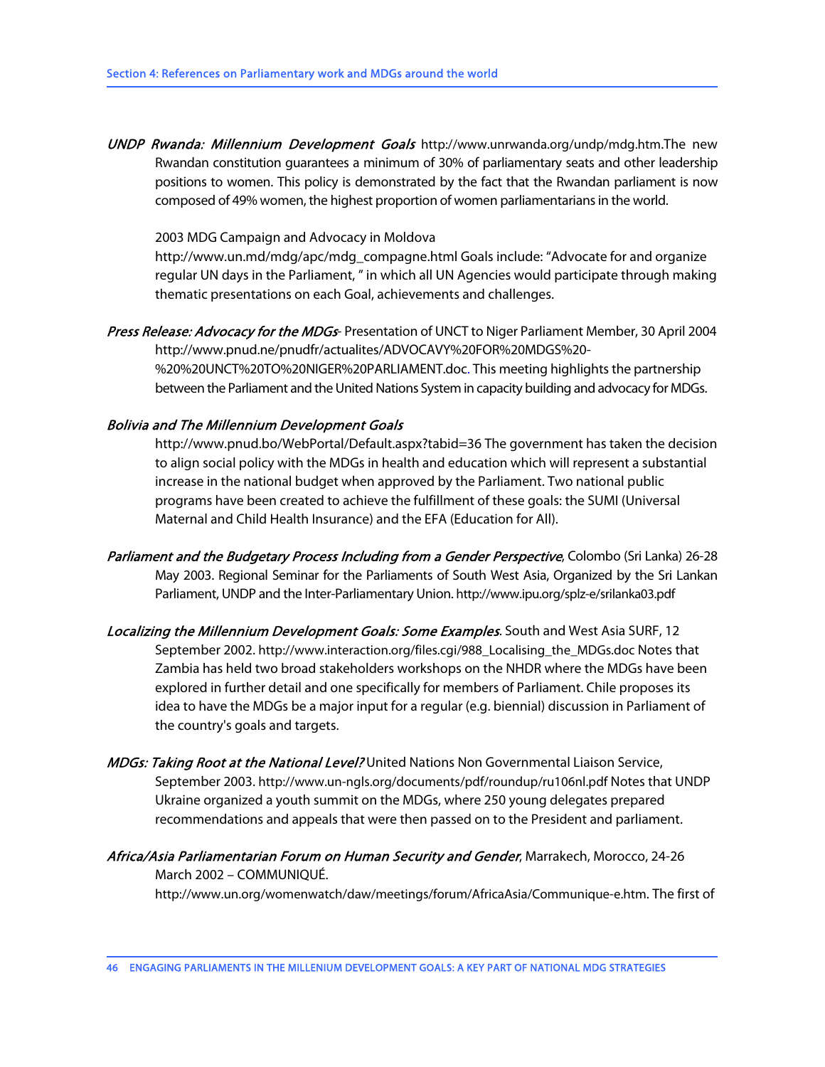*UNDP Rwanda: Millennium Development Goals* http://www.unrwanda.org/undp/mdg.htm.The new Rwandan constitution guarantees a minimum of 30% of parliamentary seats and other leadership positions to women. This policy is demonstrated by the fact that the Rwandan parliament is now composed of 49% women, the highest proportion of women parliamentarians in the world.

2003 MDG Campaign and Advocacy in Moldova
http://www.un.md/mdg/apc/mdg_compagne.html Goals include: "Advocate for and organize regular UN days in the Parliament, " in which all UN Agencies would participate through making thematic presentations on each Goal, achievements and challenges.

*Press Release: Advocacy for the MDGs*- Presentation of UNCT to Niger Parliament Member, 30 April 2004 http://www.pnud.ne/pnudfr/actualites/ADVOCAVY%20FOR%20MDGS%20-%20%20UNCT%20TO%20NIGER%20PARLIAMENT.doc. This meeting highlights the partnership between the Parliament and the United Nations System in capacity building and advocacy for MDGs.

*Bolivia and The Millennium Development Goals*
http://www.pnud.bo/WebPortal/Default.aspx?tabid=36 The government has taken the decision to align social policy with the MDGs in health and education which will represent a substantial increase in the national budget when approved by the Parliament. Two national public programs have been created to achieve the fulfillment of these goals: the SUMI (Universal Maternal and Child Health Insurance) and the EFA (Education for All).

*Parliament and the Budgetary Process Including from a Gender Perspective*, Colombo (Sri Lanka) 26-28 May 2003. Regional Seminar for the Parliaments of South West Asia, Organized by the Sri Lankan Parliament, UNDP and the Inter-Parliamentary Union. http://www.ipu.org/splz-e/srilanka03.pdf

*Localizing the Millennium Development Goals: Some Examples*. South and West Asia SURF, 12 September 2002. http://www.interaction.org/files.cgi/988_Localising_the_MDGs.doc Notes that Zambia has held two broad stakeholders workshops on the NHDR where the MDGs have been explored in further detail and one specifically for members of Parliament. Chile proposes its idea to have the MDGs be a major input for a regular (e.g. biennial) discussion in Parliament of the country's goals and targets.

*MDGs: Taking Root at the National Level?* United Nations Non Governmental Liaison Service, September 2003. http://www.un-ngls.org/documents/pdf/roundup/ru106nl.pdf Notes that UNDP Ukraine organized a youth summit on the MDGs, where 250 young delegates prepared recommendations and appeals that were then passed on to the President and parliament.

*Africa/Asia Parliamentarian Forum on Human Security and Gender*, Marrakech, Morocco, 24-26 March 2002 – COMMUNIQUÉ.
http://www.un.org/womenwatch/daw/meetings/forum/AfricaAsia/Communique-e.htm. The first of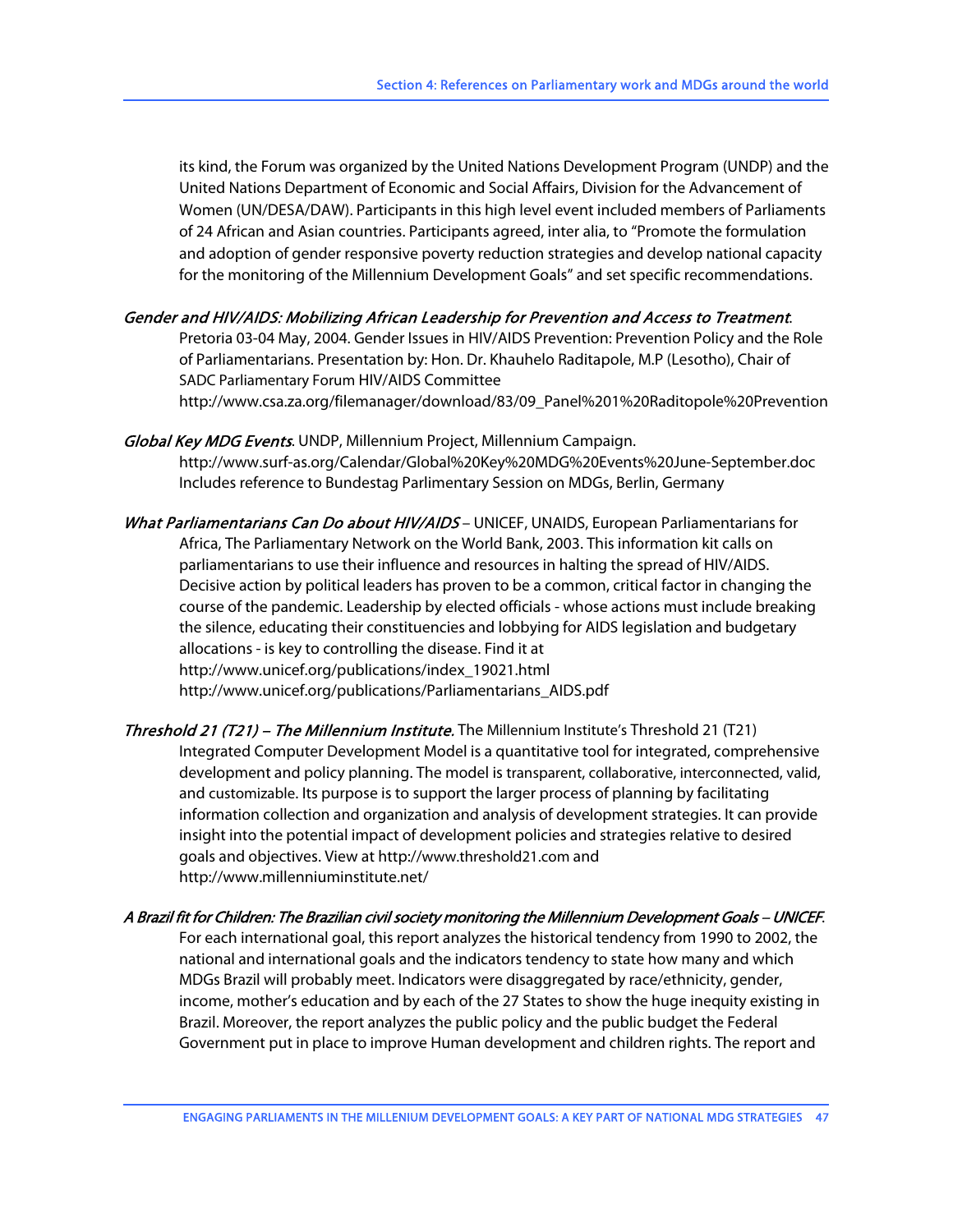its kind, the Forum was organized by the United Nations Development Program (UNDP) and the United Nations Department of Economic and Social Affairs, Division for the Advancement of Women (UN/DESA/DAW). Participants in this high level event included members of Parliaments of 24 African and Asian countries. Participants agreed, inter alia, to "Promote the formulation and adoption of gender responsive poverty reduction strategies and develop national capacity for the monitoring of the Millennium Development Goals" and set specific recommendations.

***Gender and HIV/AIDS: Mobilizing African Leadership for Prevention and Access to Treatment***. Pretoria 03-04 May, 2004. Gender Issues in HIV/AIDS Prevention: Prevention Policy and the Role of Parliamentarians. Presentation by: Hon. Dr. Khauhelo Raditapole, M.P (Lesotho), Chair of SADC Parliamentary Forum HIV/AIDS Committee
http://www.csa.za.org/filemanager/download/83/09_Panel%201%20Raditopole%20Prevention

***Global Key MDG Events***. UNDP, Millennium Project, Millennium Campaign.
http://www.surf-as.org/Calendar/Global%20Key%20MDG%20Events%20June-September.doc
Includes reference to Bundestag Parlimentary Session on MDGs, Berlin, Germany

***What Parliamentarians Can Do about HIV/AIDS*** – UNICEF, UNAIDS, European Parliamentarians for Africa, The Parliamentary Network on the World Bank, 2003. This information kit calls on parliamentarians to use their influence and resources in halting the spread of HIV/AIDS. Decisive action by political leaders has proven to be a common, critical factor in changing the course of the pandemic. Leadership by elected officials - whose actions must include breaking the silence, educating their constituencies and lobbying for AIDS legislation and budgetary allocations - is key to controlling the disease. Find it at
http://www.unicef.org/publications/index_19021.html
http://www.unicef.org/publications/Parliamentarians_AIDS.pdf

***Threshold 21 (T21) – The Millennium Institute.*** The Millennium Institute's Threshold 21 (T21) Integrated Computer Development Model is a quantitative tool for integrated, comprehensive development and policy planning. The model is transparent, collaborative, interconnected, valid, and customizable. Its purpose is to support the larger process of planning by facilitating information collection and organization and analysis of development strategies. It can provide insight into the potential impact of development policies and strategies relative to desired goals and objectives. View at http://www.threshold21.com and
http://www.millenniuminstitute.net/

***A Brazil fit for Children: The Brazilian civil society monitoring the Millennium Development Goals – UNICEF***. For each international goal, this report analyzes the historical tendency from 1990 to 2002, the national and international goals and the indicators tendency to state how many and which MDGs Brazil will probably meet. Indicators were disaggregated by race/ethnicity, gender, income, mother's education and by each of the 27 States to show the huge inequity existing in Brazil. Moreover, the report analyzes the public policy and the public budget the Federal Government put in place to improve Human development and children rights. The report and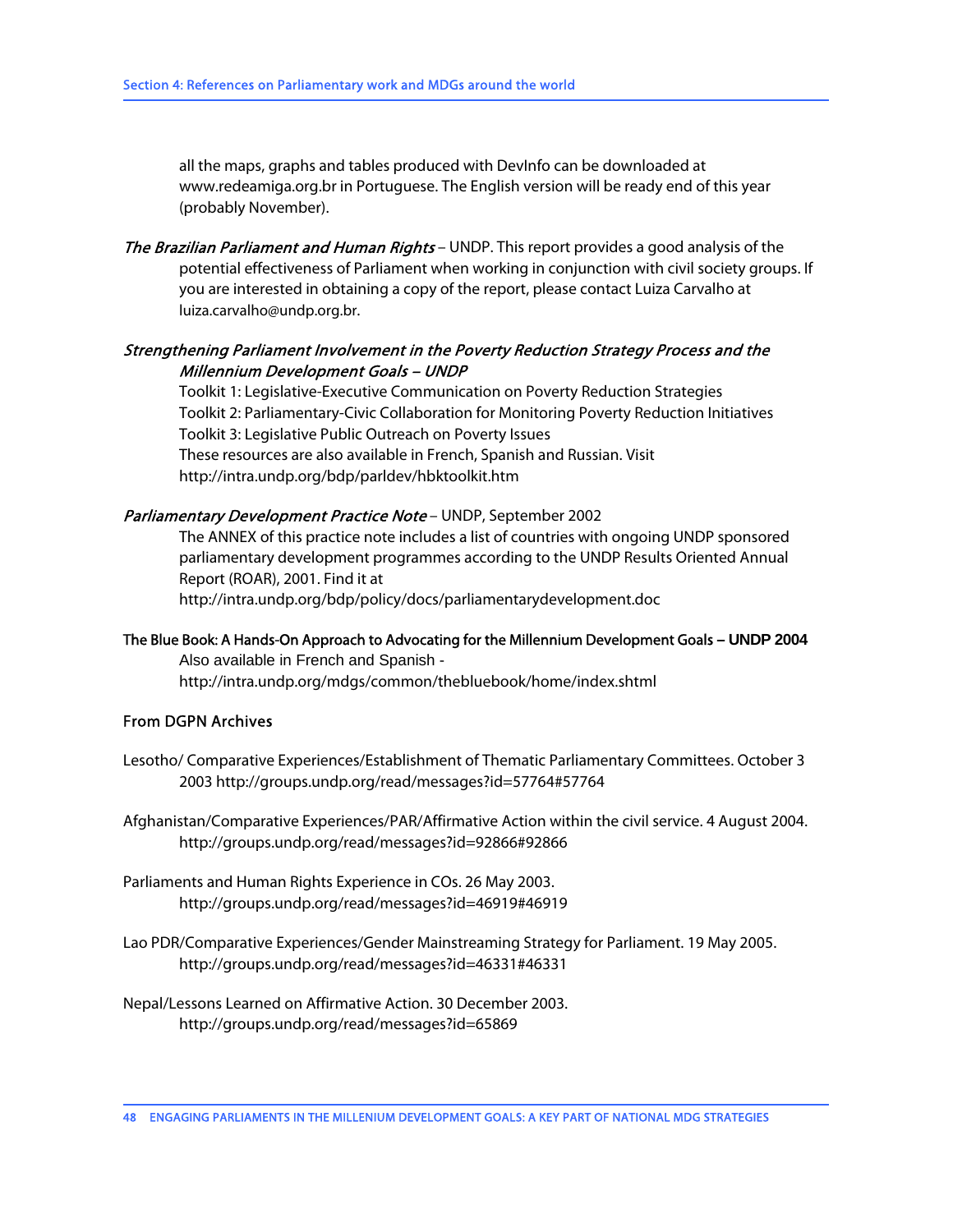all the maps, graphs and tables produced with DevInfo can be downloaded at www.redeamiga.org.br in Portuguese. The English version will be ready end of this year (probably November).

*The Brazilian Parliament and Human Rights* – UNDP. This report provides a good analysis of the potential effectiveness of Parliament when working in conjunction with civil society groups. If you are interested in obtaining a copy of the report, please contact Luiza Carvalho at luiza.carvalho@undp.org.br.

*Strengthening Parliament Involvement in the Poverty Reduction Strategy Process and the Millennium Development Goals – UNDP*
Toolkit 1: Legislative-Executive Communication on Poverty Reduction Strategies
Toolkit 2: Parliamentary-Civic Collaboration for Monitoring Poverty Reduction Initiatives
Toolkit 3: Legislative Public Outreach on Poverty Issues
These resources are also available in French, Spanish and Russian. Visit http://intra.undp.org/bdp/parldev/hbktoolkit.htm

*Parliamentary Development Practice Note* – UNDP, September 2002
The ANNEX of this practice note includes a list of countries with ongoing UNDP sponsored parliamentary development programmes according to the UNDP Results Oriented Annual Report (ROAR), 2001. Find it at
http://intra.undp.org/bdp/policy/docs/parliamentarydevelopment.doc

**The Blue Book: A Hands-On Approach to Advocating for the Millennium Development Goals – UNDP 2004**
Also available in French and Spanish -
http://intra.undp.org/mdgs/common/thebluebook/home/index.shtml

## From DGPN Archives

Lesotho/ Comparative Experiences/Establishment of Thematic Parliamentary Committees. October 3 2003 http://groups.undp.org/read/messages?id=57764#57764

Afghanistan/Comparative Experiences/PAR/Affirmative Action within the civil service. 4 August 2004. http://groups.undp.org/read/messages?id=92866#92866

Parliaments and Human Rights Experience in COs. 26 May 2003.
http://groups.undp.org/read/messages?id=46919#46919

Lao PDR/Comparative Experiences/Gender Mainstreaming Strategy for Parliament. 19 May 2005.
http://groups.undp.org/read/messages?id=46331#46331

Nepal/Lessons Learned on Affirmative Action. 30 December 2003.
http://groups.undp.org/read/messages?id=65869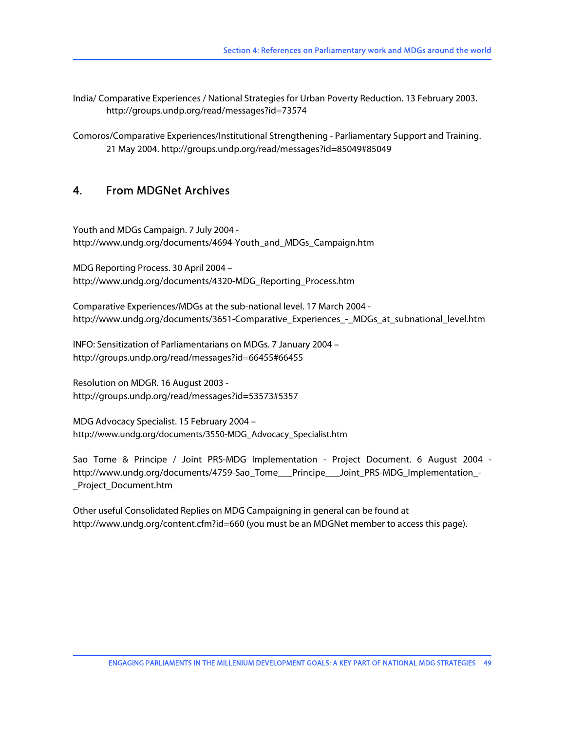India/ Comparative Experiences / National Strategies for Urban Poverty Reduction. 13 February 2003. http://groups.undp.org/read/messages?id=73574

Comoros/Comparative Experiences/Institutional Strengthening - Parliamentary Support and Training. 21 May 2004. http://groups.undp.org/read/messages?id=85049#85049

## 4. From MDGNet Archives

Youth and MDGs Campaign. 7 July 2004 - http://www.undg.org/documents/4694-Youth_and_MDGs_Campaign.htm

MDG Reporting Process. 30 April 2004 – http://www.undg.org/documents/4320-MDG_Reporting_Process.htm

Comparative Experiences/MDGs at the sub-national level. 17 March 2004 - http://www.undg.org/documents/3651-Comparative_Experiences_-_MDGs_at_subnational_level.htm

INFO: Sensitization of Parliamentarians on MDGs. 7 January 2004 – http://groups.undp.org/read/messages?id=66455#66455

Resolution on MDGR. 16 August 2003 - http://groups.undp.org/read/messages?id=53573#5357

MDG Advocacy Specialist. 15 February 2004 – http://www.undg.org/documents/3550-MDG_Advocacy_Specialist.htm

Sao Tome & Principe / Joint PRS-MDG Implementation - Project Document. 6 August 2004 - http://www.undg.org/documents/4759-Sao_Tome___Principe___Joint_PRS-MDG_Implementation_-_Project_Document.htm

Other useful Consolidated Replies on MDG Campaigning in general can be found at http://www.undg.org/content.cfm?id=660 (you must be an MDGNet member to access this page).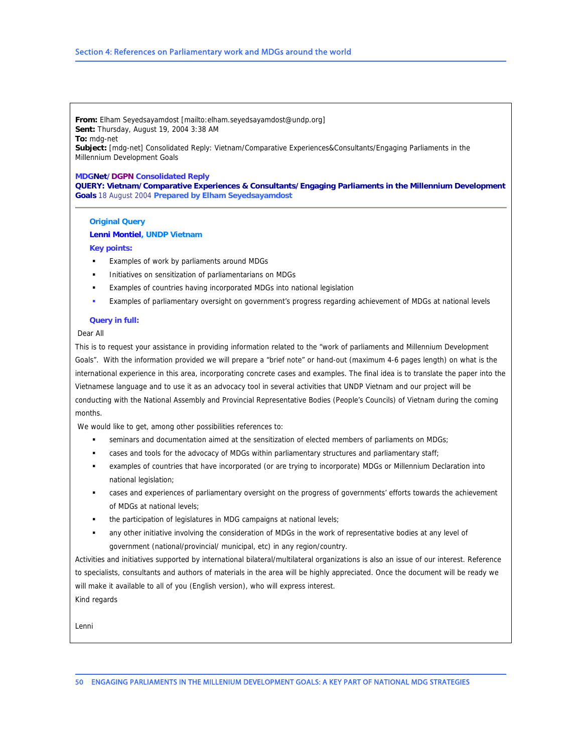**From:** Elham Seyedsayamdost [mailto:elham.seyedsayamdost@undp.org]
**Sent:** Thursday, August 19, 2004 3:38 AM
**To:** mdg-net
**Subject:** [mdg-net] Consolidated Reply: Vietnam/Comparative Experiences&Consultants/Engaging Parliaments in the Millennium Development Goals

**MDGNet/DGPN Consolidated Reply**
**QUERY: Vietnam/Comparative Experiences & Consultants/Engaging Parliaments in the Millennium Development Goals** 18 August 2004 **Prepared by Elham Seyedsayamdost**

**Original Query**

**Lenni Montiel, UNDP Vietnam**

**Key points:**

- Examples of work by parliaments around MDGs
- Initiatives on sensitization of parliamentarians on MDGs
- Examples of countries having incorporated MDGs into national legislation
- Examples of parliamentary oversight on government's progress regarding achievement of MDGs at national levels

**Query in full:**

Dear All

This is to request your assistance in providing information related to the "work of parliaments and Millennium Development Goals". With the information provided we will prepare a "brief note" or hand-out (maximum 4-6 pages length) on what is the international experience in this area, incorporating concrete cases and examples. The final idea is to translate the paper into the Vietnamese language and to use it as an advocacy tool in several activities that UNDP Vietnam and our project will be conducting with the National Assembly and Provincial Representative Bodies (People's Councils) of Vietnam during the coming months.

We would like to get, among other possibilities references to:

- seminars and documentation aimed at the sensitization of elected members of parliaments on MDGs;
- cases and tools for the advocacy of MDGs within parliamentary structures and parliamentary staff;
- examples of countries that have incorporated (or are trying to incorporate) MDGs or Millennium Declaration into national legislation;
- cases and experiences of parliamentary oversight on the progress of governments' efforts towards the achievement of MDGs at national levels;
- the participation of legislatures in MDG campaigns at national levels;
- any other initiative involving the consideration of MDGs in the work of representative bodies at any level of government (national/provincial/ municipal, etc) in any region/country.

Activities and initiatives supported by international bilateral/multilateral organizations is also an issue of our interest. Reference to specialists, consultants and authors of materials in the area will be highly appreciated. Once the document will be ready we will make it available to all of you (English version), who will express interest.

Kind regards

Lenni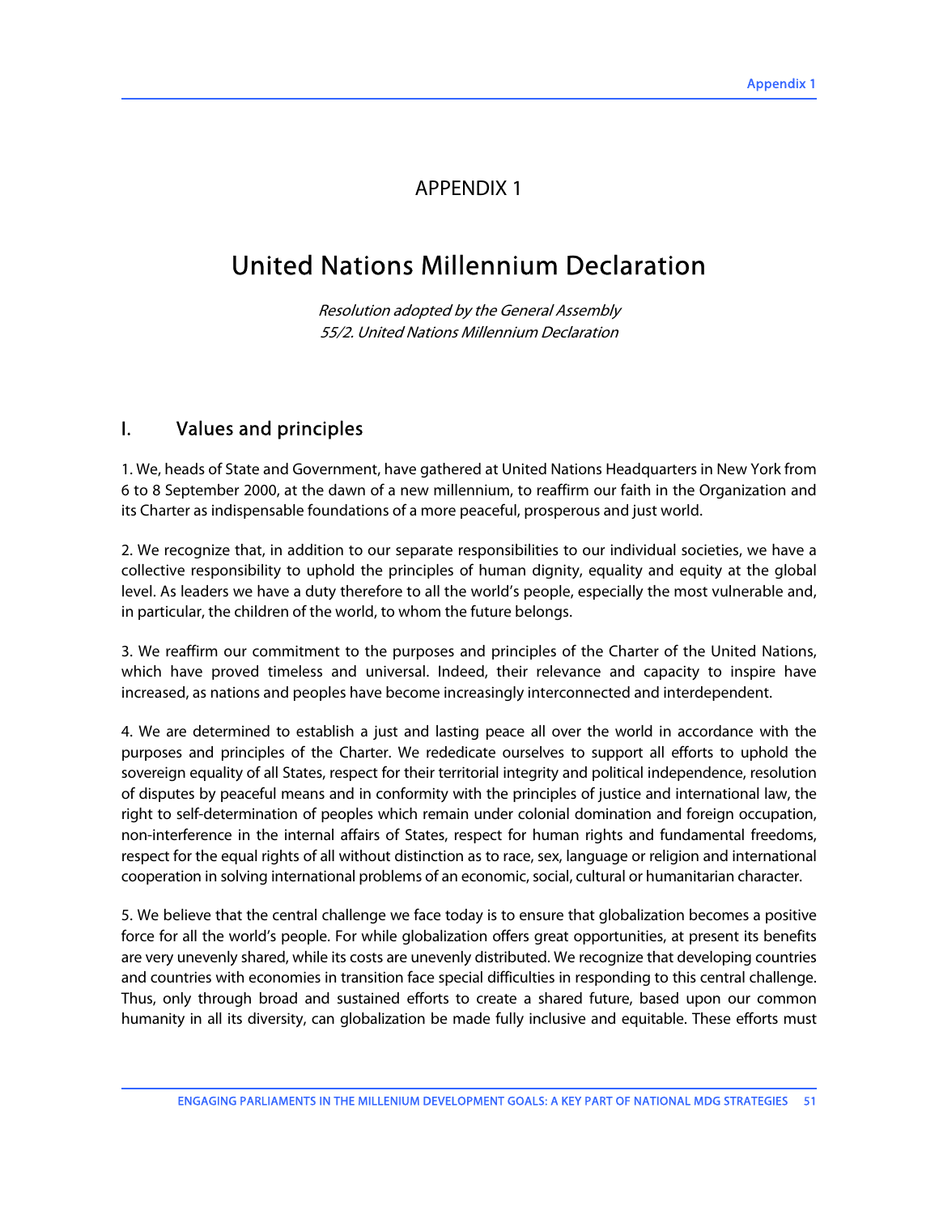# APPENDIX 1

## United Nations Millennium Declaration

*Resolution adopted by the General Assembly*
*55/2. United Nations Millennium Declaration*

### I. Values and principles

1. We, heads of State and Government, have gathered at United Nations Headquarters in New York from 6 to 8 September 2000, at the dawn of a new millennium, to reaffirm our faith in the Organization and its Charter as indispensable foundations of a more peaceful, prosperous and just world.

2. We recognize that, in addition to our separate responsibilities to our individual societies, we have a collective responsibility to uphold the principles of human dignity, equality and equity at the global level. As leaders we have a duty therefore to all the world's people, especially the most vulnerable and, in particular, the children of the world, to whom the future belongs.

3. We reaffirm our commitment to the purposes and principles of the Charter of the United Nations, which have proved timeless and universal. Indeed, their relevance and capacity to inspire have increased, as nations and peoples have become increasingly interconnected and interdependent.

4. We are determined to establish a just and lasting peace all over the world in accordance with the purposes and principles of the Charter. We rededicate ourselves to support all efforts to uphold the sovereign equality of all States, respect for their territorial integrity and political independence, resolution of disputes by peaceful means and in conformity with the principles of justice and international law, the right to self-determination of peoples which remain under colonial domination and foreign occupation, non-interference in the internal affairs of States, respect for human rights and fundamental freedoms, respect for the equal rights of all without distinction as to race, sex, language or religion and international cooperation in solving international problems of an economic, social, cultural or humanitarian character.

5. We believe that the central challenge we face today is to ensure that globalization becomes a positive force for all the world's people. For while globalization offers great opportunities, at present its benefits are very unevenly shared, while its costs are unevenly distributed. We recognize that developing countries and countries with economies in transition face special difficulties in responding to this central challenge. Thus, only through broad and sustained efforts to create a shared future, based upon our common humanity in all its diversity, can globalization be made fully inclusive and equitable. These efforts must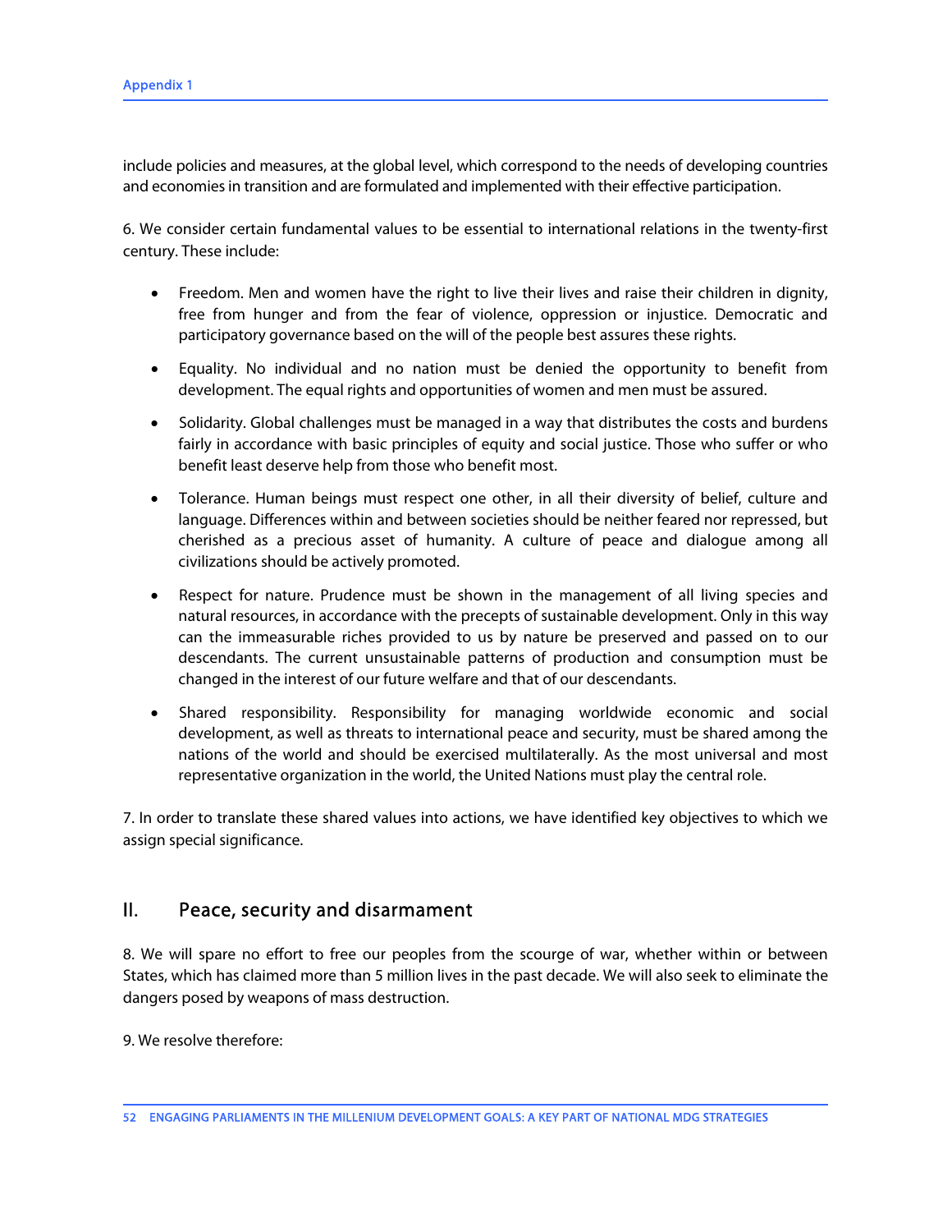include policies and measures, at the global level, which correspond to the needs of developing countries and economies in transition and are formulated and implemented with their effective participation.

6. We consider certain fundamental values to be essential to international relations in the twenty-first century. These include:

- Freedom. Men and women have the right to live their lives and raise their children in dignity, free from hunger and from the fear of violence, oppression or injustice. Democratic and participatory governance based on the will of the people best assures these rights.
- Equality. No individual and no nation must be denied the opportunity to benefit from development. The equal rights and opportunities of women and men must be assured.
- Solidarity. Global challenges must be managed in a way that distributes the costs and burdens fairly in accordance with basic principles of equity and social justice. Those who suffer or who benefit least deserve help from those who benefit most.
- Tolerance. Human beings must respect one other, in all their diversity of belief, culture and language. Differences within and between societies should be neither feared nor repressed, but cherished as a precious asset of humanity. A culture of peace and dialogue among all civilizations should be actively promoted.
- Respect for nature. Prudence must be shown in the management of all living species and natural resources, in accordance with the precepts of sustainable development. Only in this way can the immeasurable riches provided to us by nature be preserved and passed on to our descendants. The current unsustainable patterns of production and consumption must be changed in the interest of our future welfare and that of our descendants.
- Shared responsibility. Responsibility for managing worldwide economic and social development, as well as threats to international peace and security, must be shared among the nations of the world and should be exercised multilaterally. As the most universal and most representative organization in the world, the United Nations must play the central role.

7. In order to translate these shared values into actions, we have identified key objectives to which we assign special significance.

## II. Peace, security and disarmament

8. We will spare no effort to free our peoples from the scourge of war, whether within or between States, which has claimed more than 5 million lives in the past decade. We will also seek to eliminate the dangers posed by weapons of mass destruction.

9. We resolve therefore: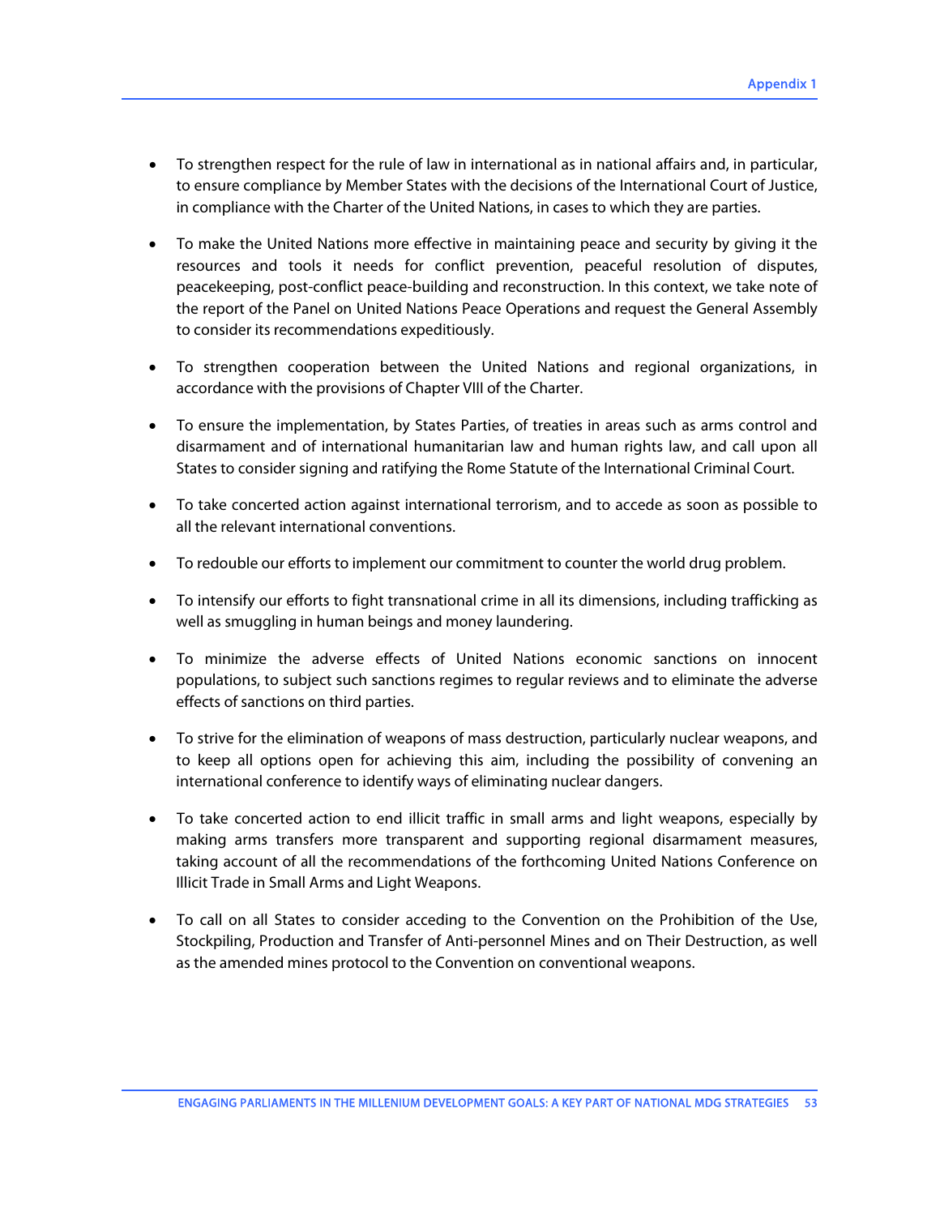- To strengthen respect for the rule of law in international as in national affairs and, in particular, to ensure compliance by Member States with the decisions of the International Court of Justice, in compliance with the Charter of the United Nations, in cases to which they are parties.

- To make the United Nations more effective in maintaining peace and security by giving it the resources and tools it needs for conflict prevention, peaceful resolution of disputes, peacekeeping, post-conflict peace-building and reconstruction. In this context, we take note of the report of the Panel on United Nations Peace Operations and request the General Assembly to consider its recommendations expeditiously.

- To strengthen cooperation between the United Nations and regional organizations, in accordance with the provisions of Chapter VIII of the Charter.

- To ensure the implementation, by States Parties, of treaties in areas such as arms control and disarmament and of international humanitarian law and human rights law, and call upon all States to consider signing and ratifying the Rome Statute of the International Criminal Court.

- To take concerted action against international terrorism, and to accede as soon as possible to all the relevant international conventions.

- To redouble our efforts to implement our commitment to counter the world drug problem.

- To intensify our efforts to fight transnational crime in all its dimensions, including trafficking as well as smuggling in human beings and money laundering.

- To minimize the adverse effects of United Nations economic sanctions on innocent populations, to subject such sanctions regimes to regular reviews and to eliminate the adverse effects of sanctions on third parties.

- To strive for the elimination of weapons of mass destruction, particularly nuclear weapons, and to keep all options open for achieving this aim, including the possibility of convening an international conference to identify ways of eliminating nuclear dangers.

- To take concerted action to end illicit traffic in small arms and light weapons, especially by making arms transfers more transparent and supporting regional disarmament measures, taking account of all the recommendations of the forthcoming United Nations Conference on Illicit Trade in Small Arms and Light Weapons.

- To call on all States to consider acceding to the Convention on the Prohibition of the Use, Stockpiling, Production and Transfer of Anti-personnel Mines and on Their Destruction, as well as the amended mines protocol to the Convention on conventional weapons.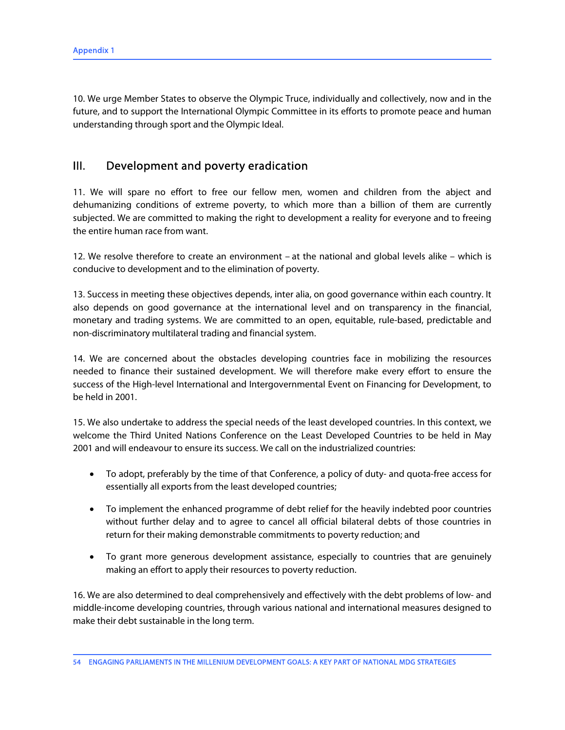10. We urge Member States to observe the Olympic Truce, individually and collectively, now and in the future, and to support the International Olympic Committee in its efforts to promote peace and human understanding through sport and the Olympic Ideal.

## III. Development and poverty eradication

11. We will spare no effort to free our fellow men, women and children from the abject and dehumanizing conditions of extreme poverty, to which more than a billion of them are currently subjected. We are committed to making the right to development a reality for everyone and to freeing the entire human race from want.

12. We resolve therefore to create an environment – at the national and global levels alike – which is conducive to development and to the elimination of poverty.

13. Success in meeting these objectives depends, inter alia, on good governance within each country. It also depends on good governance at the international level and on transparency in the financial, monetary and trading systems. We are committed to an open, equitable, rule-based, predictable and non-discriminatory multilateral trading and financial system.

14. We are concerned about the obstacles developing countries face in mobilizing the resources needed to finance their sustained development. We will therefore make every effort to ensure the success of the High-level International and Intergovernmental Event on Financing for Development, to be held in 2001.

15. We also undertake to address the special needs of the least developed countries. In this context, we welcome the Third United Nations Conference on the Least Developed Countries to be held in May 2001 and will endeavour to ensure its success. We call on the industrialized countries:

- To adopt, preferably by the time of that Conference, a policy of duty- and quota-free access for essentially all exports from the least developed countries;
- To implement the enhanced programme of debt relief for the heavily indebted poor countries without further delay and to agree to cancel all official bilateral debts of those countries in return for their making demonstrable commitments to poverty reduction; and
- To grant more generous development assistance, especially to countries that are genuinely making an effort to apply their resources to poverty reduction.

16. We are also determined to deal comprehensively and effectively with the debt problems of low- and middle-income developing countries, through various national and international measures designed to make their debt sustainable in the long term.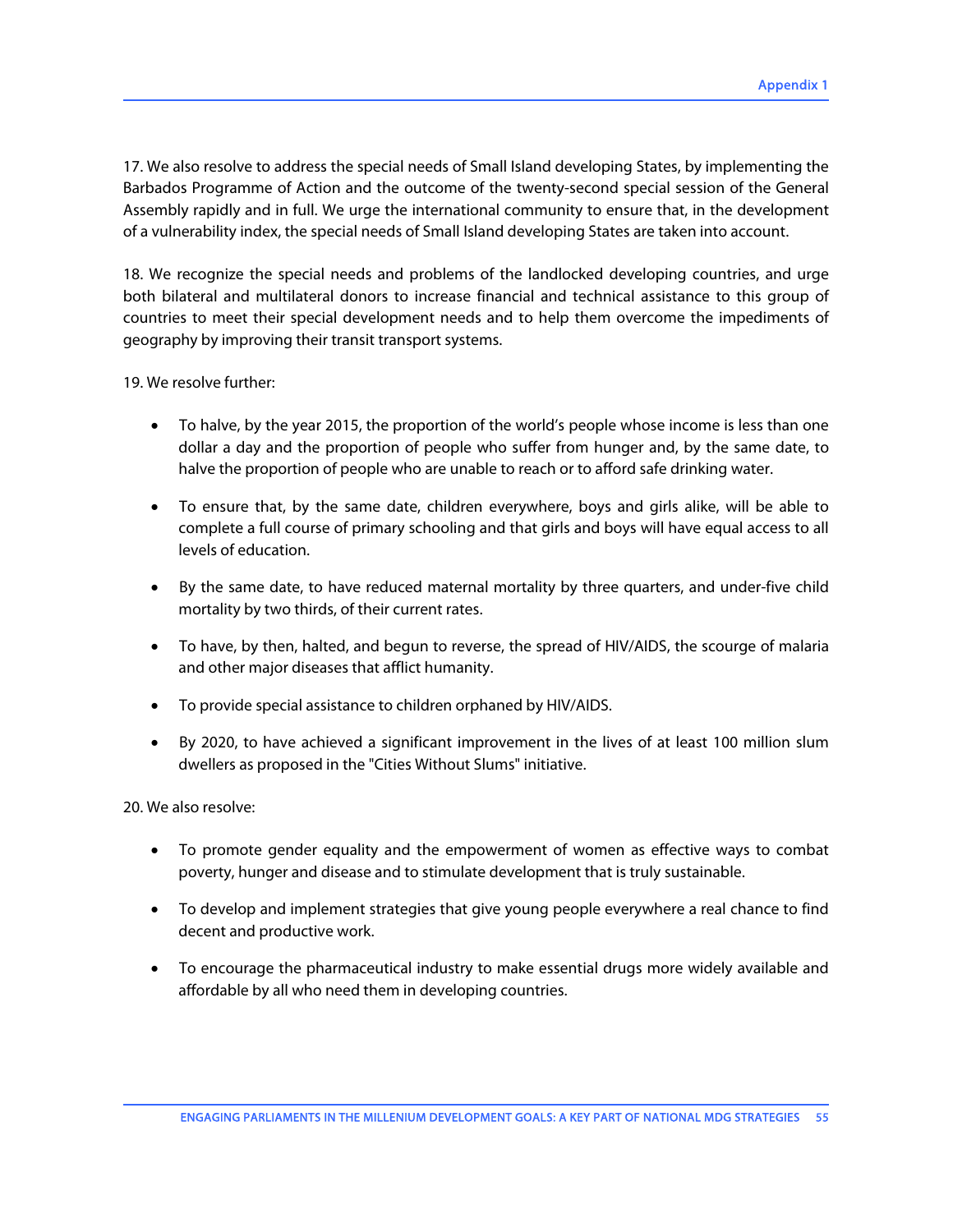17. We also resolve to address the special needs of Small Island developing States, by implementing the Barbados Programme of Action and the outcome of the twenty-second special session of the General Assembly rapidly and in full. We urge the international community to ensure that, in the development of a vulnerability index, the special needs of Small Island developing States are taken into account.

18. We recognize the special needs and problems of the landlocked developing countries, and urge both bilateral and multilateral donors to increase financial and technical assistance to this group of countries to meet their special development needs and to help them overcome the impediments of geography by improving their transit transport systems.

19. We resolve further:

- To halve, by the year 2015, the proportion of the world's people whose income is less than one dollar a day and the proportion of people who suffer from hunger and, by the same date, to halve the proportion of people who are unable to reach or to afford safe drinking water.
- To ensure that, by the same date, children everywhere, boys and girls alike, will be able to complete a full course of primary schooling and that girls and boys will have equal access to all levels of education.
- By the same date, to have reduced maternal mortality by three quarters, and under-five child mortality by two thirds, of their current rates.
- To have, by then, halted, and begun to reverse, the spread of HIV/AIDS, the scourge of malaria and other major diseases that afflict humanity.
- To provide special assistance to children orphaned by HIV/AIDS.
- By 2020, to have achieved a significant improvement in the lives of at least 100 million slum dwellers as proposed in the "Cities Without Slums" initiative.

20. We also resolve:

- To promote gender equality and the empowerment of women as effective ways to combat poverty, hunger and disease and to stimulate development that is truly sustainable.
- To develop and implement strategies that give young people everywhere a real chance to find decent and productive work.
- To encourage the pharmaceutical industry to make essential drugs more widely available and affordable by all who need them in developing countries.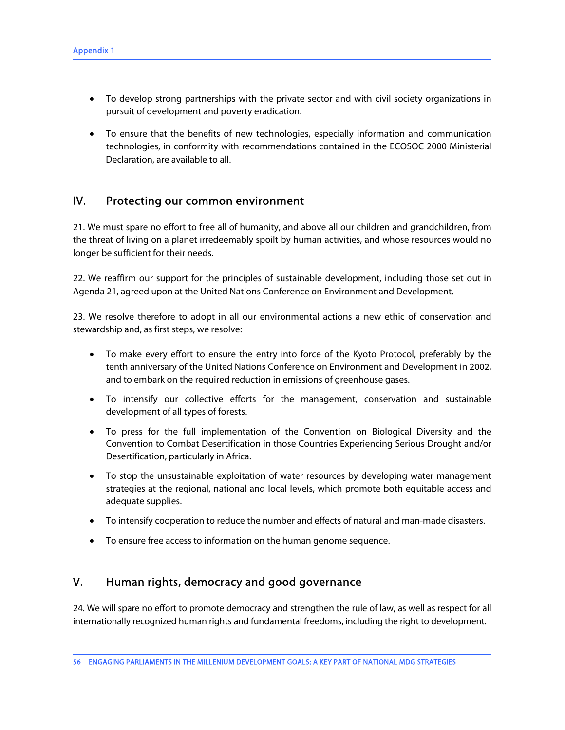- To develop strong partnerships with the private sector and with civil society organizations in pursuit of development and poverty eradication.

- To ensure that the benefits of new technologies, especially information and communication technologies, in conformity with recommendations contained in the ECOSOC 2000 Ministerial Declaration, are available to all.

## IV. Protecting our common environment

21. We must spare no effort to free all of humanity, and above all our children and grandchildren, from the threat of living on a planet irredeemably spoilt by human activities, and whose resources would no longer be sufficient for their needs.

22. We reaffirm our support for the principles of sustainable development, including those set out in Agenda 21, agreed upon at the United Nations Conference on Environment and Development.

23. We resolve therefore to adopt in all our environmental actions a new ethic of conservation and stewardship and, as first steps, we resolve:

- To make every effort to ensure the entry into force of the Kyoto Protocol, preferably by the tenth anniversary of the United Nations Conference on Environment and Development in 2002, and to embark on the required reduction in emissions of greenhouse gases.

- To intensify our collective efforts for the management, conservation and sustainable development of all types of forests.

- To press for the full implementation of the Convention on Biological Diversity and the Convention to Combat Desertification in those Countries Experiencing Serious Drought and/or Desertification, particularly in Africa.

- To stop the unsustainable exploitation of water resources by developing water management strategies at the regional, national and local levels, which promote both equitable access and adequate supplies.

- To intensify cooperation to reduce the number and effects of natural and man-made disasters.

- To ensure free access to information on the human genome sequence.

## V. Human rights, democracy and good governance

24. We will spare no effort to promote democracy and strengthen the rule of law, as well as respect for all internationally recognized human rights and fundamental freedoms, including the right to development.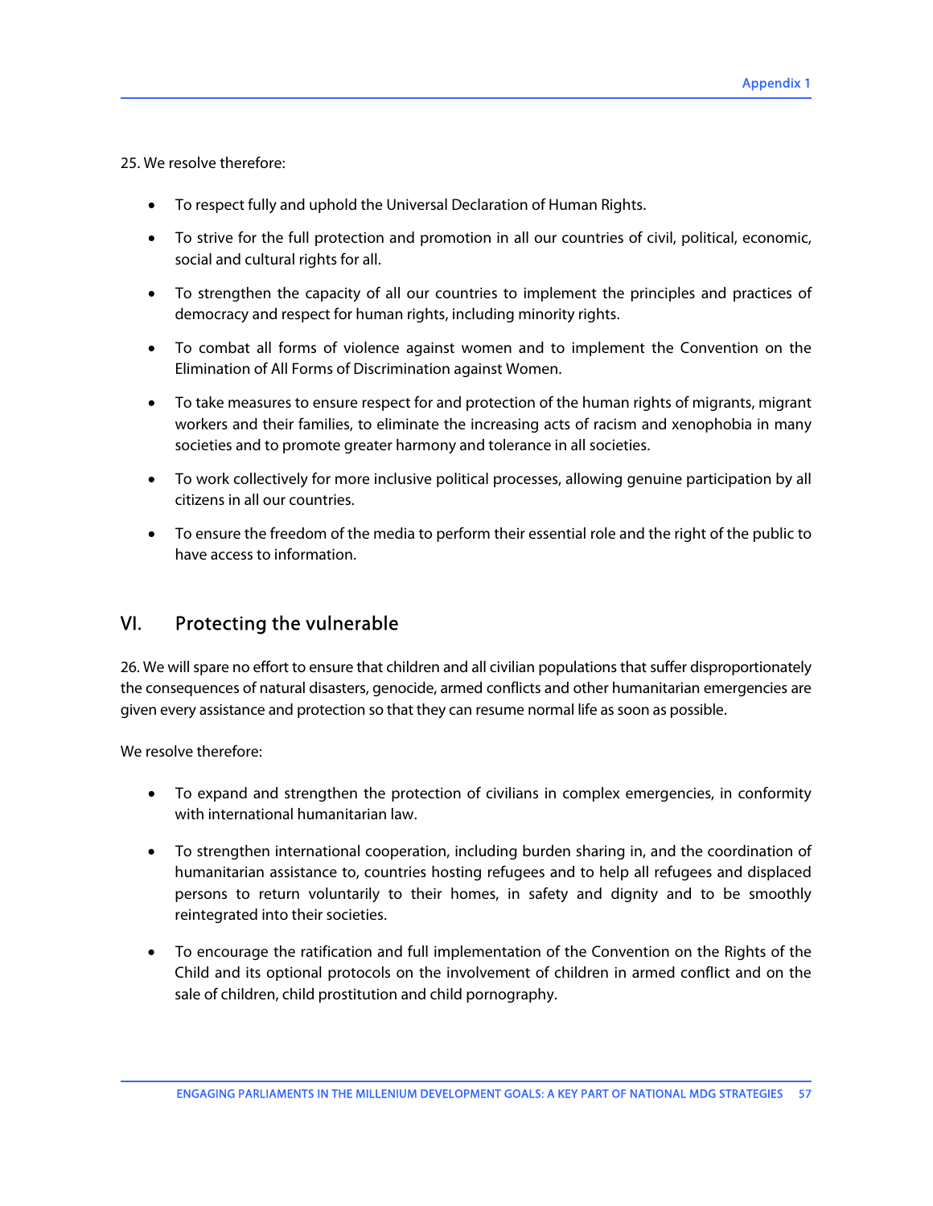25. We resolve therefore:

- To respect fully and uphold the Universal Declaration of Human Rights.
- To strive for the full protection and promotion in all our countries of civil, political, economic, social and cultural rights for all.
- To strengthen the capacity of all our countries to implement the principles and practices of democracy and respect for human rights, including minority rights.
- To combat all forms of violence against women and to implement the Convention on the Elimination of All Forms of Discrimination against Women.
- To take measures to ensure respect for and protection of the human rights of migrants, migrant workers and their families, to eliminate the increasing acts of racism and xenophobia in many societies and to promote greater harmony and tolerance in all societies.
- To work collectively for more inclusive political processes, allowing genuine participation by all citizens in all our countries.
- To ensure the freedom of the media to perform their essential role and the right of the public to have access to information.

## VI. Protecting the vulnerable

26. We will spare no effort to ensure that children and all civilian populations that suffer disproportionately the consequences of natural disasters, genocide, armed conflicts and other humanitarian emergencies are given every assistance and protection so that they can resume normal life as soon as possible.

We resolve therefore:

- To expand and strengthen the protection of civilians in complex emergencies, in conformity with international humanitarian law.
- To strengthen international cooperation, including burden sharing in, and the coordination of humanitarian assistance to, countries hosting refugees and to help all refugees and displaced persons to return voluntarily to their homes, in safety and dignity and to be smoothly reintegrated into their societies.
- To encourage the ratification and full implementation of the Convention on the Rights of the Child and its optional protocols on the involvement of children in armed conflict and on the sale of children, child prostitution and child pornography.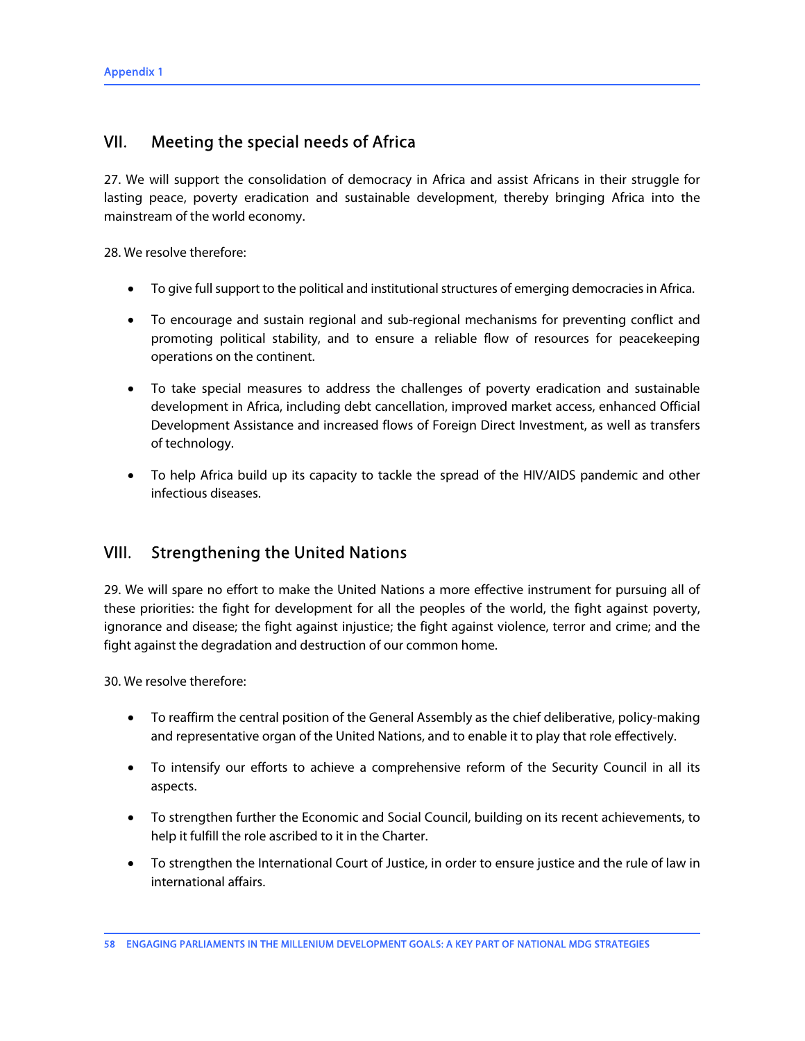## VII. Meeting the special needs of Africa

27. We will support the consolidation of democracy in Africa and assist Africans in their struggle for lasting peace, poverty eradication and sustainable development, thereby bringing Africa into the mainstream of the world economy.

28. We resolve therefore:

- To give full support to the political and institutional structures of emerging democracies in Africa.
- To encourage and sustain regional and sub-regional mechanisms for preventing conflict and promoting political stability, and to ensure a reliable flow of resources for peacekeeping operations on the continent.
- To take special measures to address the challenges of poverty eradication and sustainable development in Africa, including debt cancellation, improved market access, enhanced Official Development Assistance and increased flows of Foreign Direct Investment, as well as transfers of technology.
- To help Africa build up its capacity to tackle the spread of the HIV/AIDS pandemic and other infectious diseases.

## VIII. Strengthening the United Nations

29. We will spare no effort to make the United Nations a more effective instrument for pursuing all of these priorities: the fight for development for all the peoples of the world, the fight against poverty, ignorance and disease; the fight against injustice; the fight against violence, terror and crime; and the fight against the degradation and destruction of our common home.

30. We resolve therefore:

- To reaffirm the central position of the General Assembly as the chief deliberative, policy-making and representative organ of the United Nations, and to enable it to play that role effectively.
- To intensify our efforts to achieve a comprehensive reform of the Security Council in all its aspects.
- To strengthen further the Economic and Social Council, building on its recent achievements, to help it fulfill the role ascribed to it in the Charter.
- To strengthen the International Court of Justice, in order to ensure justice and the rule of law in international affairs.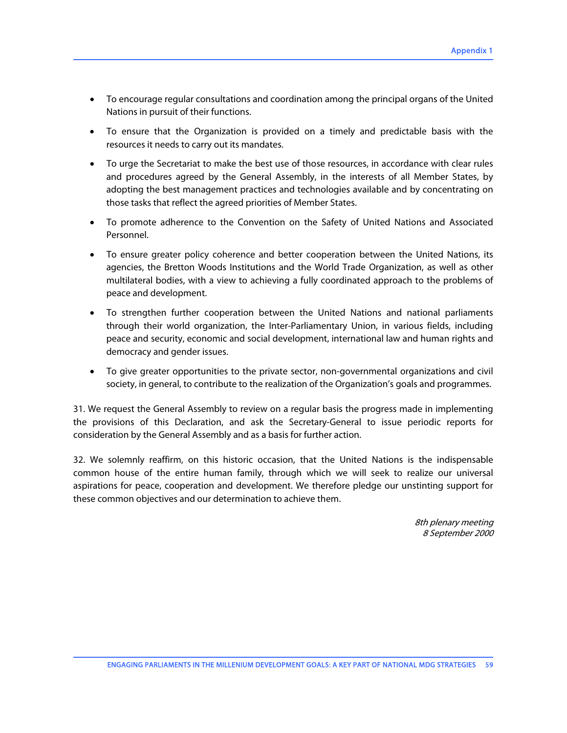- To encourage regular consultations and coordination among the principal organs of the United Nations in pursuit of their functions.
- To ensure that the Organization is provided on a timely and predictable basis with the resources it needs to carry out its mandates.
- To urge the Secretariat to make the best use of those resources, in accordance with clear rules and procedures agreed by the General Assembly, in the interests of all Member States, by adopting the best management practices and technologies available and by concentrating on those tasks that reflect the agreed priorities of Member States.
- To promote adherence to the Convention on the Safety of United Nations and Associated Personnel.
- To ensure greater policy coherence and better cooperation between the United Nations, its agencies, the Bretton Woods Institutions and the World Trade Organization, as well as other multilateral bodies, with a view to achieving a fully coordinated approach to the problems of peace and development.
- To strengthen further cooperation between the United Nations and national parliaments through their world organization, the Inter-Parliamentary Union, in various fields, including peace and security, economic and social development, international law and human rights and democracy and gender issues.
- To give greater opportunities to the private sector, non-governmental organizations and civil society, in general, to contribute to the realization of the Organization's goals and programmes.

31. We request the General Assembly to review on a regular basis the progress made in implementing the provisions of this Declaration, and ask the Secretary-General to issue periodic reports for consideration by the General Assembly and as a basis for further action.

32. We solemnly reaffirm, on this historic occasion, that the United Nations is the indispensable common house of the entire human family, through which we will seek to realize our universal aspirations for peace, cooperation and development. We therefore pledge our unstinting support for these common objectives and our determination to achieve them.

*8th plenary meeting*
*8 September 2000*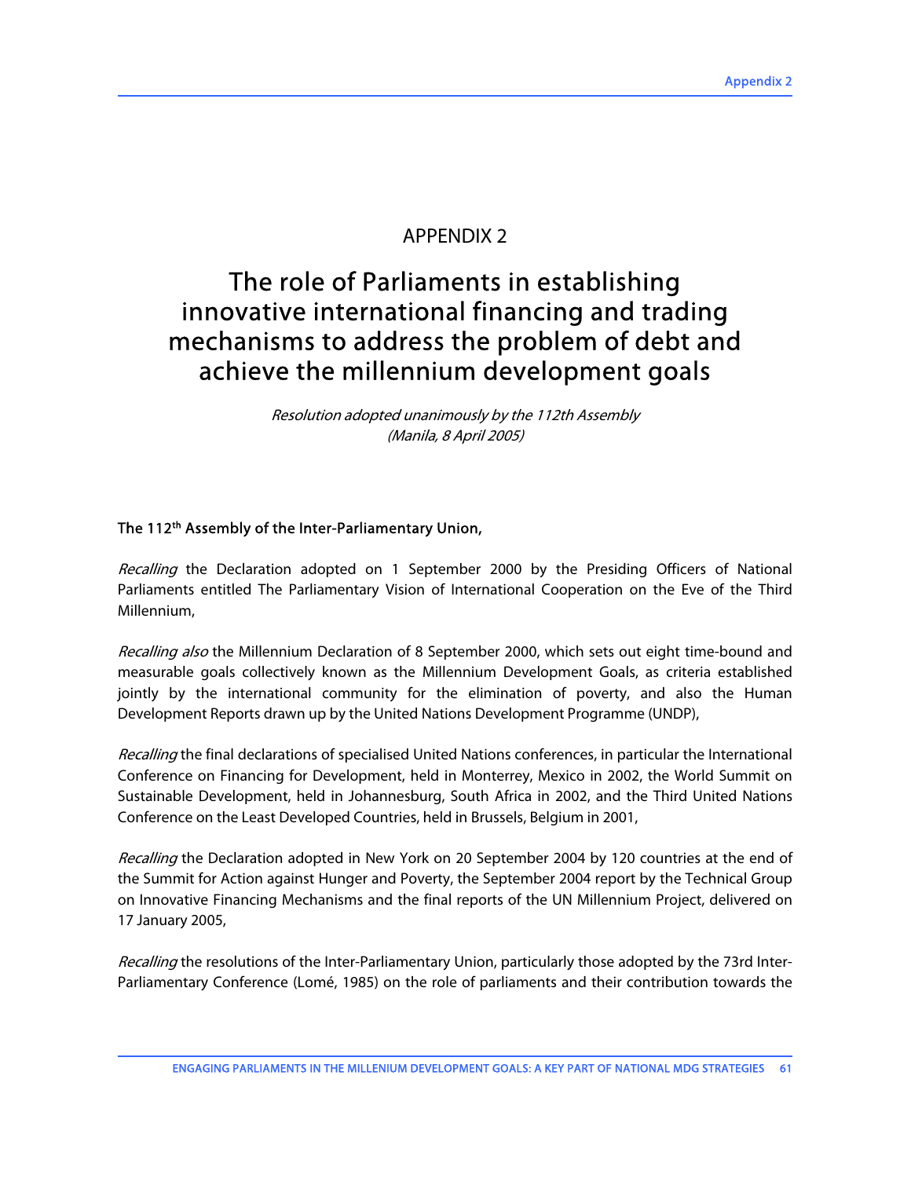# APPENDIX 2

# The role of Parliaments in establishing innovative international financing and trading mechanisms to address the problem of debt and achieve the millennium development goals

*Resolution adopted unanimously by the 112th Assembly*
*(Manila, 8 April 2005)*

**The 112th Assembly of the Inter-Parliamentary Union,**

*Recalling* the Declaration adopted on 1 September 2000 by the Presiding Officers of National Parliaments entitled The Parliamentary Vision of International Cooperation on the Eve of the Third Millennium,

*Recalling also* the Millennium Declaration of 8 September 2000, which sets out eight time-bound and measurable goals collectively known as the Millennium Development Goals, as criteria established jointly by the international community for the elimination of poverty, and also the Human Development Reports drawn up by the United Nations Development Programme (UNDP),

*Recalling* the final declarations of specialised United Nations conferences, in particular the International Conference on Financing for Development, held in Monterrey, Mexico in 2002, the World Summit on Sustainable Development, held in Johannesburg, South Africa in 2002, and the Third United Nations Conference on the Least Developed Countries, held in Brussels, Belgium in 2001,

*Recalling* the Declaration adopted in New York on 20 September 2004 by 120 countries at the end of the Summit for Action against Hunger and Poverty, the September 2004 report by the Technical Group on Innovative Financing Mechanisms and the final reports of the UN Millennium Project, delivered on 17 January 2005,

*Recalling* the resolutions of the Inter-Parliamentary Union, particularly those adopted by the 73rd Inter-Parliamentary Conference (Lomé, 1985) on the role of parliaments and their contribution towards the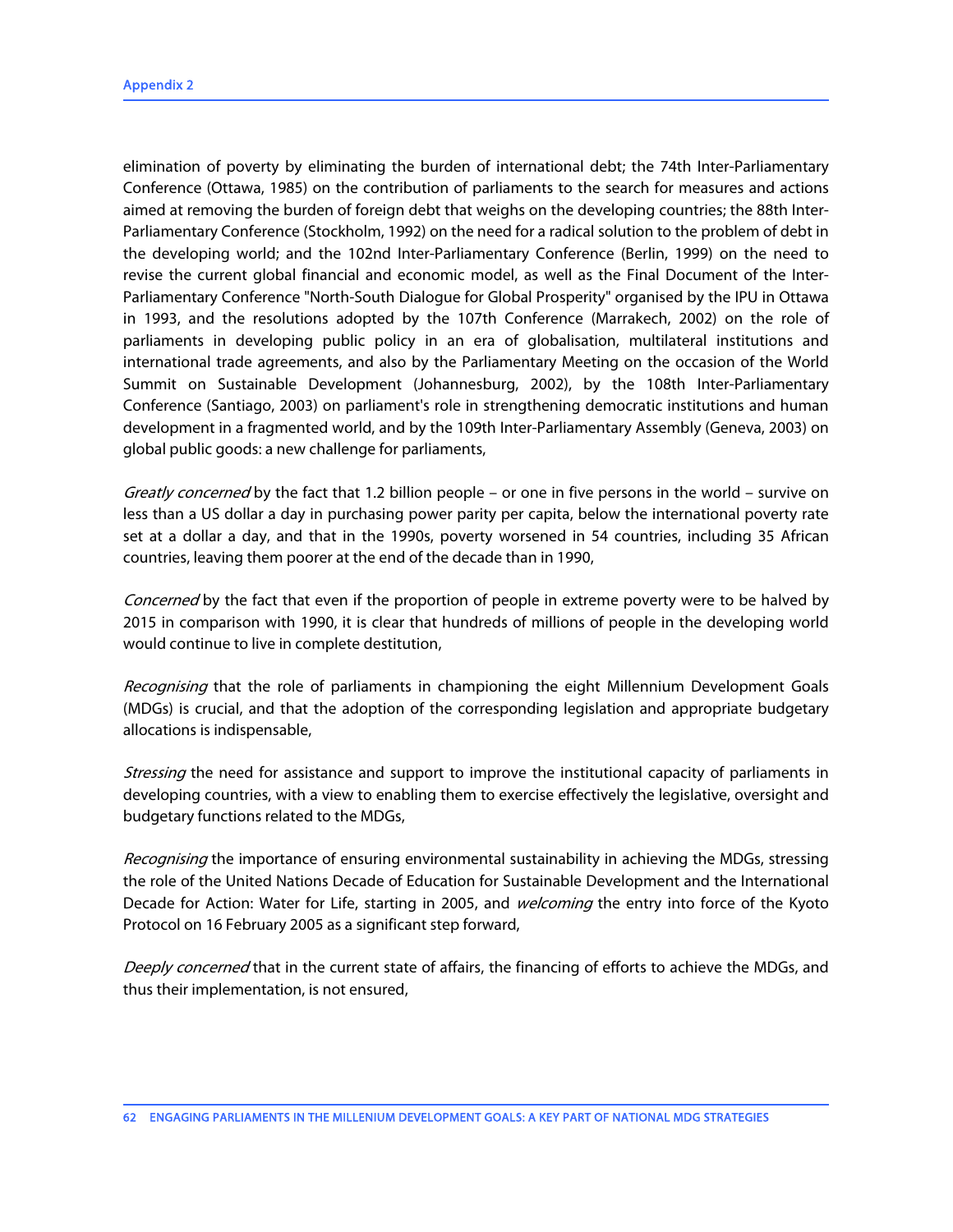elimination of poverty by eliminating the burden of international debt; the 74th Inter-Parliamentary Conference (Ottawa, 1985) on the contribution of parliaments to the search for measures and actions aimed at removing the burden of foreign debt that weighs on the developing countries; the 88th Inter-Parliamentary Conference (Stockholm, 1992) on the need for a radical solution to the problem of debt in the developing world; and the 102nd Inter-Parliamentary Conference (Berlin, 1999) on the need to revise the current global financial and economic model, as well as the Final Document of the Inter-Parliamentary Conference "North-South Dialogue for Global Prosperity" organised by the IPU in Ottawa in 1993, and the resolutions adopted by the 107th Conference (Marrakech, 2002) on the role of parliaments in developing public policy in an era of globalisation, multilateral institutions and international trade agreements, and also by the Parliamentary Meeting on the occasion of the World Summit on Sustainable Development (Johannesburg, 2002), by the 108th Inter-Parliamentary Conference (Santiago, 2003) on parliament's role in strengthening democratic institutions and human development in a fragmented world, and by the 109th Inter-Parliamentary Assembly (Geneva, 2003) on global public goods: a new challenge for parliaments,

*Greatly concerned* by the fact that 1.2 billion people – or one in five persons in the world – survive on less than a US dollar a day in purchasing power parity per capita, below the international poverty rate set at a dollar a day, and that in the 1990s, poverty worsened in 54 countries, including 35 African countries, leaving them poorer at the end of the decade than in 1990,

*Concerned* by the fact that even if the proportion of people in extreme poverty were to be halved by 2015 in comparison with 1990, it is clear that hundreds of millions of people in the developing world would continue to live in complete destitution,

*Recognising* that the role of parliaments in championing the eight Millennium Development Goals (MDGs) is crucial, and that the adoption of the corresponding legislation and appropriate budgetary allocations is indispensable,

*Stressing* the need for assistance and support to improve the institutional capacity of parliaments in developing countries, with a view to enabling them to exercise effectively the legislative, oversight and budgetary functions related to the MDGs,

*Recognising* the importance of ensuring environmental sustainability in achieving the MDGs, stressing the role of the United Nations Decade of Education for Sustainable Development and the International Decade for Action: Water for Life, starting in 2005, and *welcoming* the entry into force of the Kyoto Protocol on 16 February 2005 as a significant step forward,

*Deeply concerned* that in the current state of affairs, the financing of efforts to achieve the MDGs, and thus their implementation, is not ensured,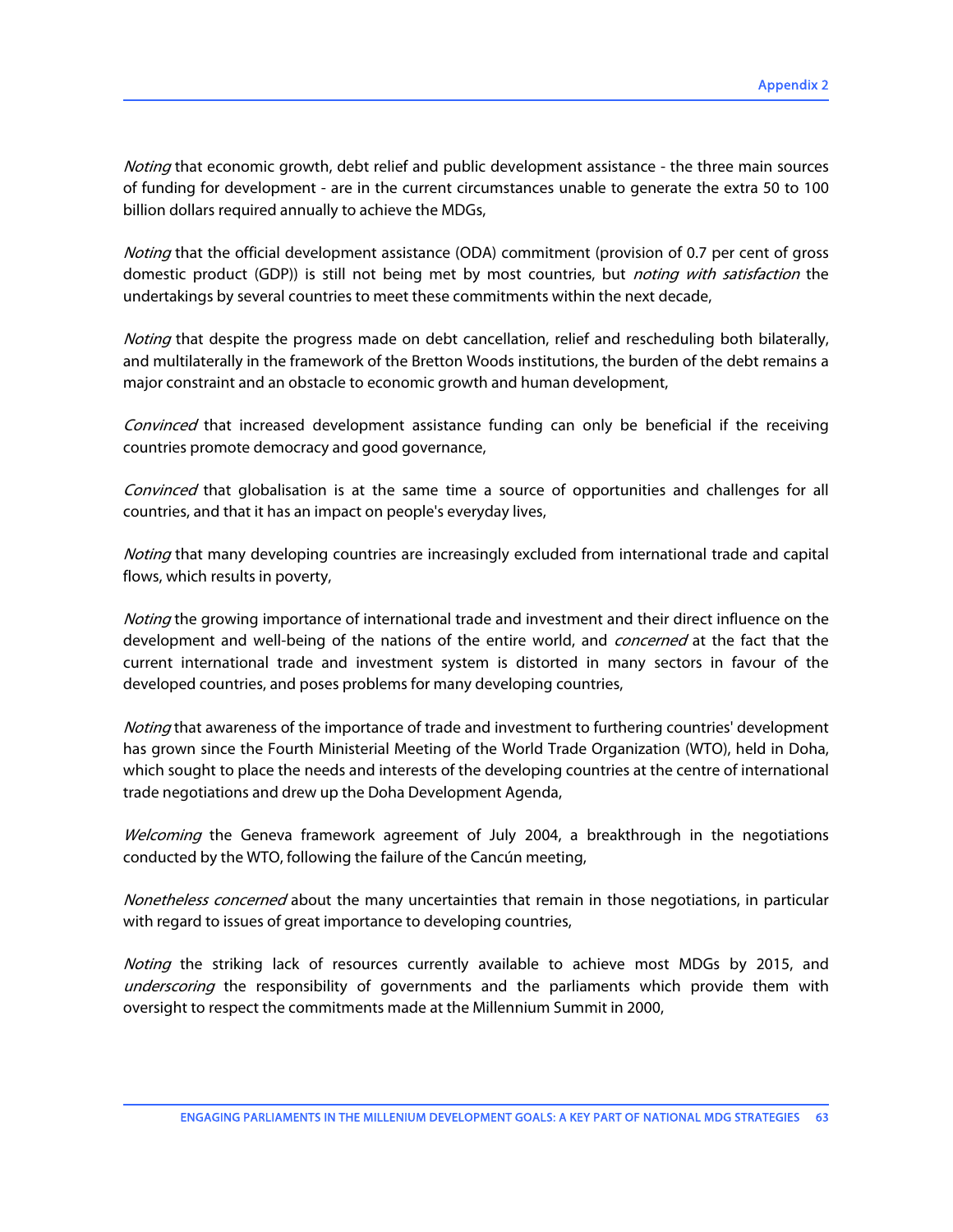*Noting* that economic growth, debt relief and public development assistance - the three main sources of funding for development - are in the current circumstances unable to generate the extra 50 to 100 billion dollars required annually to achieve the MDGs,

*Noting* that the official development assistance (ODA) commitment (provision of 0.7 per cent of gross domestic product (GDP)) is still not being met by most countries, but *noting with satisfaction* the undertakings by several countries to meet these commitments within the next decade,

*Noting* that despite the progress made on debt cancellation, relief and rescheduling both bilaterally, and multilaterally in the framework of the Bretton Woods institutions, the burden of the debt remains a major constraint and an obstacle to economic growth and human development,

*Convinced* that increased development assistance funding can only be beneficial if the receiving countries promote democracy and good governance,

*Convinced* that globalisation is at the same time a source of opportunities and challenges for all countries, and that it has an impact on people's everyday lives,

*Noting* that many developing countries are increasingly excluded from international trade and capital flows, which results in poverty,

*Noting* the growing importance of international trade and investment and their direct influence on the development and well-being of the nations of the entire world, and *concerned* at the fact that the current international trade and investment system is distorted in many sectors in favour of the developed countries, and poses problems for many developing countries,

*Noting* that awareness of the importance of trade and investment to furthering countries' development has grown since the Fourth Ministerial Meeting of the World Trade Organization (WTO), held in Doha, which sought to place the needs and interests of the developing countries at the centre of international trade negotiations and drew up the Doha Development Agenda,

*Welcoming* the Geneva framework agreement of July 2004, a breakthrough in the negotiations conducted by the WTO, following the failure of the Cancún meeting,

*Nonetheless concerned* about the many uncertainties that remain in those negotiations, in particular with regard to issues of great importance to developing countries,

*Noting* the striking lack of resources currently available to achieve most MDGs by 2015, and *underscoring* the responsibility of governments and the parliaments which provide them with oversight to respect the commitments made at the Millennium Summit in 2000,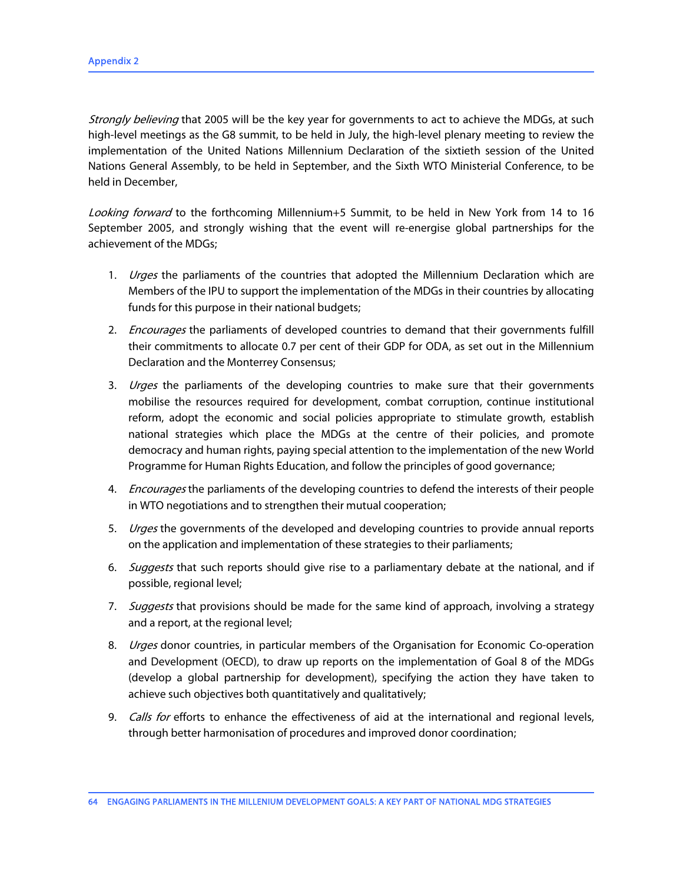*Strongly believing* that 2005 will be the key year for governments to act to achieve the MDGs, at such high-level meetings as the G8 summit, to be held in July, the high-level plenary meeting to review the implementation of the United Nations Millennium Declaration of the sixtieth session of the United Nations General Assembly, to be held in September, and the Sixth WTO Ministerial Conference, to be held in December,

*Looking forward* to the forthcoming Millennium+5 Summit, to be held in New York from 14 to 16 September 2005, and strongly wishing that the event will re-energise global partnerships for the achievement of the MDGs;

1. *Urges* the parliaments of the countries that adopted the Millennium Declaration which are Members of the IPU to support the implementation of the MDGs in their countries by allocating funds for this purpose in their national budgets;

2. *Encourages* the parliaments of developed countries to demand that their governments fulfill their commitments to allocate 0.7 per cent of their GDP for ODA, as set out in the Millennium Declaration and the Monterrey Consensus;

3. *Urges* the parliaments of the developing countries to make sure that their governments mobilise the resources required for development, combat corruption, continue institutional reform, adopt the economic and social policies appropriate to stimulate growth, establish national strategies which place the MDGs at the centre of their policies, and promote democracy and human rights, paying special attention to the implementation of the new World Programme for Human Rights Education, and follow the principles of good governance;

4. *Encourages* the parliaments of the developing countries to defend the interests of their people in WTO negotiations and to strengthen their mutual cooperation;

5. *Urges* the governments of the developed and developing countries to provide annual reports on the application and implementation of these strategies to their parliaments;

6. *Suggests* that such reports should give rise to a parliamentary debate at the national, and if possible, regional level;

7. *Suggests* that provisions should be made for the same kind of approach, involving a strategy and a report, at the regional level;

8. *Urges* donor countries, in particular members of the Organisation for Economic Co-operation and Development (OECD), to draw up reports on the implementation of Goal 8 of the MDGs (develop a global partnership for development), specifying the action they have taken to achieve such objectives both quantitatively and qualitatively;

9. *Calls for* efforts to enhance the effectiveness of aid at the international and regional levels, through better harmonisation of procedures and improved donor coordination;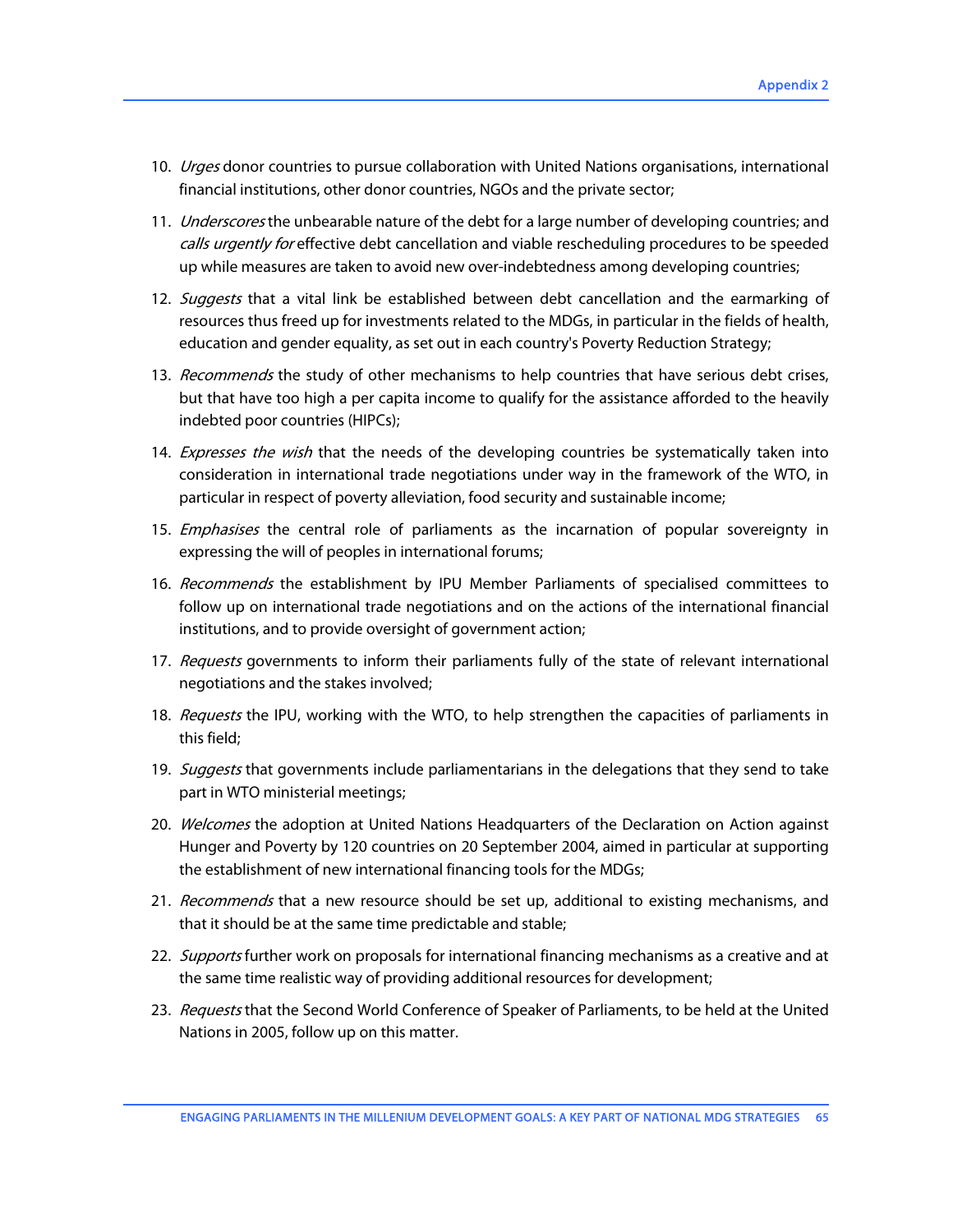10. *Urges* donor countries to pursue collaboration with United Nations organisations, international financial institutions, other donor countries, NGOs and the private sector;

11. *Underscores* the unbearable nature of the debt for a large number of developing countries; and *calls urgently for* effective debt cancellation and viable rescheduling procedures to be speeded up while measures are taken to avoid new over-indebtedness among developing countries;

12. *Suggests* that a vital link be established between debt cancellation and the earmarking of resources thus freed up for investments related to the MDGs, in particular in the fields of health, education and gender equality, as set out in each country's Poverty Reduction Strategy;

13. *Recommends* the study of other mechanisms to help countries that have serious debt crises, but that have too high a per capita income to qualify for the assistance afforded to the heavily indebted poor countries (HIPCs);

14. *Expresses the wish* that the needs of the developing countries be systematically taken into consideration in international trade negotiations under way in the framework of the WTO, in particular in respect of poverty alleviation, food security and sustainable income;

15. *Emphasises* the central role of parliaments as the incarnation of popular sovereignty in expressing the will of peoples in international forums;

16. *Recommends* the establishment by IPU Member Parliaments of specialised committees to follow up on international trade negotiations and on the actions of the international financial institutions, and to provide oversight of government action;

17. *Requests* governments to inform their parliaments fully of the state of relevant international negotiations and the stakes involved;

18. *Requests* the IPU, working with the WTO, to help strengthen the capacities of parliaments in this field;

19. *Suggests* that governments include parliamentarians in the delegations that they send to take part in WTO ministerial meetings;

20. *Welcomes* the adoption at United Nations Headquarters of the Declaration on Action against Hunger and Poverty by 120 countries on 20 September 2004, aimed in particular at supporting the establishment of new international financing tools for the MDGs;

21. *Recommends* that a new resource should be set up, additional to existing mechanisms, and that it should be at the same time predictable and stable;

22. *Supports* further work on proposals for international financing mechanisms as a creative and at the same time realistic way of providing additional resources for development;

23. *Requests* that the Second World Conference of Speaker of Parliaments, to be held at the United Nations in 2005, follow up on this matter.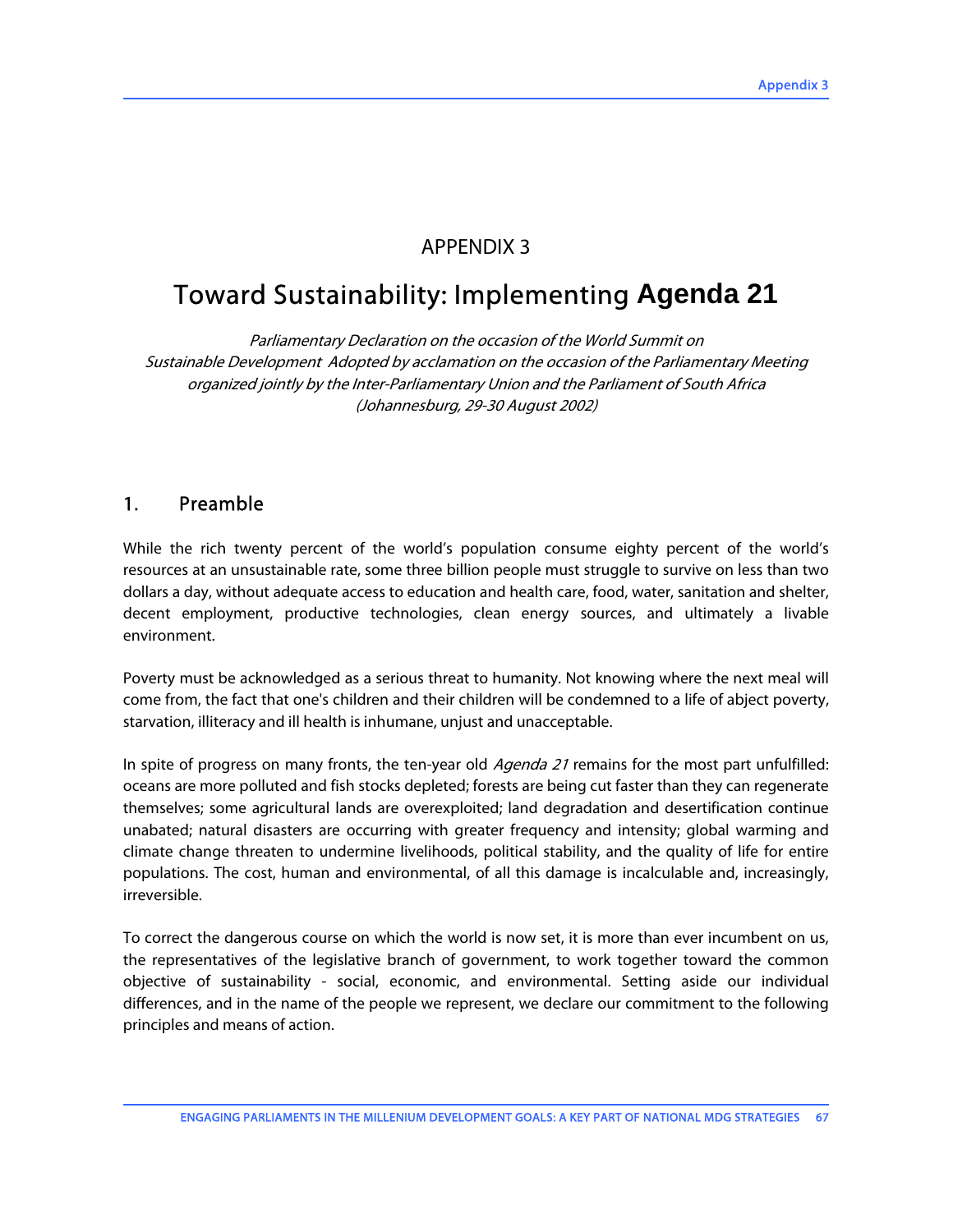# APPENDIX 3

# Toward Sustainability: Implementing *Agenda 21*

*Parliamentary Declaration on the occasion of the World Summit on Sustainable Development Adopted by acclamation on the occasion of the Parliamentary Meeting organized jointly by the Inter-Parliamentary Union and the Parliament of South Africa (Johannesburg, 29-30 August 2002)*

## 1. Preamble

While the rich twenty percent of the world's population consume eighty percent of the world's resources at an unsustainable rate, some three billion people must struggle to survive on less than two dollars a day, without adequate access to education and health care, food, water, sanitation and shelter, decent employment, productive technologies, clean energy sources, and ultimately a livable environment.

Poverty must be acknowledged as a serious threat to humanity. Not knowing where the next meal will come from, the fact that one's children and their children will be condemned to a life of abject poverty, starvation, illiteracy and ill health is inhumane, unjust and unacceptable.

In spite of progress on many fronts, the ten-year old *Agenda 21* remains for the most part unfulfilled: oceans are more polluted and fish stocks depleted; forests are being cut faster than they can regenerate themselves; some agricultural lands are overexploited; land degradation and desertification continue unabated; natural disasters are occurring with greater frequency and intensity; global warming and climate change threaten to undermine livelihoods, political stability, and the quality of life for entire populations. The cost, human and environmental, of all this damage is incalculable and, increasingly, irreversible.

To correct the dangerous course on which the world is now set, it is more than ever incumbent on us, the representatives of the legislative branch of government, to work together toward the common objective of sustainability - social, economic, and environmental. Setting aside our individual differences, and in the name of the people we represent, we declare our commitment to the following principles and means of action.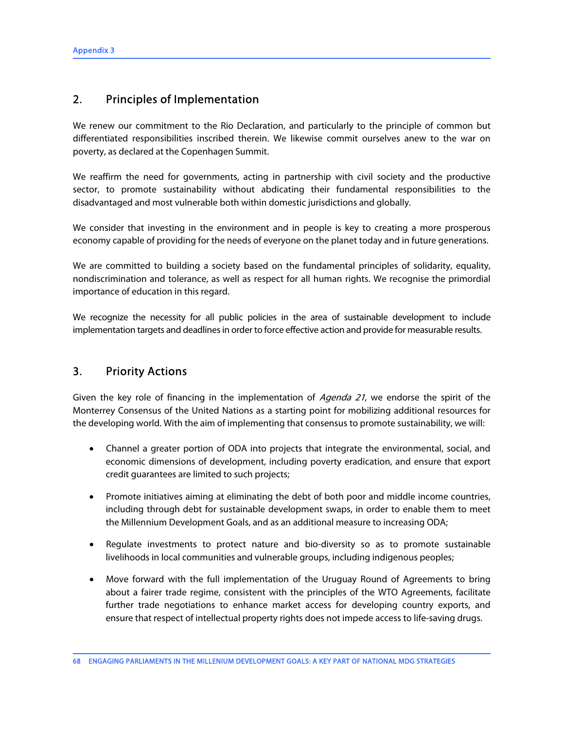## 2. Principles of Implementation

We renew our commitment to the Rio Declaration, and particularly to the principle of common but differentiated responsibilities inscribed therein. We likewise commit ourselves anew to the war on poverty, as declared at the Copenhagen Summit.

We reaffirm the need for governments, acting in partnership with civil society and the productive sector, to promote sustainability without abdicating their fundamental responsibilities to the disadvantaged and most vulnerable both within domestic jurisdictions and globally.

We consider that investing in the environment and in people is key to creating a more prosperous economy capable of providing for the needs of everyone on the planet today and in future generations.

We are committed to building a society based on the fundamental principles of solidarity, equality, nondiscrimination and tolerance, as well as respect for all human rights. We recognise the primordial importance of education in this regard.

We recognize the necessity for all public policies in the area of sustainable development to include implementation targets and deadlines in order to force effective action and provide for measurable results.

## 3. Priority Actions

Given the key role of financing in the implementation of *Agenda 21*, we endorse the spirit of the Monterrey Consensus of the United Nations as a starting point for mobilizing additional resources for the developing world. With the aim of implementing that consensus to promote sustainability, we will:

- Channel a greater portion of ODA into projects that integrate the environmental, social, and economic dimensions of development, including poverty eradication, and ensure that export credit guarantees are limited to such projects;

- Promote initiatives aiming at eliminating the debt of both poor and middle income countries, including through debt for sustainable development swaps, in order to enable them to meet the Millennium Development Goals, and as an additional measure to increasing ODA;

- Regulate investments to protect nature and bio-diversity so as to promote sustainable livelihoods in local communities and vulnerable groups, including indigenous peoples;

- Move forward with the full implementation of the Uruguay Round of Agreements to bring about a fairer trade regime, consistent with the principles of the WTO Agreements, facilitate further trade negotiations to enhance market access for developing country exports, and ensure that respect of intellectual property rights does not impede access to life-saving drugs.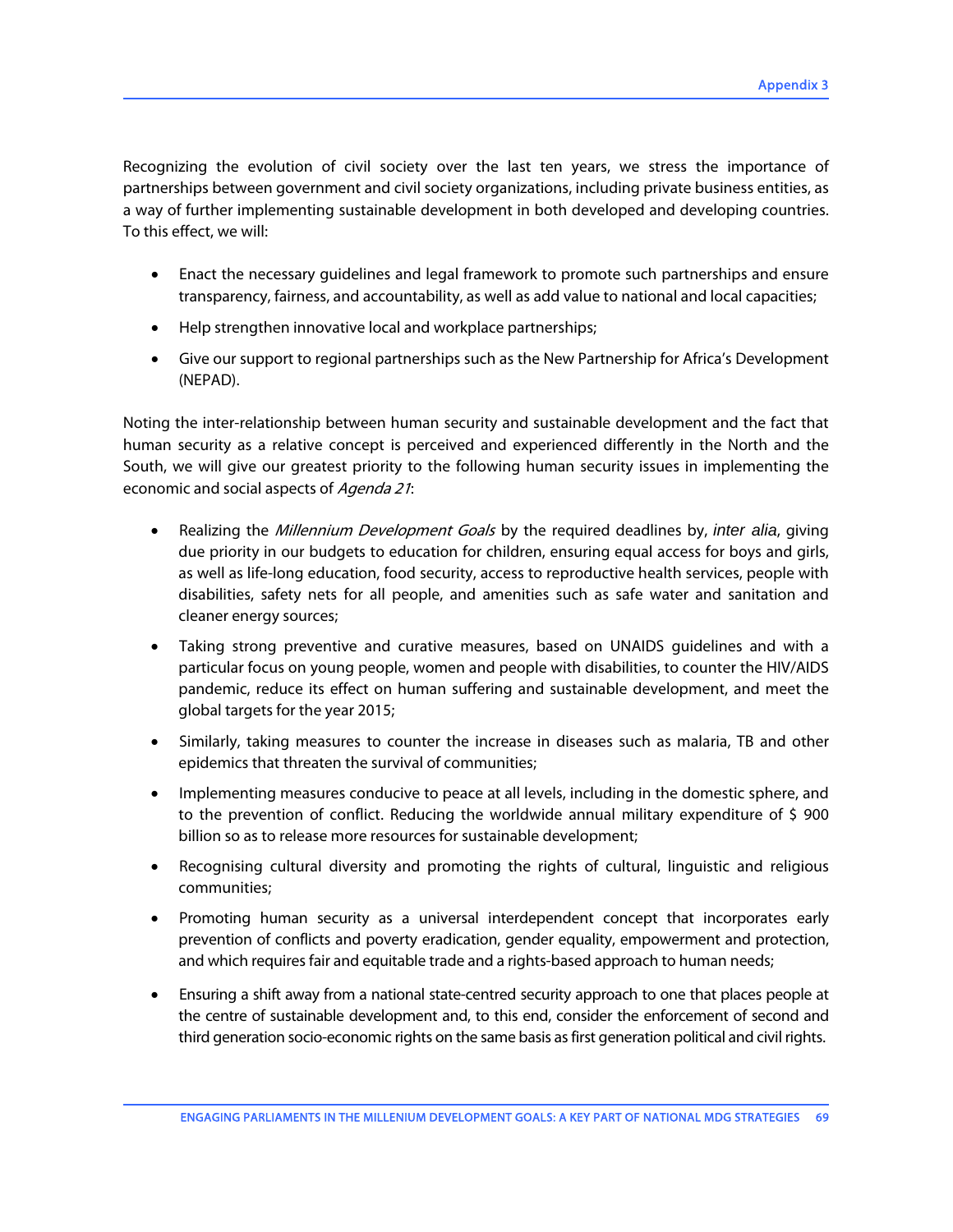Recognizing the evolution of civil society over the last ten years, we stress the importance of partnerships between government and civil society organizations, including private business entities, as a way of further implementing sustainable development in both developed and developing countries. To this effect, we will:

- Enact the necessary guidelines and legal framework to promote such partnerships and ensure transparency, fairness, and accountability, as well as add value to national and local capacities;
- Help strengthen innovative local and workplace partnerships;
- Give our support to regional partnerships such as the New Partnership for Africa's Development (NEPAD).

Noting the inter-relationship between human security and sustainable development and the fact that human security as a relative concept is perceived and experienced differently in the North and the South, we will give our greatest priority to the following human security issues in implementing the economic and social aspects of *Agenda 21*:

- Realizing the *Millennium Development Goals* by the required deadlines by, *inter alia*, giving due priority in our budgets to education for children, ensuring equal access for boys and girls, as well as life-long education, food security, access to reproductive health services, people with disabilities, safety nets for all people, and amenities such as safe water and sanitation and cleaner energy sources;
- Taking strong preventive and curative measures, based on UNAIDS guidelines and with a particular focus on young people, women and people with disabilities, to counter the HIV/AIDS pandemic, reduce its effect on human suffering and sustainable development, and meet the global targets for the year 2015;
- Similarly, taking measures to counter the increase in diseases such as malaria, TB and other epidemics that threaten the survival of communities;
- Implementing measures conducive to peace at all levels, including in the domestic sphere, and to the prevention of conflict. Reducing the worldwide annual military expenditure of $ 900 billion so as to release more resources for sustainable development;
- Recognising cultural diversity and promoting the rights of cultural, linguistic and religious communities;
- Promoting human security as a universal interdependent concept that incorporates early prevention of conflicts and poverty eradication, gender equality, empowerment and protection, and which requires fair and equitable trade and a rights-based approach to human needs;
- Ensuring a shift away from a national state-centred security approach to one that places people at the centre of sustainable development and, to this end, consider the enforcement of second and third generation socio-economic rights on the same basis as first generation political and civil rights.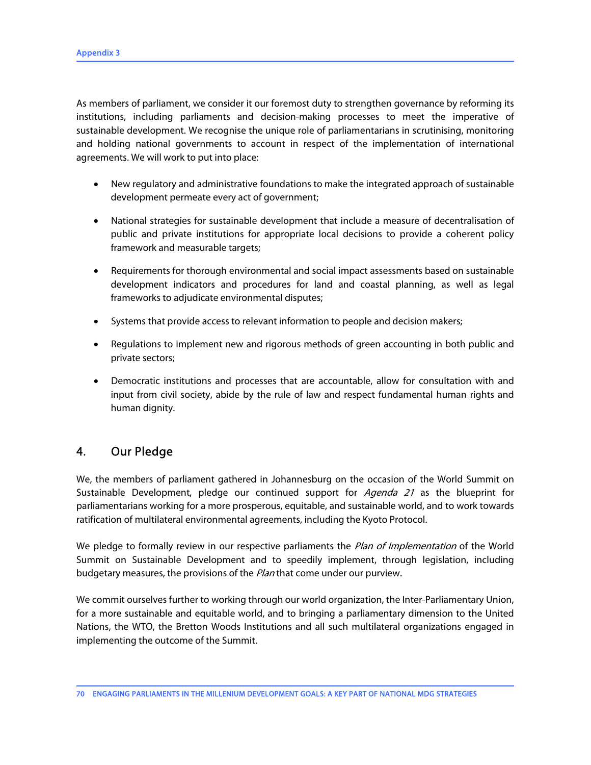As members of parliament, we consider it our foremost duty to strengthen governance by reforming its institutions, including parliaments and decision-making processes to meet the imperative of sustainable development. We recognise the unique role of parliamentarians in scrutinising, monitoring and holding national governments to account in respect of the implementation of international agreements. We will work to put into place:

- New regulatory and administrative foundations to make the integrated approach of sustainable development permeate every act of government;
- National strategies for sustainable development that include a measure of decentralisation of public and private institutions for appropriate local decisions to provide a coherent policy framework and measurable targets;
- Requirements for thorough environmental and social impact assessments based on sustainable development indicators and procedures for land and coastal planning, as well as legal frameworks to adjudicate environmental disputes;
- Systems that provide access to relevant information to people and decision makers;
- Regulations to implement new and rigorous methods of green accounting in both public and private sectors;
- Democratic institutions and processes that are accountable, allow for consultation with and input from civil society, abide by the rule of law and respect fundamental human rights and human dignity.

## 4. Our Pledge

We, the members of parliament gathered in Johannesburg on the occasion of the World Summit on Sustainable Development, pledge our continued support for *Agenda 21* as the blueprint for parliamentarians working for a more prosperous, equitable, and sustainable world, and to work towards ratification of multilateral environmental agreements, including the Kyoto Protocol.

We pledge to formally review in our respective parliaments the *Plan of Implementation* of the World Summit on Sustainable Development and to speedily implement, through legislation, including budgetary measures, the provisions of the *Plan* that come under our purview.

We commit ourselves further to working through our world organization, the Inter-Parliamentary Union, for a more sustainable and equitable world, and to bringing a parliamentary dimension to the United Nations, the WTO, the Bretton Woods Institutions and all such multilateral organizations engaged in implementing the outcome of the Summit.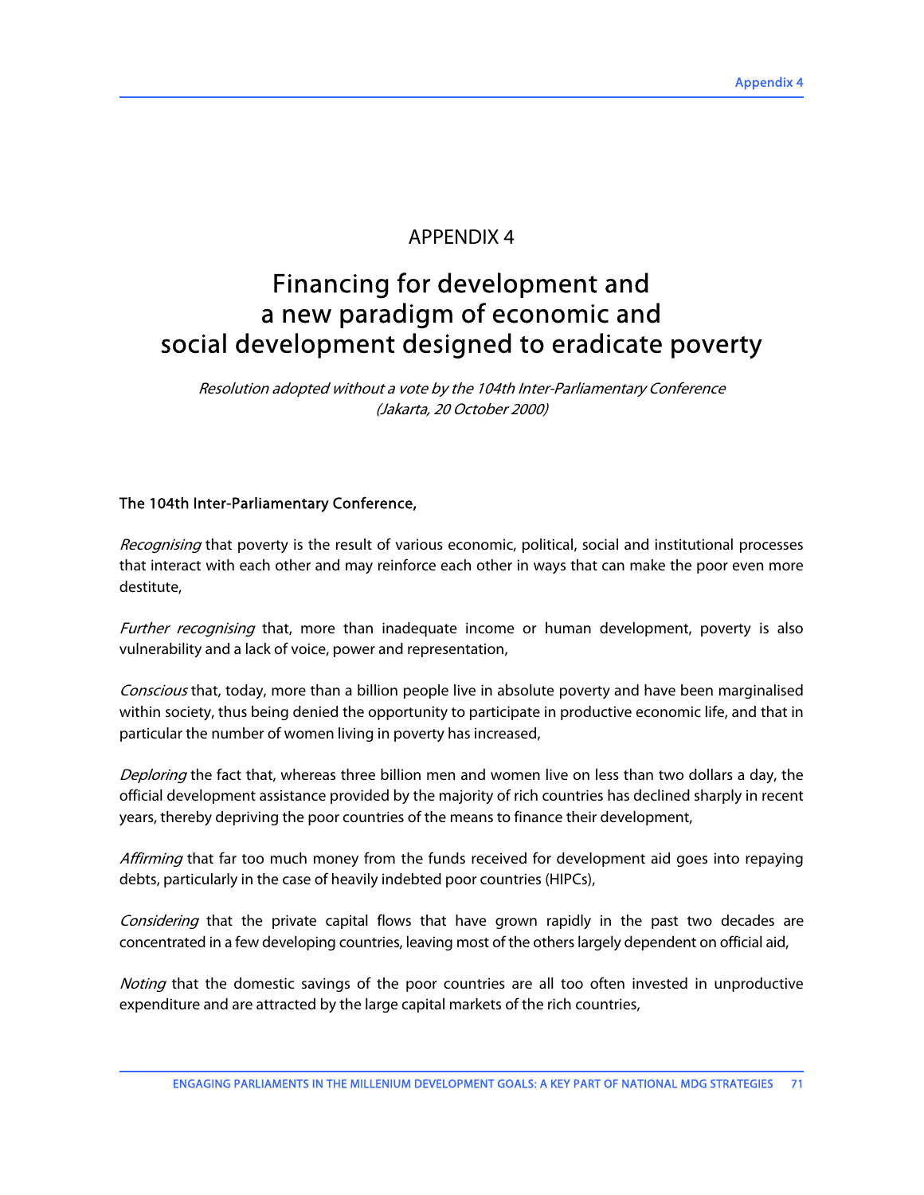# APPENDIX 4

## Financing for development and a new paradigm of economic and social development designed to eradicate poverty

*Resolution adopted without a vote by the 104th Inter-Parliamentary Conference (Jakarta, 20 October 2000)*

**The 104th Inter-Parliamentary Conference,**

*Recognising* that poverty is the result of various economic, political, social and institutional processes that interact with each other and may reinforce each other in ways that can make the poor even more destitute,

*Further recognising* that, more than inadequate income or human development, poverty is also vulnerability and a lack of voice, power and representation,

*Conscious* that, today, more than a billion people live in absolute poverty and have been marginalised within society, thus being denied the opportunity to participate in productive economic life, and that in particular the number of women living in poverty has increased,

*Deploring* the fact that, whereas three billion men and women live on less than two dollars a day, the official development assistance provided by the majority of rich countries has declined sharply in recent years, thereby depriving the poor countries of the means to finance their development,

*Affirming* that far too much money from the funds received for development aid goes into repaying debts, particularly in the case of heavily indebted poor countries (HIPCs),

*Considering* that the private capital flows that have grown rapidly in the past two decades are concentrated in a few developing countries, leaving most of the others largely dependent on official aid,

*Noting* that the domestic savings of the poor countries are all too often invested in unproductive expenditure and are attracted by the large capital markets of the rich countries,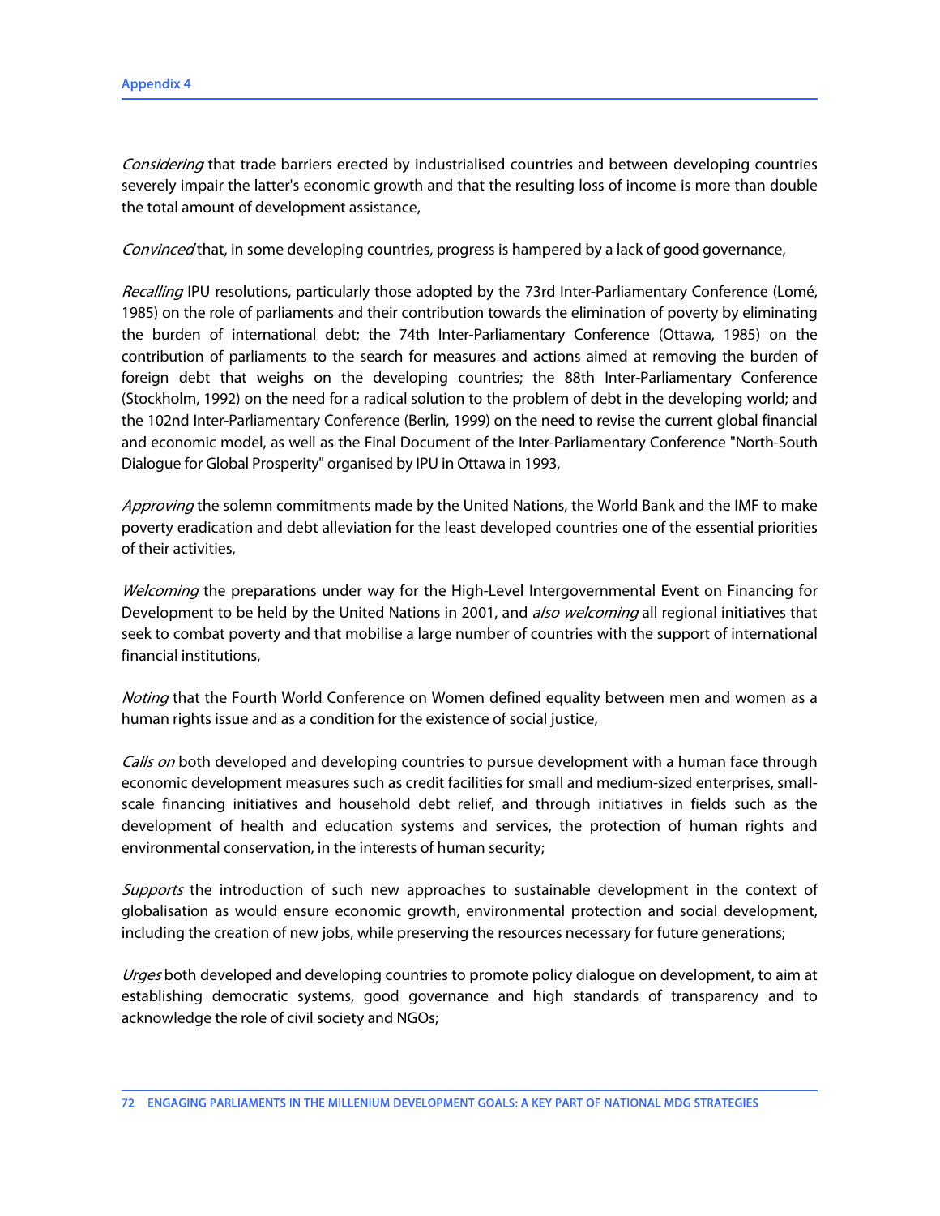*Considering* that trade barriers erected by industrialised countries and between developing countries severely impair the latter's economic growth and that the resulting loss of income is more than double the total amount of development assistance,

*Convinced* that, in some developing countries, progress is hampered by a lack of good governance,

*Recalling* IPU resolutions, particularly those adopted by the 73rd Inter-Parliamentary Conference (Lomé, 1985) on the role of parliaments and their contribution towards the elimination of poverty by eliminating the burden of international debt; the 74th Inter-Parliamentary Conference (Ottawa, 1985) on the contribution of parliaments to the search for measures and actions aimed at removing the burden of foreign debt that weighs on the developing countries; the 88th Inter-Parliamentary Conference (Stockholm, 1992) on the need for a radical solution to the problem of debt in the developing world; and the 102nd Inter-Parliamentary Conference (Berlin, 1999) on the need to revise the current global financial and economic model, as well as the Final Document of the Inter-Parliamentary Conference "North-South Dialogue for Global Prosperity" organised by IPU in Ottawa in 1993,

*Approving* the solemn commitments made by the United Nations, the World Bank and the IMF to make poverty eradication and debt alleviation for the least developed countries one of the essential priorities of their activities,

*Welcoming* the preparations under way for the High-Level Intergovernmental Event on Financing for Development to be held by the United Nations in 2001, and *also welcoming* all regional initiatives that seek to combat poverty and that mobilise a large number of countries with the support of international financial institutions,

*Noting* that the Fourth World Conference on Women defined equality between men and women as a human rights issue and as a condition for the existence of social justice,

*Calls on* both developed and developing countries to pursue development with a human face through economic development measures such as credit facilities for small and medium-sized enterprises, small-scale financing initiatives and household debt relief, and through initiatives in fields such as the development of health and education systems and services, the protection of human rights and environmental conservation, in the interests of human security;

*Supports* the introduction of such new approaches to sustainable development in the context of globalisation as would ensure economic growth, environmental protection and social development, including the creation of new jobs, while preserving the resources necessary for future generations;

*Urges* both developed and developing countries to promote policy dialogue on development, to aim at establishing democratic systems, good governance and high standards of transparency and to acknowledge the role of civil society and NGOs;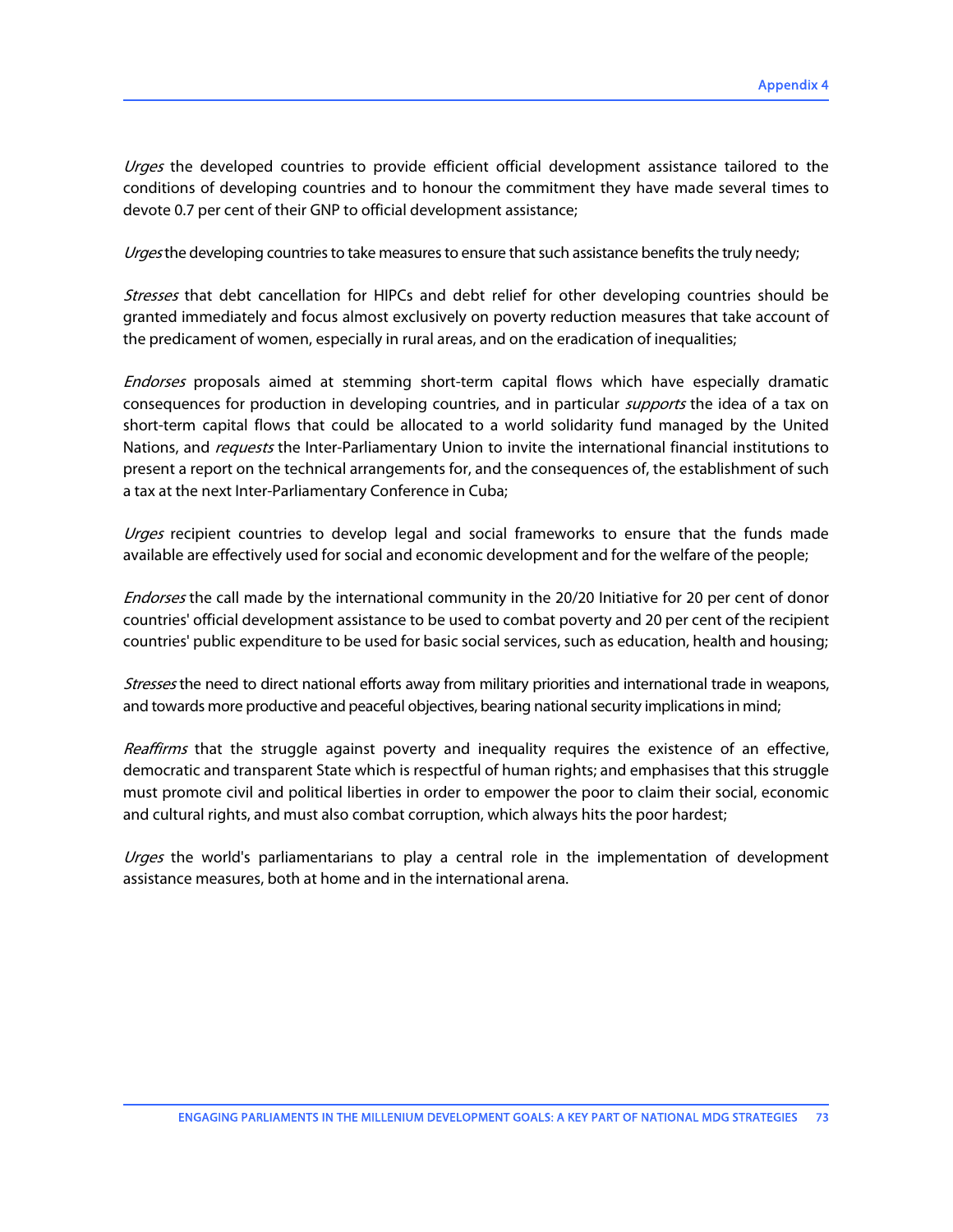*Urges* the developed countries to provide efficient official development assistance tailored to the conditions of developing countries and to honour the commitment they have made several times to devote 0.7 per cent of their GNP to official development assistance;

*Urges* the developing countries to take measures to ensure that such assistance benefits the truly needy;

*Stresses* that debt cancellation for HIPCs and debt relief for other developing countries should be granted immediately and focus almost exclusively on poverty reduction measures that take account of the predicament of women, especially in rural areas, and on the eradication of inequalities;

*Endorses* proposals aimed at stemming short-term capital flows which have especially dramatic consequences for production in developing countries, and in particular *supports* the idea of a tax on short-term capital flows that could be allocated to a world solidarity fund managed by the United Nations, and *requests* the Inter-Parliamentary Union to invite the international financial institutions to present a report on the technical arrangements for, and the consequences of, the establishment of such a tax at the next Inter-Parliamentary Conference in Cuba;

*Urges* recipient countries to develop legal and social frameworks to ensure that the funds made available are effectively used for social and economic development and for the welfare of the people;

*Endorses* the call made by the international community in the 20/20 Initiative for 20 per cent of donor countries' official development assistance to be used to combat poverty and 20 per cent of the recipient countries' public expenditure to be used for basic social services, such as education, health and housing;

*Stresses* the need to direct national efforts away from military priorities and international trade in weapons, and towards more productive and peaceful objectives, bearing national security implications in mind;

*Reaffirms* that the struggle against poverty and inequality requires the existence of an effective, democratic and transparent State which is respectful of human rights; and emphasises that this struggle must promote civil and political liberties in order to empower the poor to claim their social, economic and cultural rights, and must also combat corruption, which always hits the poor hardest;

*Urges* the world's parliamentarians to play a central role in the implementation of development assistance measures, both at home and in the international arena.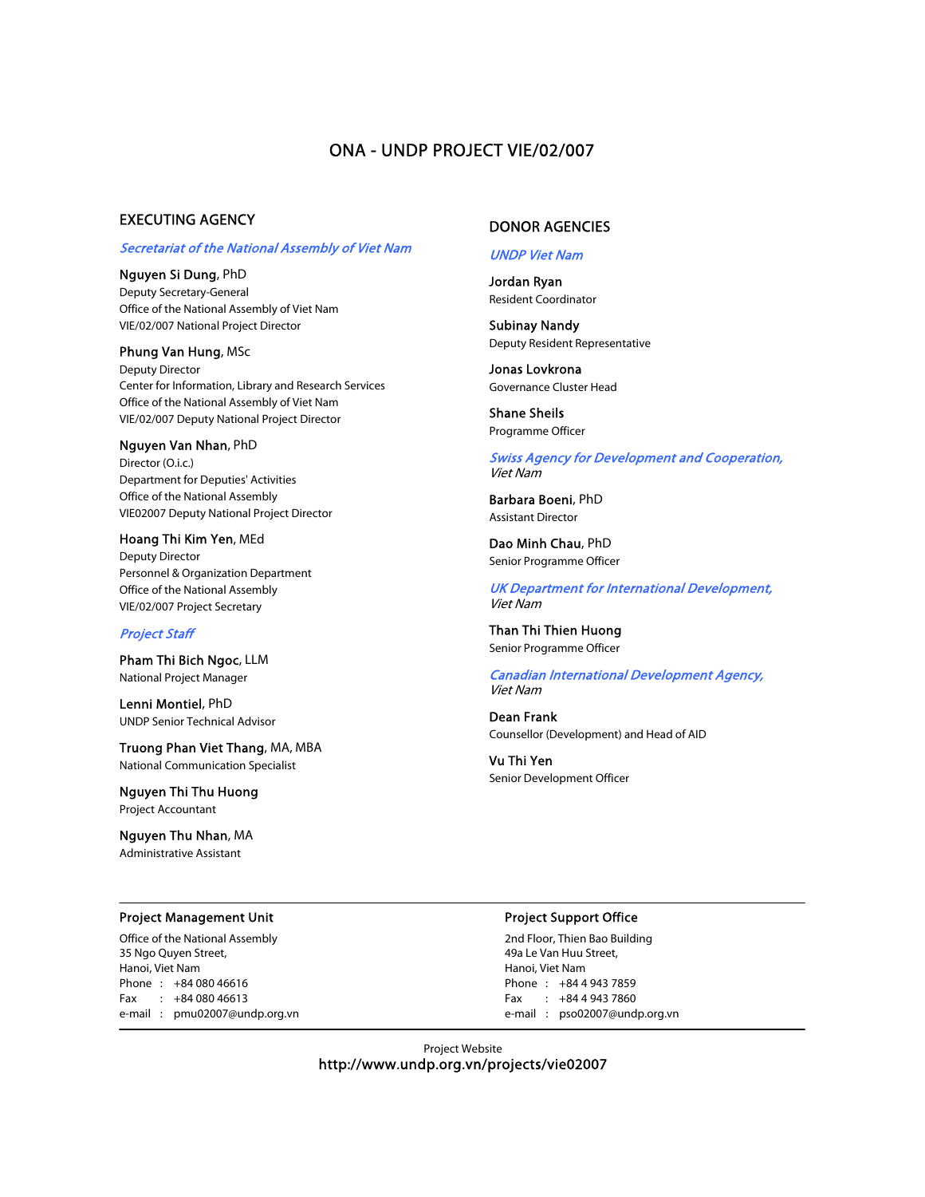# ONA - UNDP PROJECT VIE/02/007

## EXECUTING AGENCY

*Secretariat of the National Assembly of Viet Nam*

**Nguyen Si Dung**, PhD
Deputy Secretary-General
Office of the National Assembly of Viet Nam
VIE/02/007 National Project Director

**Phung Van Hung**, MSc
Deputy Director
Center for Information, Library and Research Services
Office of the National Assembly of Viet Nam
VIE/02/007 Deputy National Project Director

**Nguyen Van Nhan**, PhD
Director (O.i.c.)
Department for Deputies' Activities
Office of the National Assembly
VIE02007 Deputy National Project Director

**Hoang Thi Kim Yen**, MEd
Deputy Director
Personnel & Organization Department
Office of the National Assembly
VIE/02/007 Project Secretary

*Project Staff*

**Pham Thi Bich Ngoc**, LLM
National Project Manager

**Lenni Montiel**, PhD
UNDP Senior Technical Advisor

**Truong Phan Viet Thang**, MA, MBA
National Communication Specialist

**Nguyen Thi Thu Huong**
Project Accountant

**Nguyen Thu Nhan**, MA
Administrative Assistant

## DONOR AGENCIES

*UNDP Viet Nam*

**Jordan Ryan**
Resident Coordinator

**Subinay Nandy**
Deputy Resident Representative

**Jonas Lovkrona**
Governance Cluster Head

**Shane Sheils**
Programme Officer

*Swiss Agency for Development and Cooperation, Viet Nam*

**Barbara Boeni**, PhD
Assistant Director

**Dao Minh Chau**, PhD
Senior Programme Officer

*UK Department for International Development, Viet Nam*

**Than Thi Thien Huong**
Senior Programme Officer

*Canadian International Development Agency, Viet Nam*

**Dean Frank**
Counsellor (Development) and Head of AID

**Vu Thi Yen**
Senior Development Officer

---

### Project Management Unit

Office of the National Assembly
35 Ngo Quyen Street,
Hanoi, Viet Nam
Phone : +84 080 46616
Fax : +84 080 46613
e-mail : pmu02007@undp.org.vn

### Project Support Office

2nd Floor, Thien Bao Building
49a Le Van Huu Street,
Hanoi, Viet Nam
Phone : +84 4 943 7859
Fax : +84 4 943 7860
e-mail : pso02007@undp.org.vn

---

Project Website
http://www.undp.org.vn/projects/vie02007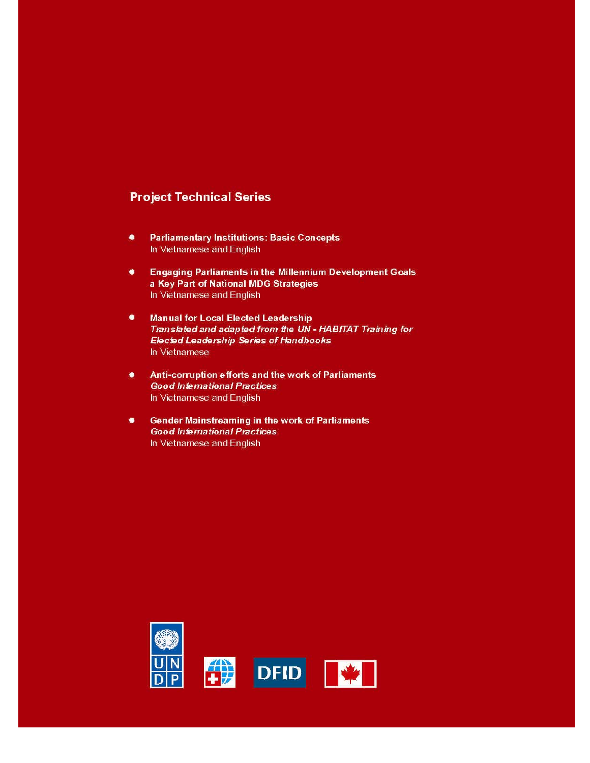## Project Technical Series

- **Parliamentary Institutions: Basic Concepts**
  In Vietnamese and English

- **Engaging Parliaments in the Millennium Development Goals a Key Part of National MDG Strategies**
  In Vietnamese and English

- **Manual for Local Elected Leadership**
  ***Translated and adapted from the UN - HABITAT Training for Elected Leadership Series of Handbooks***
  In Vietnamese

- **Anti-corruption efforts and the work of Parliaments**
  ***Good International Practices***
  In Vietnamese and English

- **Gender Mainstreaming in the work of Parliaments**
  ***Good International Practices***
  In Vietnamese and English

UNDP

DFID